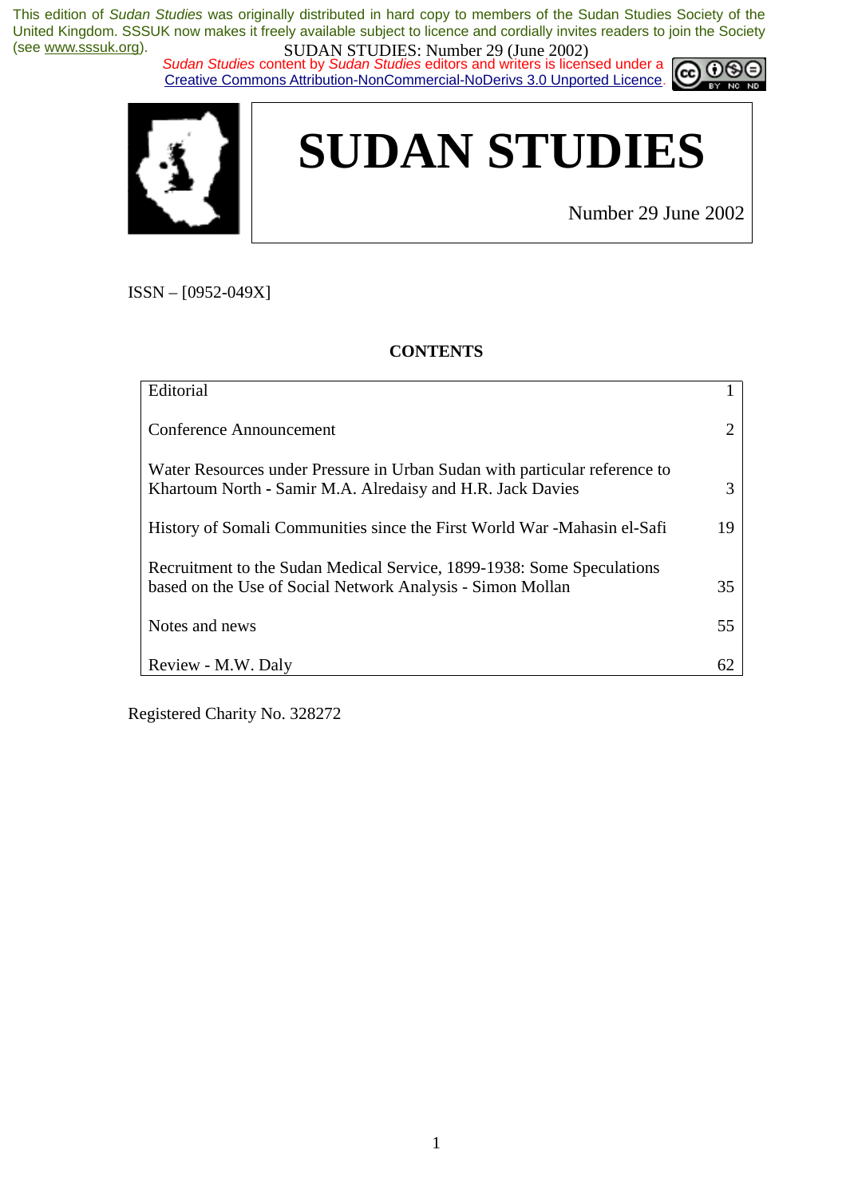This edition of *Sudan Studies* was originally distributed in hard copy to members of the Sudan Studies Society of the United Kingdom. SSSUK now makes it freely available subject to licence and cordially invites readers to join the Society (see www.sssuk.org).

SUDAN STUDIES: Number 29 (June 2002)

*Sudan Studies* content by *Sudan Studies* editors and writers is licensed under a Creative Commons Attribution-NonCommercial-NoDerivs 3.0 Unported Licence.

# SUDAN STUDIES

Number 29 June 2002

ISSN – [0952-049X]

## CONTENTS

| | |
|---|---|
| Editorial | 1 |
| Conference Announcement | 2 |
| Water Resources under Pressure in Urban Sudan with particular reference to Khartoum North - Samir M.A. Alredaisy and H.R. Jack Davies | 3 |
| History of Somali Communities since the First World War -Mahasin el-Safi | 19 |
| Recruitment to the Sudan Medical Service, 1899-1938: Some Speculations based on the Use of Social Network Analysis - Simon Mollan | 35 |
| Notes and news | 55 |
| Review - M.W. Daly | 62 |

Registered Charity No. 328272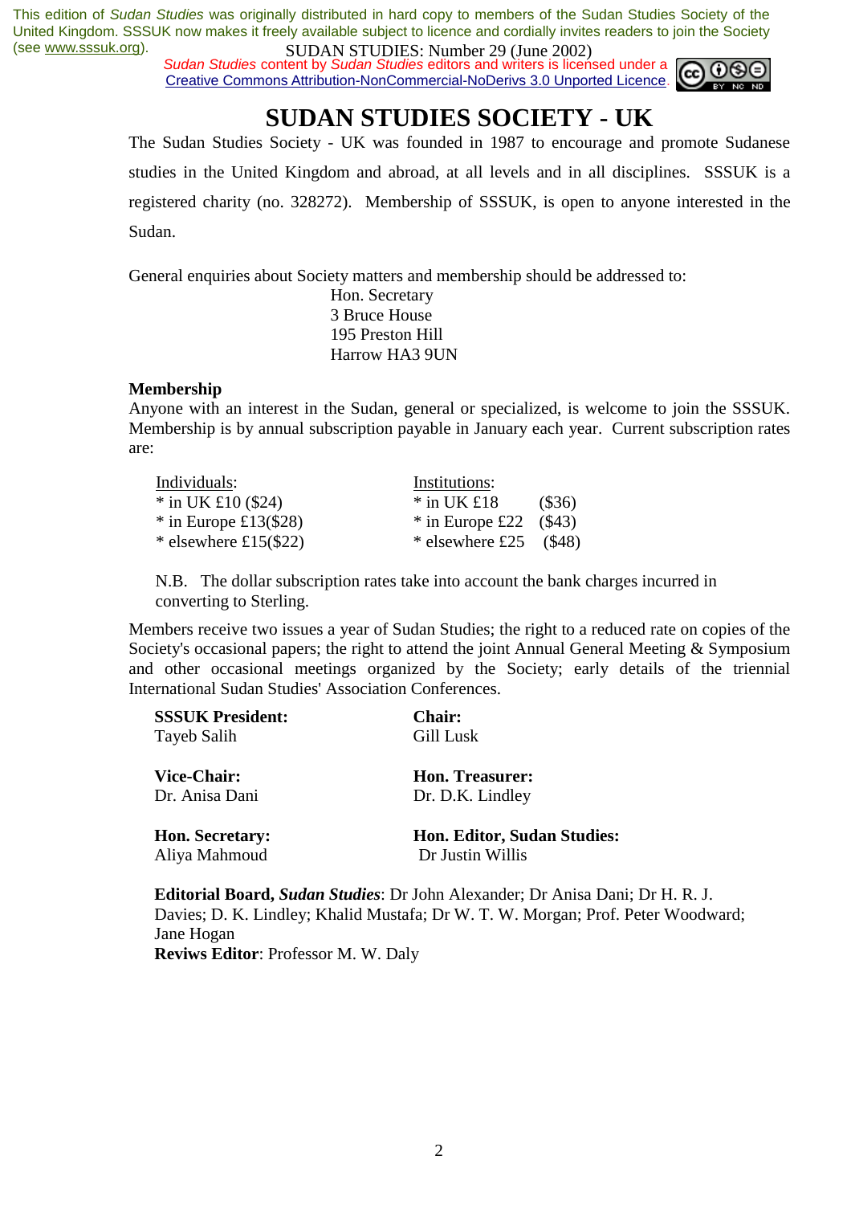This edition of *Sudan Studies* was originally distributed in hard copy to members of the Sudan Studies Society of the United Kingdom. SSSUK now makes it freely available subject to licence and cordially invites readers to join the Society (see www.sssuk.org).

*Sudan Studies* content by *Sudan Studies* editors and writers is licensed under a Creative Commons Attribution-NonCommercial-NoDerivs 3.0 Unported Licence.

# SUDAN STUDIES SOCIETY - UK

The Sudan Studies Society - UK was founded in 1987 to encourage and promote Sudanese studies in the United Kingdom and abroad, at all levels and in all disciplines. SSSUK is a registered charity (no. 328272). Membership of SSSUK, is open to anyone interested in the Sudan.

General enquiries about Society matters and membership should be addressed to:

Hon. Secretary
3 Bruce House
195 Preston Hill
Harrow HA3 9UN

**Membership**

Anyone with an interest in the Sudan, general or specialized, is welcome to join the SSSUK. Membership is by annual subscription payable in January each year. Current subscription rates are:

| Individuals: | Institutions: |
|---|---|
| * in UK £10 ($24) | * in UK £18 ($36) |
| * in Europe £13($28) | * in Europe £22 ($43) |
| * elsewhere £15($22) | * elsewhere £25 ($48) |

N.B. The dollar subscription rates take into account the bank charges incurred in converting to Sterling.

Members receive two issues a year of Sudan Studies; the right to a reduced rate on copies of the Society's occasional papers; the right to attend the joint Annual General Meeting & Symposium and other occasional meetings organized by the Society; early details of the triennial International Sudan Studies' Association Conferences.

**SSSUK President:**
Tayeb Salih

**Chair:**
Gill Lusk

**Vice-Chair:**
Dr. Anisa Dani

**Hon. Treasurer:**
Dr. D.K. Lindley

**Hon. Secretary:**
Aliya Mahmoud

**Hon. Editor, Sudan Studies:**
Dr Justin Willis

**Editorial Board, *Sudan Studies***: Dr John Alexander; Dr Anisa Dani; Dr H. R. J. Davies; D. K. Lindley; Khalid Mustafa; Dr W. T. W. Morgan; Prof. Peter Woodward; Jane Hogan
**Reviws Editor**: Professor M. W. Daly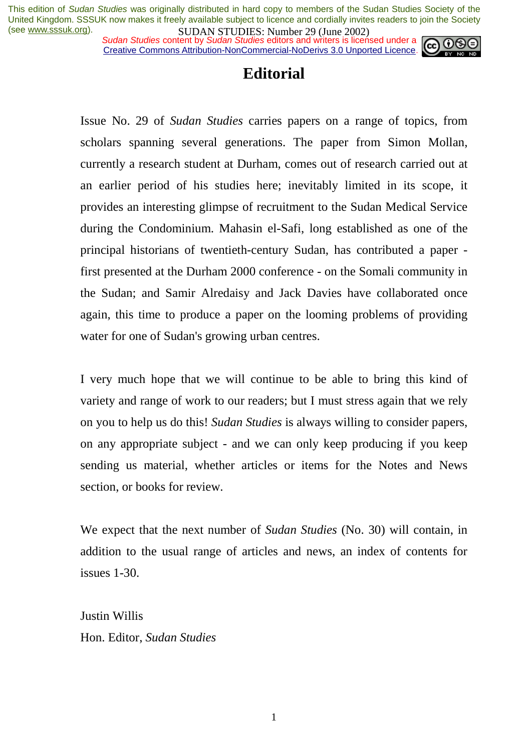# Editorial

Issue No. 29 of *Sudan Studies* carries papers on a range of topics, from scholars spanning several generations. The paper from Simon Mollan, currently a research student at Durham, comes out of research carried out at an earlier period of his studies here; inevitably limited in its scope, it provides an interesting glimpse of recruitment to the Sudan Medical Service during the Condominium. Mahasin el-Safi, long established as one of the principal historians of twentieth-century Sudan, has contributed a paper - first presented at the Durham 2000 conference - on the Somali community in the Sudan; and Samir Alredaisy and Jack Davies have collaborated once again, this time to produce a paper on the looming problems of providing water for one of Sudan's growing urban centres.

I very much hope that we will continue to be able to bring this kind of variety and range of work to our readers; but I must stress again that we rely on you to help us do this! *Sudan Studies* is always willing to consider papers, on any appropriate subject - and we can only keep producing if you keep sending us material, whether articles or items for the Notes and News section, or books for review.

We expect that the next number of *Sudan Studies* (No. 30) will contain, in addition to the usual range of articles and news, an index of contents for issues 1-30.

Justin Willis
Hon. Editor, *Sudan Studies*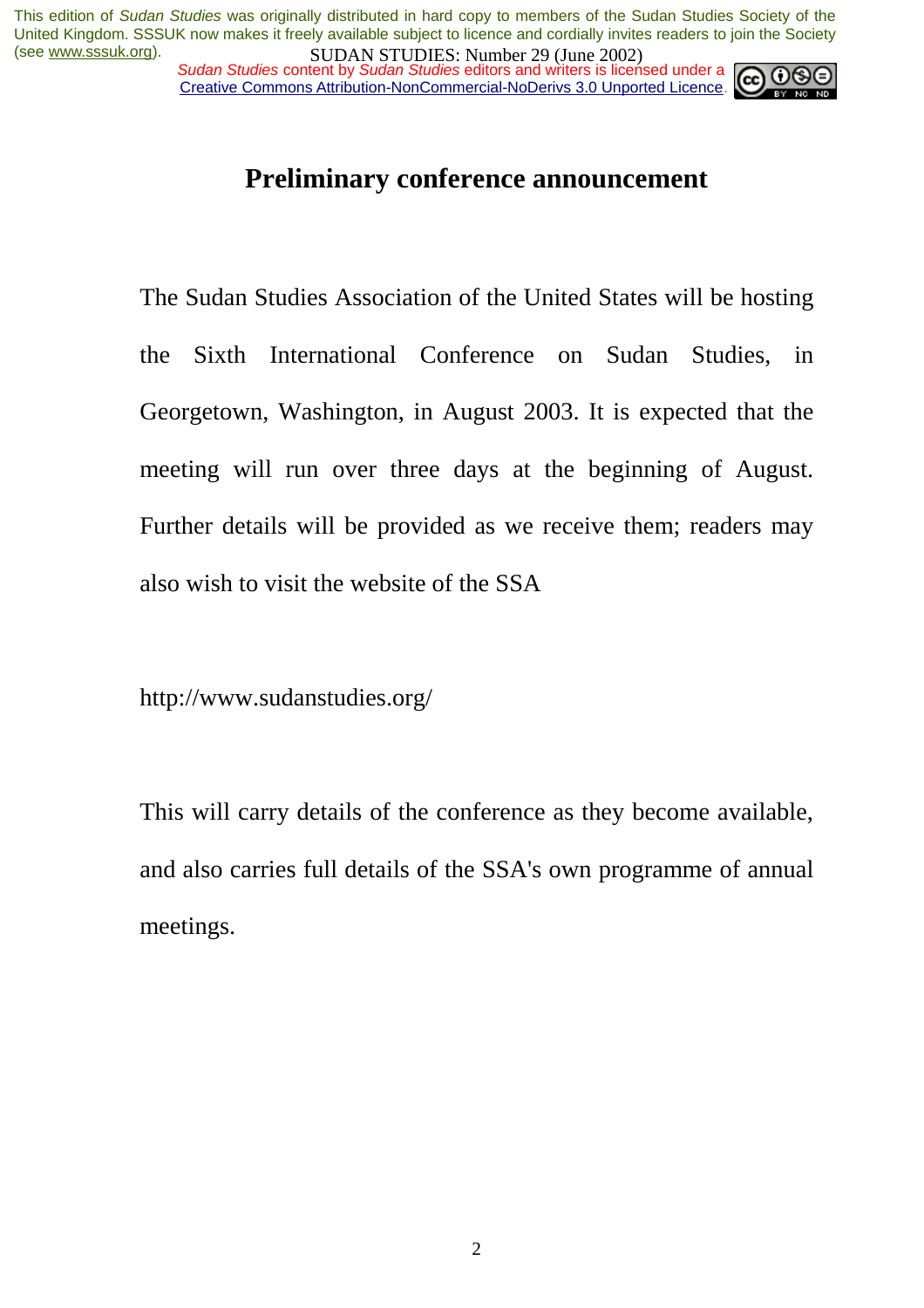# Preliminary conference announcement

The Sudan Studies Association of the United States will be hosting the Sixth International Conference on Sudan Studies, in Georgetown, Washington, in August 2003. It is expected that the meeting will run over three days at the beginning of August. Further details will be provided as we receive them; readers may also wish to visit the website of the SSA

http://www.sudanstudies.org/

This will carry details of the conference as they become available, and also carries full details of the SSA's own programme of annual meetings.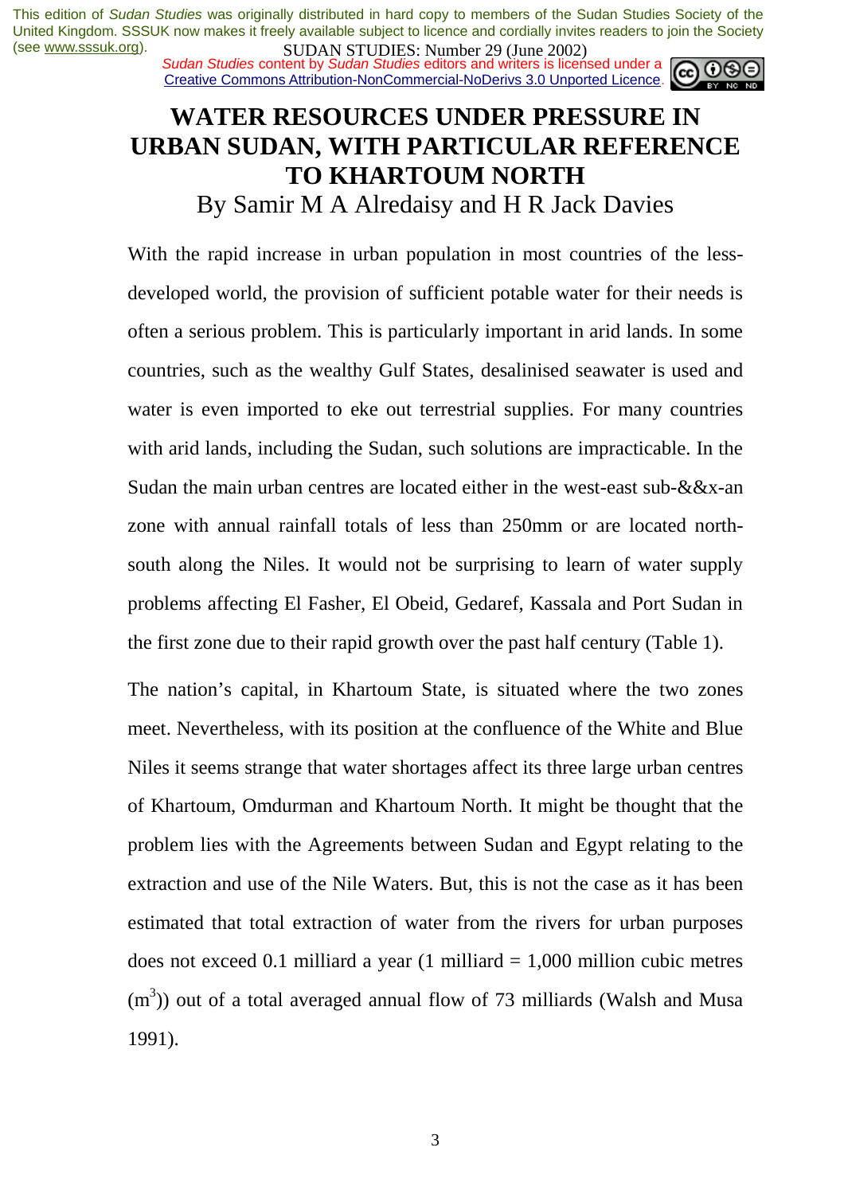This edition of *Sudan Studies* was originally distributed in hard copy to members of the Sudan Studies Society of the United Kingdom. SSSUK now makes it freely available subject to licence and cordially invites readers to join the Society (see www.sssuk.org).

*Sudan Studies* content by *Sudan Studies* editors and writers is licensed under a Creative Commons Attribution-NonCommercial-NoDerivs 3.0 Unported Licence.

# WATER RESOURCES UNDER PRESSURE IN URBAN SUDAN, WITH PARTICULAR REFERENCE TO KHARTOUM NORTH

By Samir M A Alredaisy and H R Jack Davies

With the rapid increase in urban population in most countries of the less-developed world, the provision of sufficient potable water for their needs is often a serious problem. This is particularly important in arid lands. In some countries, such as the wealthy Gulf States, desalinised seawater is used and water is even imported to eke out terrestrial supplies. For many countries with arid lands, including the Sudan, such solutions are impracticable. In the Sudan the main urban centres are located either in the west-east sub-&&x-an zone with annual rainfall totals of less than 250mm or are located north-south along the Niles. It would not be surprising to learn of water supply problems affecting El Fasher, El Obeid, Gedaref, Kassala and Port Sudan in the first zone due to their rapid growth over the past half century (Table 1).

The nation's capital, in Khartoum State, is situated where the two zones meet. Nevertheless, with its position at the confluence of the White and Blue Niles it seems strange that water shortages affect its three large urban centres of Khartoum, Omdurman and Khartoum North. It might be thought that the problem lies with the Agreements between Sudan and Egypt relating to the extraction and use of the Nile Waters. But, this is not the case as it has been estimated that total extraction of water from the rivers for urban purposes does not exceed 0.1 milliard a year (1 milliard = 1,000 million cubic metres ($m^3$)) out of a total averaged annual flow of 73 milliards (Walsh and Musa 1991).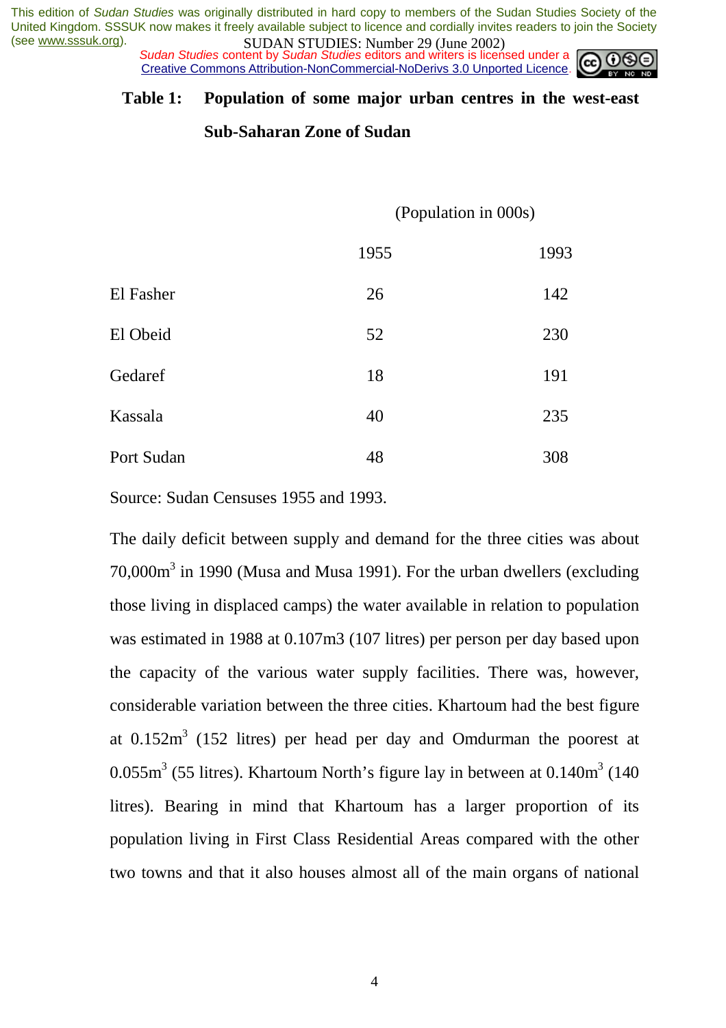**Table 1: Population of some major urban centres in the west-east Sub-Saharan Zone of Sudan**

| | (Population in 000s) | |
|---|---|---|
| | 1955 | 1993 |
| El Fasher | 26 | 142 |
| El Obeid | 52 | 230 |
| Gedaref | 18 | 191 |
| Kassala | 40 | 235 |
| Port Sudan | 48 | 308 |

Source: Sudan Censuses 1955 and 1993.

The daily deficit between supply and demand for the three cities was about 70,000m$^3$ in 1990 (Musa and Musa 1991). For the urban dwellers (excluding those living in displaced camps) the water available in relation to population was estimated in 1988 at 0.107m3 (107 litres) per person per day based upon the capacity of the various water supply facilities. There was, however, considerable variation between the three cities. Khartoum had the best figure at 0.152m$^3$ (152 litres) per head per day and Omdurman the poorest at 0.055m$^3$ (55 litres). Khartoum North's figure lay in between at 0.140m$^3$ (140 litres). Bearing in mind that Khartoum has a larger proportion of its population living in First Class Residential Areas compared with the other two towns and that it also houses almost all of the main organs of national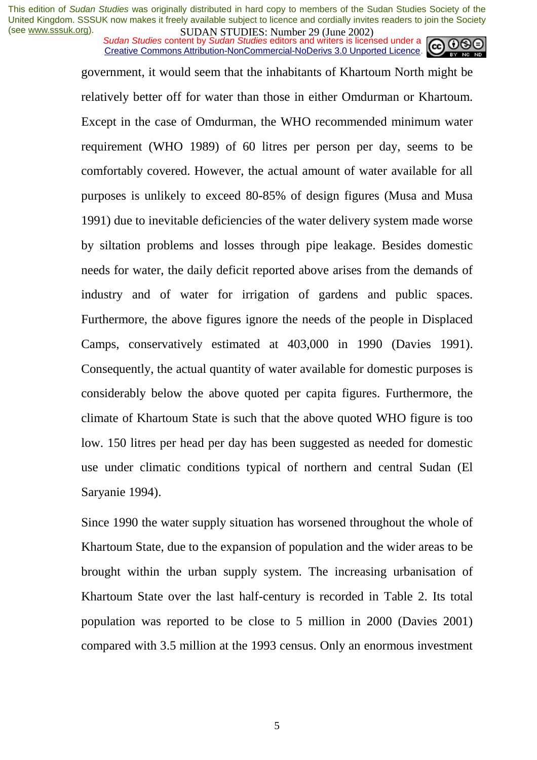government, it would seem that the inhabitants of Khartoum North might be relatively better off for water than those in either Omdurman or Khartoum. Except in the case of Omdurman, the WHO recommended minimum water requirement (WHO 1989) of 60 litres per person per day, seems to be comfortably covered. However, the actual amount of water available for all purposes is unlikely to exceed 80-85% of design figures (Musa and Musa 1991) due to inevitable deficiencies of the water delivery system made worse by siltation problems and losses through pipe leakage. Besides domestic needs for water, the daily deficit reported above arises from the demands of industry and of water for irrigation of gardens and public spaces. Furthermore, the above figures ignore the needs of the people in Displaced Camps, conservatively estimated at 403,000 in 1990 (Davies 1991). Consequently, the actual quantity of water available for domestic purposes is considerably below the above quoted per capita figures. Furthermore, the climate of Khartoum State is such that the above quoted WHO figure is too low. 150 litres per head per day has been suggested as needed for domestic use under climatic conditions typical of northern and central Sudan (El Saryanie 1994).

Since 1990 the water supply situation has worsened throughout the whole of Khartoum State, due to the expansion of population and the wider areas to be brought within the urban supply system. The increasing urbanisation of Khartoum State over the last half-century is recorded in Table 2. Its total population was reported to be close to 5 million in 2000 (Davies 2001) compared with 3.5 million at the 1993 census. Only an enormous investment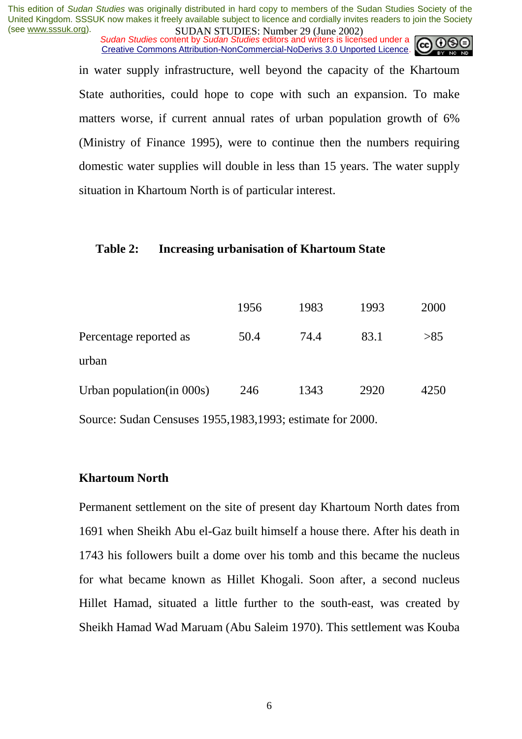in water supply infrastructure, well beyond the capacity of the Khartoum State authorities, could hope to cope with such an expansion. To make matters worse, if current annual rates of urban population growth of 6% (Ministry of Finance 1995), were to continue then the numbers requiring domestic water supplies will double in less than 15 years. The water supply situation in Khartoum North is of particular interest.

**Table 2: Increasing urbanisation of Khartoum State**

| | 1956 | 1983 | 1993 | 2000 |
|---|---|---|---|---|
| Percentage reported as urban | 50.4 | 74.4 | 83.1 | >85 |
| Urban population(in 000s) | 246 | 1343 | 2920 | 4250 |

Source: Sudan Censuses 1955,1983,1993; estimate for 2000.

**Khartoum North**

Permanent settlement on the site of present day Khartoum North dates from 1691 when Sheikh Abu el-Gaz built himself a house there. After his death in 1743 his followers built a dome over his tomb and this became the nucleus for what became known as Hillet Khogali. Soon after, a second nucleus Hillet Hamad, situated a little further to the south-east, was created by Sheikh Hamad Wad Maruam (Abu Saleim 1970). This settlement was Kouba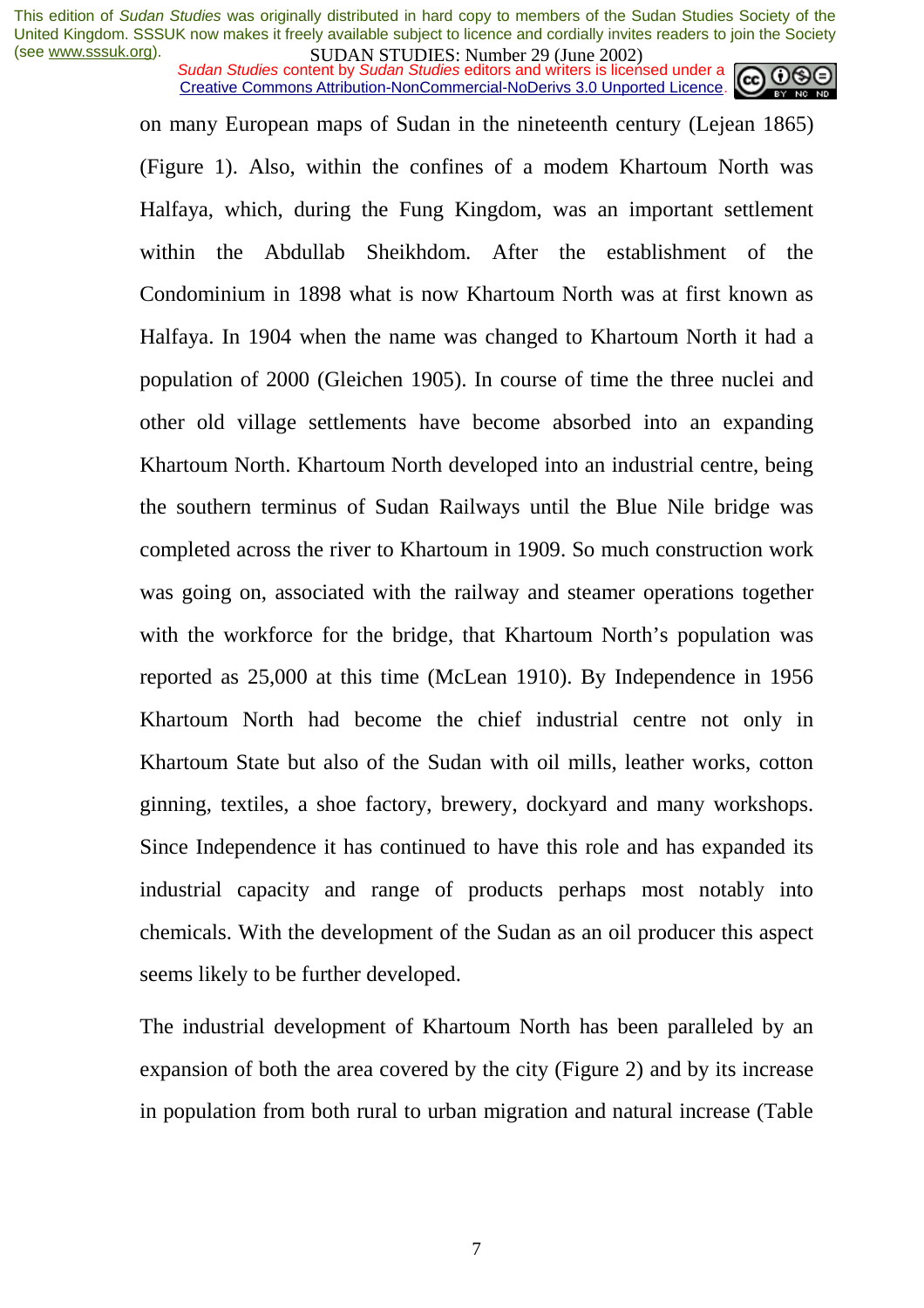on many European maps of Sudan in the nineteenth century (Lejean 1865) (Figure 1). Also, within the confines of a modem Khartoum North was Halfaya, which, during the Fung Kingdom, was an important settlement within the Abdullab Sheikhdom. After the establishment of the Condominium in 1898 what is now Khartoum North was at first known as Halfaya. In 1904 when the name was changed to Khartoum North it had a population of 2000 (Gleichen 1905). In course of time the three nuclei and other old village settlements have become absorbed into an expanding Khartoum North. Khartoum North developed into an industrial centre, being the southern terminus of Sudan Railways until the Blue Nile bridge was completed across the river to Khartoum in 1909. So much construction work was going on, associated with the railway and steamer operations together with the workforce for the bridge, that Khartoum North's population was reported as 25,000 at this time (McLean 1910). By Independence in 1956 Khartoum North had become the chief industrial centre not only in Khartoum State but also of the Sudan with oil mills, leather works, cotton ginning, textiles, a shoe factory, brewery, dockyard and many workshops. Since Independence it has continued to have this role and has expanded its industrial capacity and range of products perhaps most notably into chemicals. With the development of the Sudan as an oil producer this aspect seems likely to be further developed.

The industrial development of Khartoum North has been paralleled by an expansion of both the area covered by the city (Figure 2) and by its increase in population from both rural to urban migration and natural increase (Table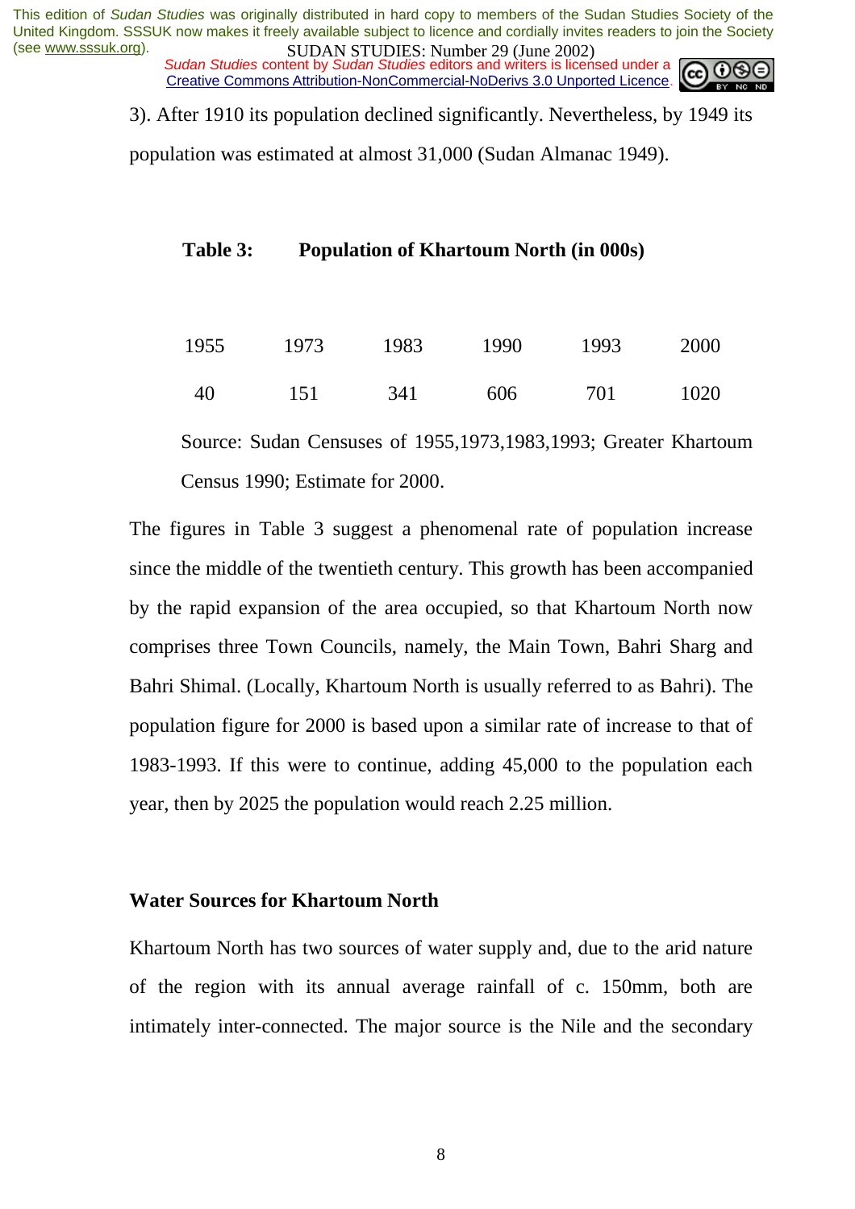3). After 1910 its population declined significantly. Nevertheless, by 1949 its population was estimated at almost 31,000 (Sudan Almanac 1949).

**Table 3: Population of Khartoum North (in 000s)**

| 1955 | 1973 | 1983 | 1990 | 1993 | 2000 |
|---|---|---|---|---|---|
| 40 | 151 | 341 | 606 | 701 | 1020 |

Source: Sudan Censuses of 1955,1973,1983,1993; Greater Khartoum Census 1990; Estimate for 2000.

The figures in Table 3 suggest a phenomenal rate of population increase since the middle of the twentieth century. This growth has been accompanied by the rapid expansion of the area occupied, so that Khartoum North now comprises three Town Councils, namely, the Main Town, Bahri Sharg and Bahri Shimal. (Locally, Khartoum North is usually referred to as Bahri). The population figure for 2000 is based upon a similar rate of increase to that of 1983-1993. If this were to continue, adding 45,000 to the population each year, then by 2025 the population would reach 2.25 million.

## Water Sources for Khartoum North

Khartoum North has two sources of water supply and, due to the arid nature of the region with its annual average rainfall of c. 150mm, both are intimately inter-connected. The major source is the Nile and the secondary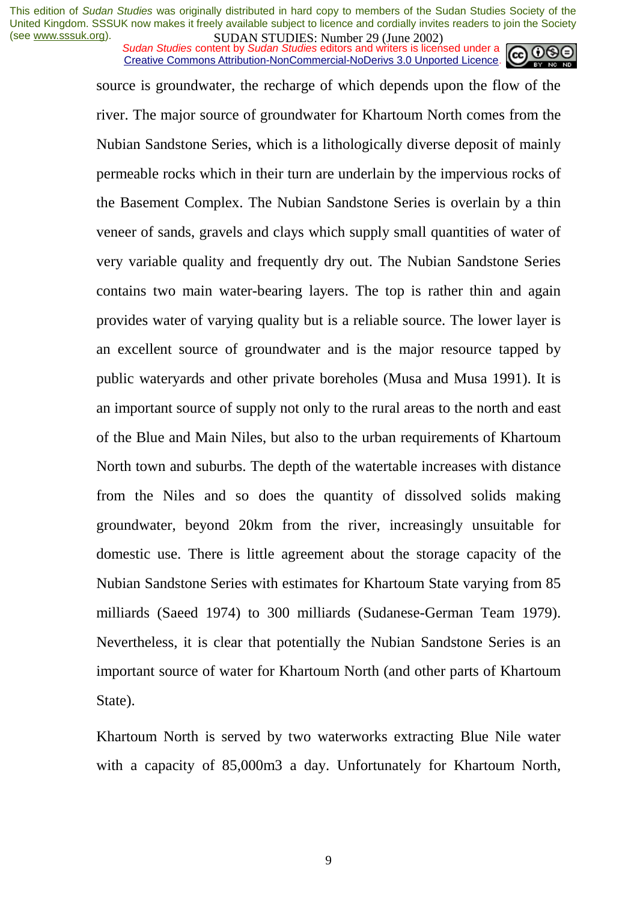source is groundwater, the recharge of which depends upon the flow of the river. The major source of groundwater for Khartoum North comes from the Nubian Sandstone Series, which is a lithologically diverse deposit of mainly permeable rocks which in their turn are underlain by the impervious rocks of the Basement Complex. The Nubian Sandstone Series is overlain by a thin veneer of sands, gravels and clays which supply small quantities of water of very variable quality and frequently dry out. The Nubian Sandstone Series contains two main water-bearing layers. The top is rather thin and again provides water of varying quality but is a reliable source. The lower layer is an excellent source of groundwater and is the major resource tapped by public wateryards and other private boreholes (Musa and Musa 1991). It is an important source of supply not only to the rural areas to the north and east of the Blue and Main Niles, but also to the urban requirements of Khartoum North town and suburbs. The depth of the watertable increases with distance from the Niles and so does the quantity of dissolved solids making groundwater, beyond 20km from the river, increasingly unsuitable for domestic use. There is little agreement about the storage capacity of the Nubian Sandstone Series with estimates for Khartoum State varying from 85 milliards (Saeed 1974) to 300 milliards (Sudanese-German Team 1979). Nevertheless, it is clear that potentially the Nubian Sandstone Series is an important source of water for Khartoum North (and other parts of Khartoum State).

Khartoum North is served by two waterworks extracting Blue Nile water with a capacity of 85,000m3 a day. Unfortunately for Khartoum North,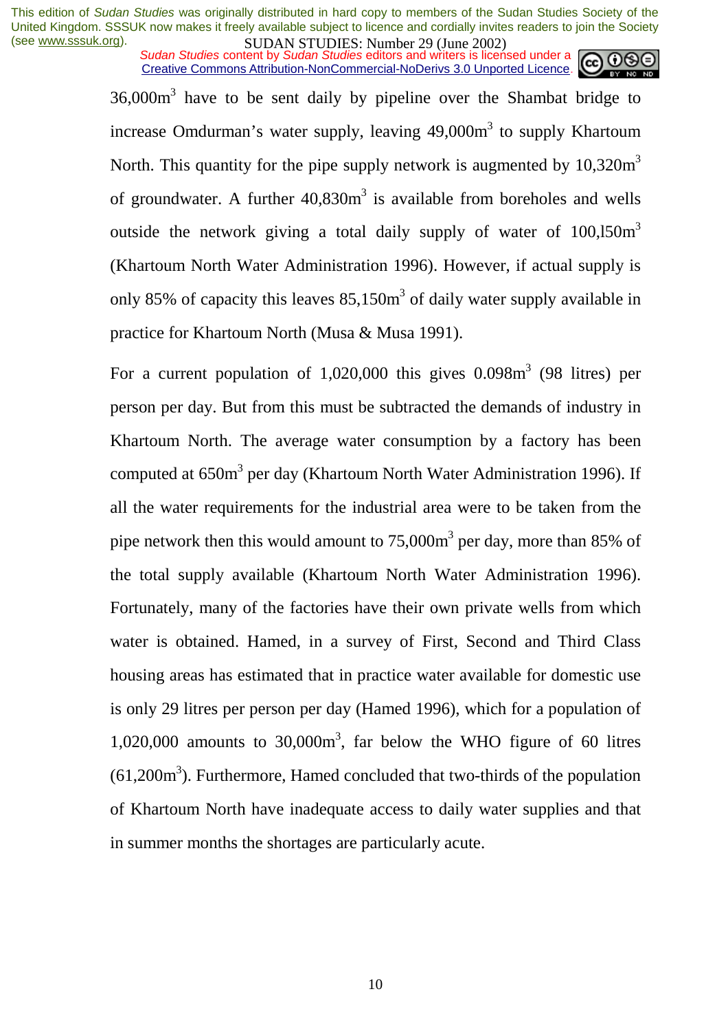36,000m$^3$ have to be sent daily by pipeline over the Shambat bridge to increase Omdurman's water supply, leaving 49,000m$^3$ to supply Khartoum North. This quantity for the pipe supply network is augmented by 10,320m$^3$ of groundwater. A further 40,830m$^3$ is available from boreholes and wells outside the network giving a total daily supply of water of 100,l50m$^3$ (Khartoum North Water Administration 1996). However, if actual supply is only 85% of capacity this leaves 85,150m$^3$ of daily water supply available in practice for Khartoum North (Musa & Musa 1991).

For a current population of 1,020,000 this gives 0.098m$^3$ (98 litres) per person per day. But from this must be subtracted the demands of industry in Khartoum North. The average water consumption by a factory has been computed at 650m$^3$ per day (Khartoum North Water Administration 1996). If all the water requirements for the industrial area were to be taken from the pipe network then this would amount to 75,000m$^3$ per day, more than 85% of the total supply available (Khartoum North Water Administration 1996). Fortunately, many of the factories have their own private wells from which water is obtained. Hamed, in a survey of First, Second and Third Class housing areas has estimated that in practice water available for domestic use is only 29 litres per person per day (Hamed 1996), which for a population of 1,020,000 amounts to 30,000m$^3$, far below the WHO figure of 60 litres (61,200m$^3$). Furthermore, Hamed concluded that two-thirds of the population of Khartoum North have inadequate access to daily water supplies and that in summer months the shortages are particularly acute.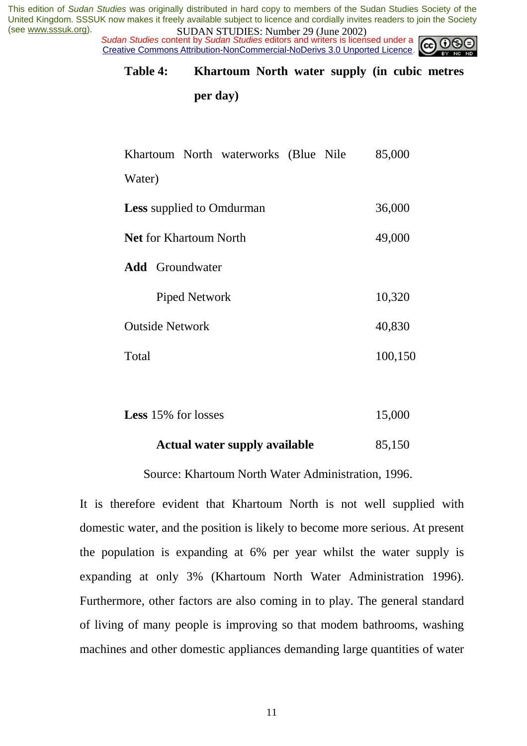**Table 4: Khartoum North water supply (in cubic metres per day)**

| | |
|---|---|
| Khartoum North waterworks (Blue Nile Water) | 85,000 |
| **Less** supplied to Omdurman | 36,000 |
| **Net** for Khartoum North | 49,000 |
| **Add** Groundwater | |
| Piped Network | 10,320 |
| Outside Network | 40,830 |
| Total | 100,150 |
| | |
| **Less** 15% for losses | 15,000 |
| **Actual water supply available** | 85,150 |

Source: Khartoum North Water Administration, 1996.

It is therefore evident that Khartoum North is not well supplied with domestic water, and the position is likely to become more serious. At present the population is expanding at 6% per year whilst the water supply is expanding at only 3% (Khartoum North Water Administration 1996). Furthermore, other factors are also coming in to play. The general standard of living of many people is improving so that modem bathrooms, washing machines and other domestic appliances demanding large quantities of water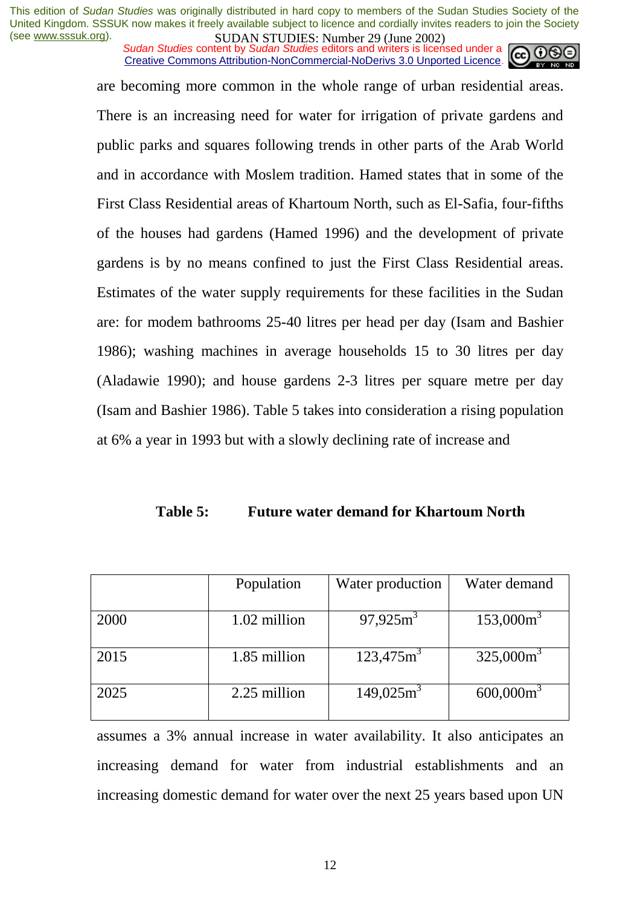are becoming more common in the whole range of urban residential areas. There is an increasing need for water for irrigation of private gardens and public parks and squares following trends in other parts of the Arab World and in accordance with Moslem tradition. Hamed states that in some of the First Class Residential areas of Khartoum North, such as El-Safia, four-fifths of the houses had gardens (Hamed 1996) and the development of private gardens is by no means confined to just the First Class Residential areas. Estimates of the water supply requirements for these facilities in the Sudan are: for modem bathrooms 25-40 litres per head per day (Isam and Bashier 1986); washing machines in average households 15 to 30 litres per day (Aladawie 1990); and house gardens 2-3 litres per square metre per day (Isam and Bashier 1986). Table 5 takes into consideration a rising population at 6% a year in 1993 but with a slowly declining rate of increase and

**Table 5: Future water demand for Khartoum North**

| | Population | Water production | Water demand |
|---|---|---|---|
| 2000 | 1.02 million | 97,925$m^3$ | 153,000$m^3$ |
| 2015 | 1.85 million | 123,475$m^3$ | 325,000$m^3$ |
| 2025 | 2.25 million | 149,025$m^3$ | 600,000$m^3$ |

assumes a 3% annual increase in water availability. It also anticipates an increasing demand for water from industrial establishments and an increasing domestic demand for water over the next 25 years based upon UN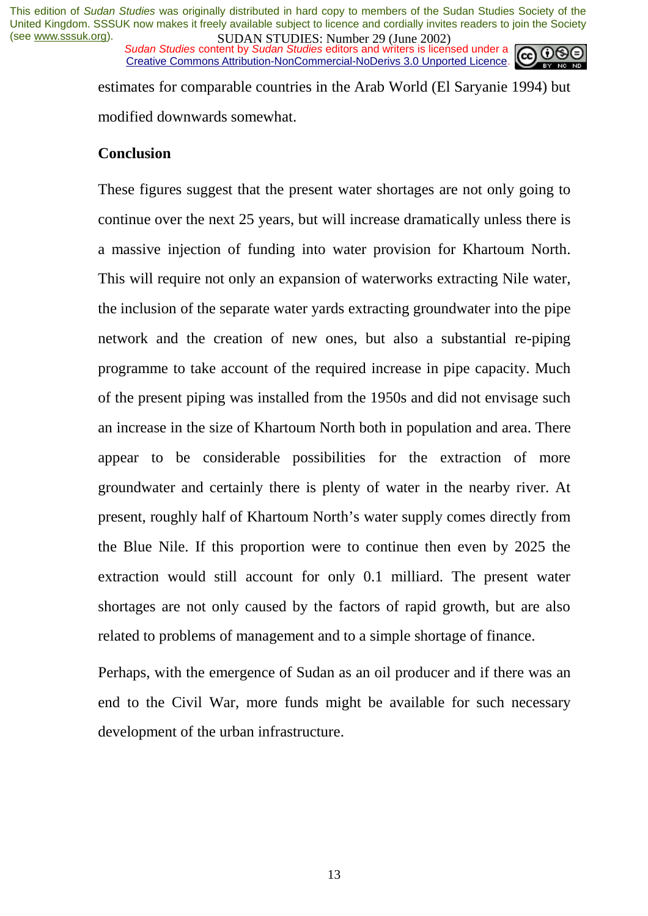estimates for comparable countries in the Arab World (El Saryanie 1994) but modified downwards somewhat.

## Conclusion

These figures suggest that the present water shortages are not only going to continue over the next 25 years, but will increase dramatically unless there is a massive injection of funding into water provision for Khartoum North. This will require not only an expansion of waterworks extracting Nile water, the inclusion of the separate water yards extracting groundwater into the pipe network and the creation of new ones, but also a substantial re-piping programme to take account of the required increase in pipe capacity. Much of the present piping was installed from the 1950s and did not envisage such an increase in the size of Khartoum North both in population and area. There appear to be considerable possibilities for the extraction of more groundwater and certainly there is plenty of water in the nearby river. At present, roughly half of Khartoum North's water supply comes directly from the Blue Nile. If this proportion were to continue then even by 2025 the extraction would still account for only 0.1 milliard. The present water shortages are not only caused by the factors of rapid growth, but are also related to problems of management and to a simple shortage of finance.

Perhaps, with the emergence of Sudan as an oil producer and if there was an end to the Civil War, more funds might be available for such necessary development of the urban infrastructure.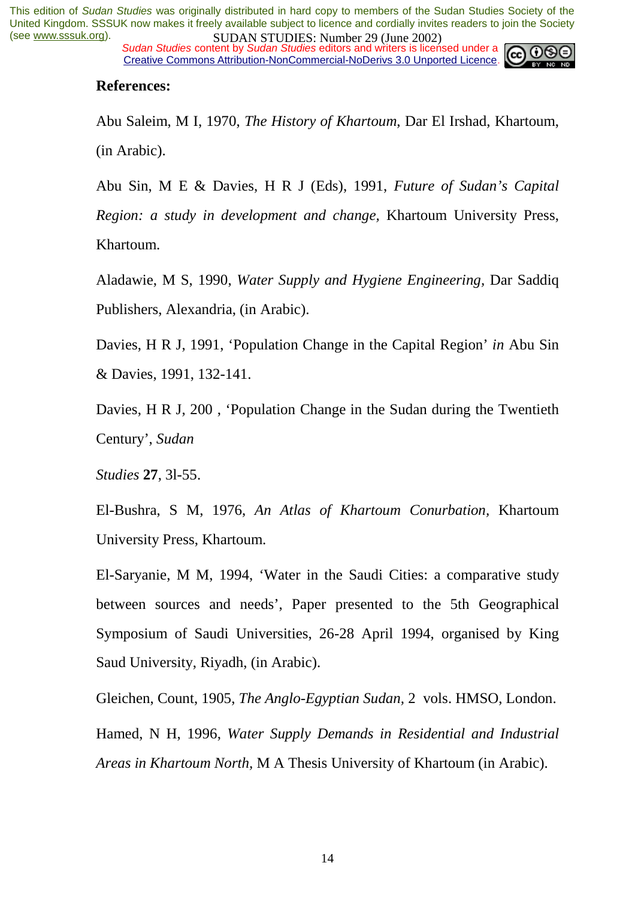**References:**

Abu Saleim, M I, 1970, *The History of Khartoum*, Dar El Irshad, Khartoum, (in Arabic).

Abu Sin, M E & Davies, H R J (Eds), 1991, *Future of Sudan's Capital Region: a study in development and change*, Khartoum University Press, Khartoum.

Aladawie, M S, 1990, *Water Supply and Hygiene Engineering*, Dar Saddiq Publishers, Alexandria, (in Arabic).

Davies, H R J, 1991, 'Population Change in the Capital Region' *in* Abu Sin & Davies, 1991, 132-141.

Davies, H R J, 200 , 'Population Change in the Sudan during the Twentieth Century', *Sudan*

*Studies* **27**, 3l-55.

El-Bushra, S M, 1976, *An Atlas of Khartoum Conurbation*, Khartoum University Press, Khartoum.

El-Saryanie, M M, 1994, 'Water in the Saudi Cities: a comparative study between sources and needs', Paper presented to the 5th Geographical Symposium of Saudi Universities, 26-28 April 1994, organised by King Saud University, Riyadh, (in Arabic).

Gleichen, Count, 1905, *The Anglo-Egyptian Sudan*, 2 vols. HMSO, London.

Hamed, N H, 1996, *Water Supply Demands in Residential and Industrial Areas in Khartoum North*, M A Thesis University of Khartoum (in Arabic).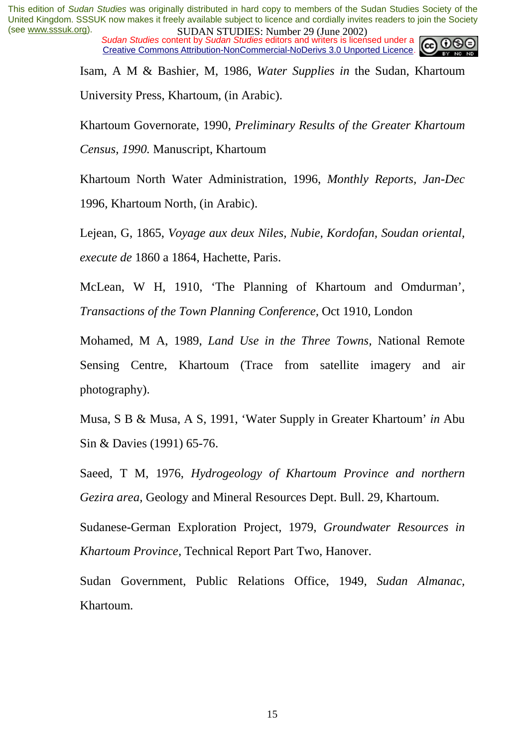Isam, A M & Bashier, M, 1986, *Water Supplies in* the Sudan, Khartoum University Press, Khartoum, (in Arabic).

Khartoum Governorate, 1990, *Preliminary Results of the Greater Khartoum Census, 1990.* Manuscript, Khartoum

Khartoum North Water Administration, 1996, *Monthly Reports, Jan-Dec* 1996, Khartoum North, (in Arabic).

Lejean, G, 1865, *Voyage aux deux Niles, Nubie, Kordofan, Soudan oriental, execute de* 1860 a 1864, Hachette, Paris.

McLean, W H, 1910, 'The Planning of Khartoum and Omdurman', *Transactions of the Town Planning Conference,* Oct 1910, London

Mohamed, M A, 1989, *Land Use in the Three Towns,* National Remote Sensing Centre, Khartoum (Trace from satellite imagery and air photography).

Musa, S B & Musa, A S, 1991, 'Water Supply in Greater Khartoum' *in* Abu Sin & Davies (1991) 65-76.

Saeed, T M, 1976, *Hydrogeology of Khartoum Province and northern Gezira area*, Geology and Mineral Resources Dept. Bull. 29, Khartoum.

Sudanese-German Exploration Project, 1979, *Groundwater Resources in Khartoum Province,* Technical Report Part Two, Hanover.

Sudan Government, Public Relations Office, 1949, *Sudan Almanac,* Khartoum.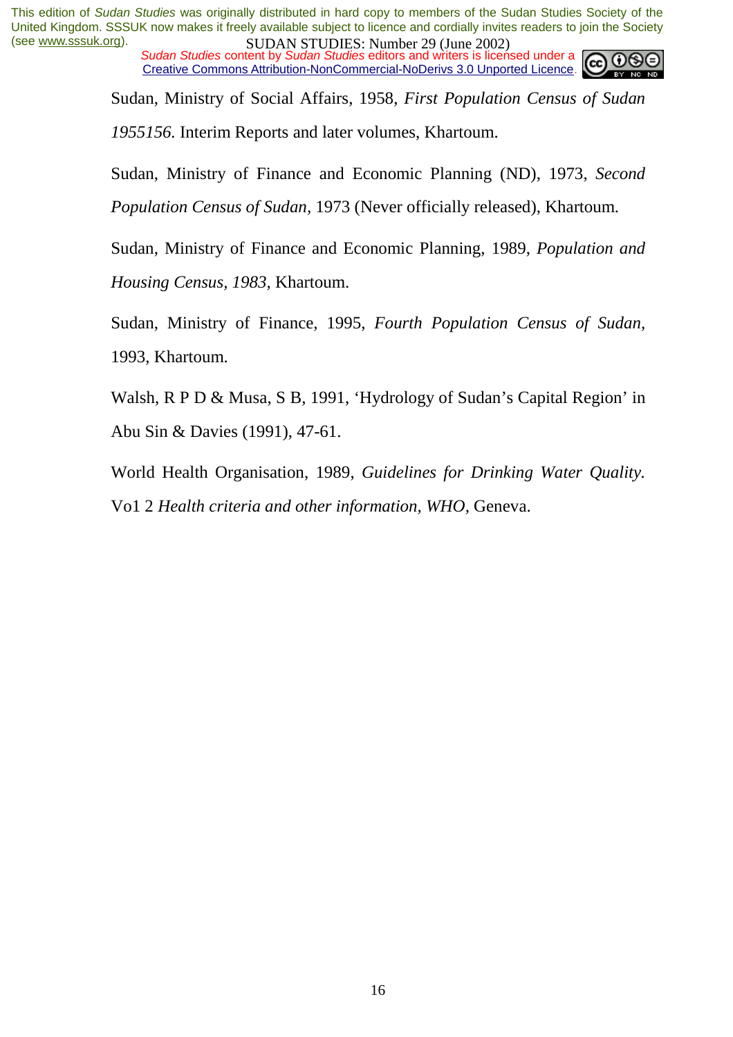Sudan, Ministry of Social Affairs, 1958, *First Population Census of Sudan 1955156*. Interim Reports and later volumes, Khartoum.

Sudan, Ministry of Finance and Economic Planning (ND), 1973, *Second Population Census of Sudan*, 1973 (Never officially released), Khartoum.

Sudan, Ministry of Finance and Economic Planning, 1989, *Population and Housing Census*, *1983*, Khartoum.

Sudan, Ministry of Finance, 1995, *Fourth Population Census of Sudan*, 1993, Khartoum.

Walsh, R P D & Musa, S B, 1991, 'Hydrology of Sudan's Capital Region' in Abu Sin & Davies (1991), 47-61.

World Health Organisation, 1989, *Guidelines for Drinking Water Quality.* Vo1 2 *Health criteria and other information*, *WHO*, Geneva.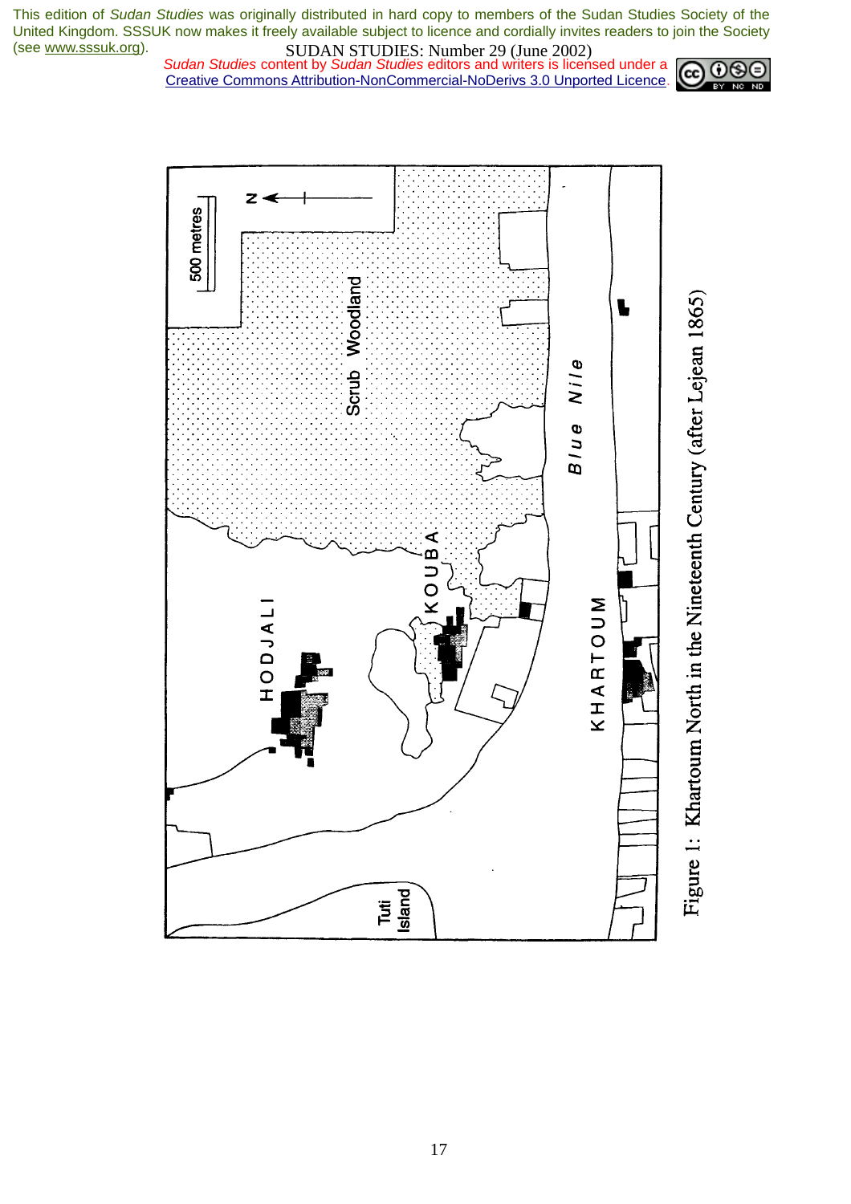This edition of *Sudan Studies* was originally distributed in hard copy to members of the Sudan Studies Society of the United Kingdom. SSSUK now makes it freely available subject to licence and cordially invites readers to join the Society (see www.sssuk.org).

*Sudan Studies* content by *Sudan Studies* editors and writers is licensed under a Creative Commons Attribution-NonCommercial-NoDerivs 3.0 Unported Licence.

Figure 1: Khartoum North in the Nineteenth Century (after Lejean 1865)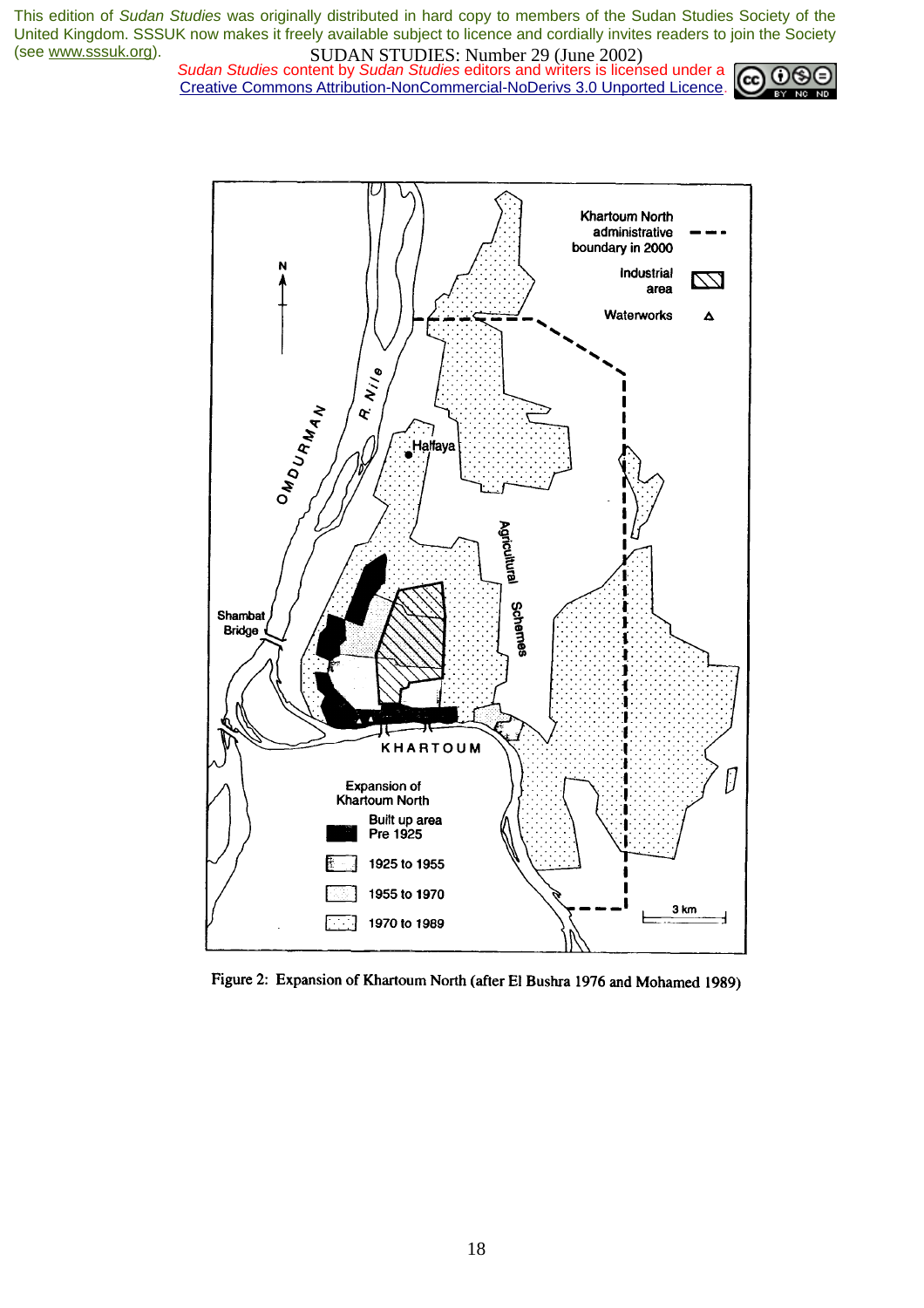This edition of *Sudan Studies* was originally distributed in hard copy to members of the Sudan Studies Society of the United Kingdom. SSSUK now makes it freely available subject to licence and cordially invites readers to join the Society (see www.sssuk.org).

*Sudan Studies* content by *Sudan Studies* editors and writers is licensed under a Creative Commons Attribution-NonCommercial-NoDerivs 3.0 Unported Licence.

Figure 2: Expansion of Khartoum North (after El Bushra 1976 and Mohamed 1989)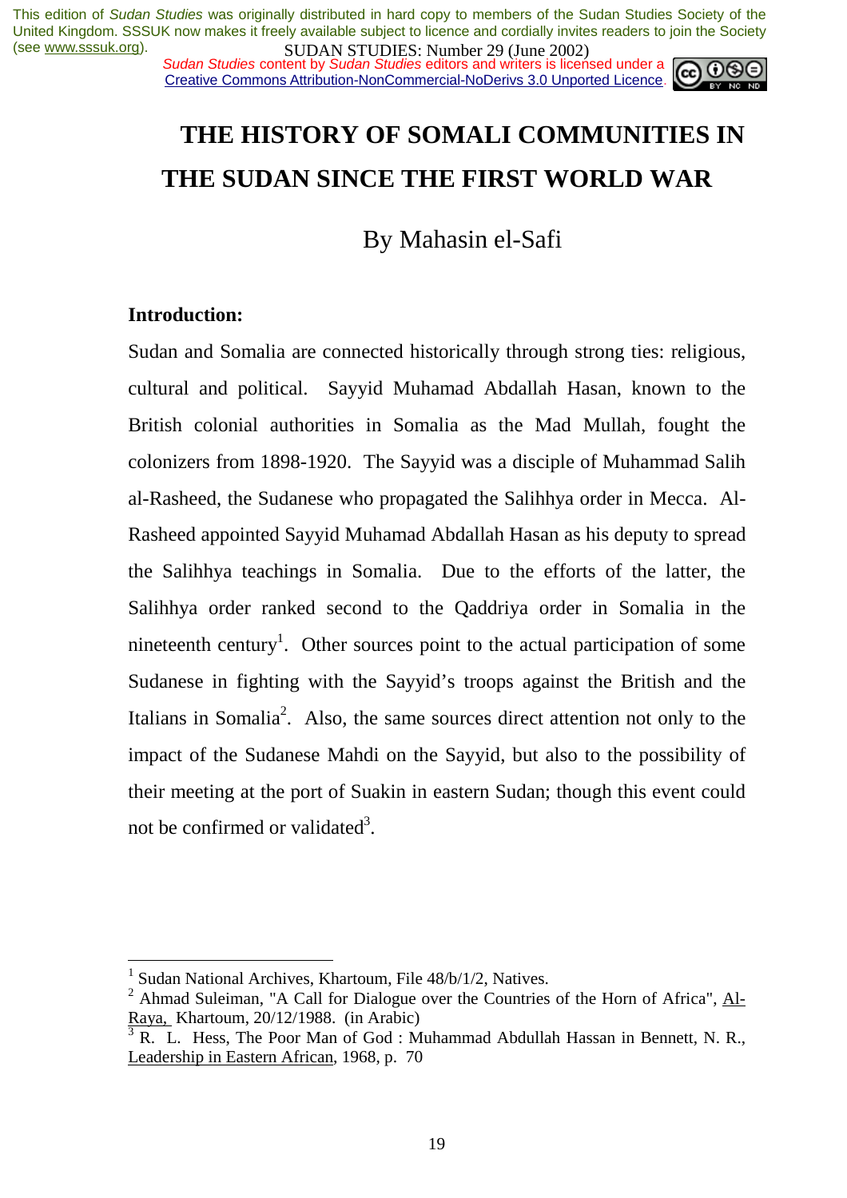# THE HISTORY OF SOMALI COMMUNITIES IN THE SUDAN SINCE THE FIRST WORLD WAR

By Mahasin el-Safi

**Introduction:**

Sudan and Somalia are connected historically through strong ties: religious, cultural and political. Sayyid Muhamad Abdallah Hasan, known to the British colonial authorities in Somalia as the Mad Mullah, fought the colonizers from 1898-1920. The Sayyid was a disciple of Muhammad Salih al-Rasheed, the Sudanese who propagated the Salihhya order in Mecca. Al-Rasheed appointed Sayyid Muhamad Abdallah Hasan as his deputy to spread the Salihhya teachings in Somalia. Due to the efforts of the latter, the Salihhya order ranked second to the Qaddriya order in Somalia in the nineteenth century[1]. Other sources point to the actual participation of some Sudanese in fighting with the Sayyid's troops against the British and the Italians in Somalia[2]. Also, the same sources direct attention not only to the impact of the Sudanese Mahdi on the Sayyid, but also to the possibility of their meeting at the port of Suakin in eastern Sudan; though this event could not be confirmed or validated[3].

---

[1] Sudan National Archives, Khartoum, File 48/b/1/2, Natives.

[2] Ahmad Suleiman, "A Call for Dialogue over the Countries of the Horn of Africa", Al-Raya, Khartoum, 20/12/1988. (in Arabic)

[3] R. L. Hess, The Poor Man of God : Muhammad Abdullah Hassan in Bennett, N. R., Leadership in Eastern African, 1968, p. 70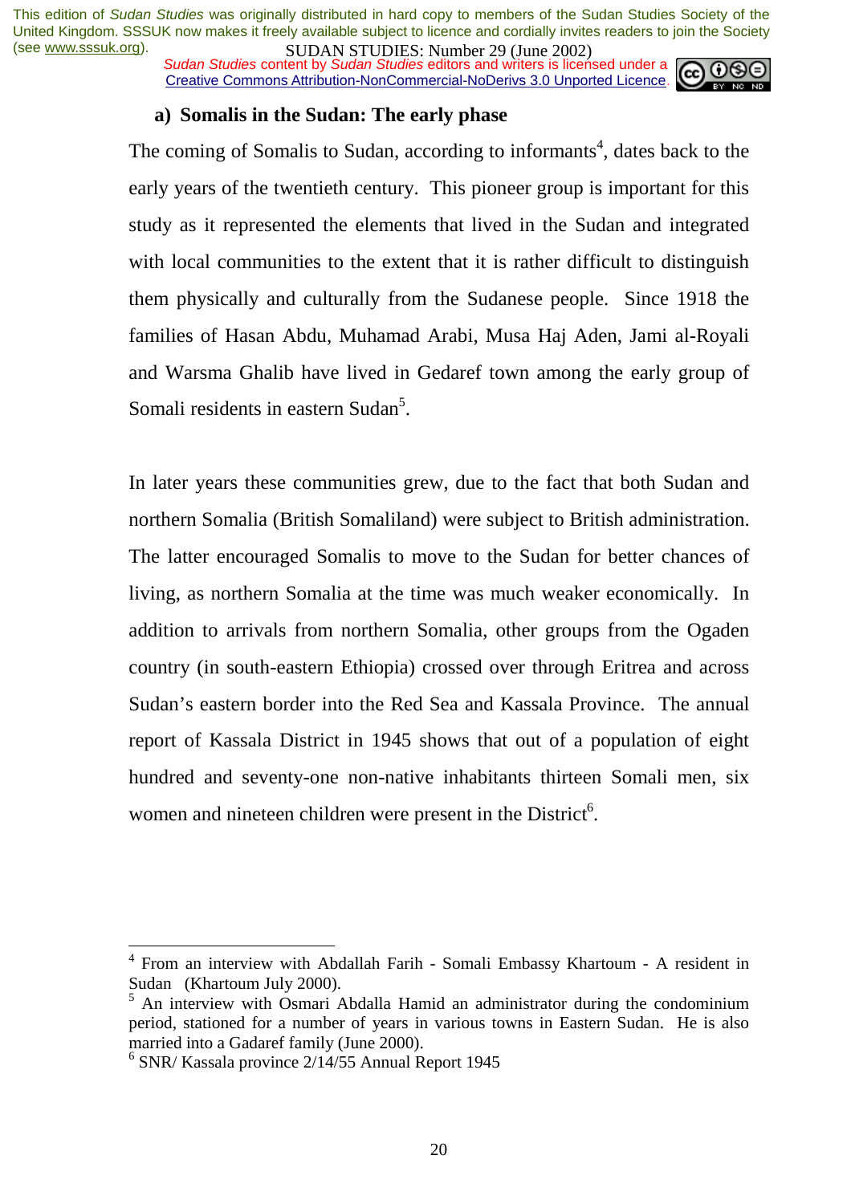### a) Somalis in the Sudan: The early phase

The coming of Somalis to Sudan, according to informants[4], dates back to the early years of the twentieth century. This pioneer group is important for this study as it represented the elements that lived in the Sudan and integrated with local communities to the extent that it is rather difficult to distinguish them physically and culturally from the Sudanese people. Since 1918 the families of Hasan Abdu, Muhamad Arabi, Musa Haj Aden, Jami al-Royali and Warsma Ghalib have lived in Gedaref town among the early group of Somali residents in eastern Sudan[5].

In later years these communities grew, due to the fact that both Sudan and northern Somalia (British Somaliland) were subject to British administration. The latter encouraged Somalis to move to the Sudan for better chances of living, as northern Somalia at the time was much weaker economically. In addition to arrivals from northern Somalia, other groups from the Ogaden country (in south-eastern Ethiopia) crossed over through Eritrea and across Sudan's eastern border into the Red Sea and Kassala Province. The annual report of Kassala District in 1945 shows that out of a population of eight hundred and seventy-one non-native inhabitants thirteen Somali men, six women and nineteen children were present in the District[6].

---

[4] From an interview with Abdallah Farih - Somali Embassy Khartoum - A resident in Sudan (Khartoum July 2000).

[5] An interview with Osmari Abdalla Hamid an administrator during the condominium period, stationed for a number of years in various towns in Eastern Sudan. He is also married into a Gadaref family (June 2000).

[6] SNR/ Kassala province 2/14/55 Annual Report 1945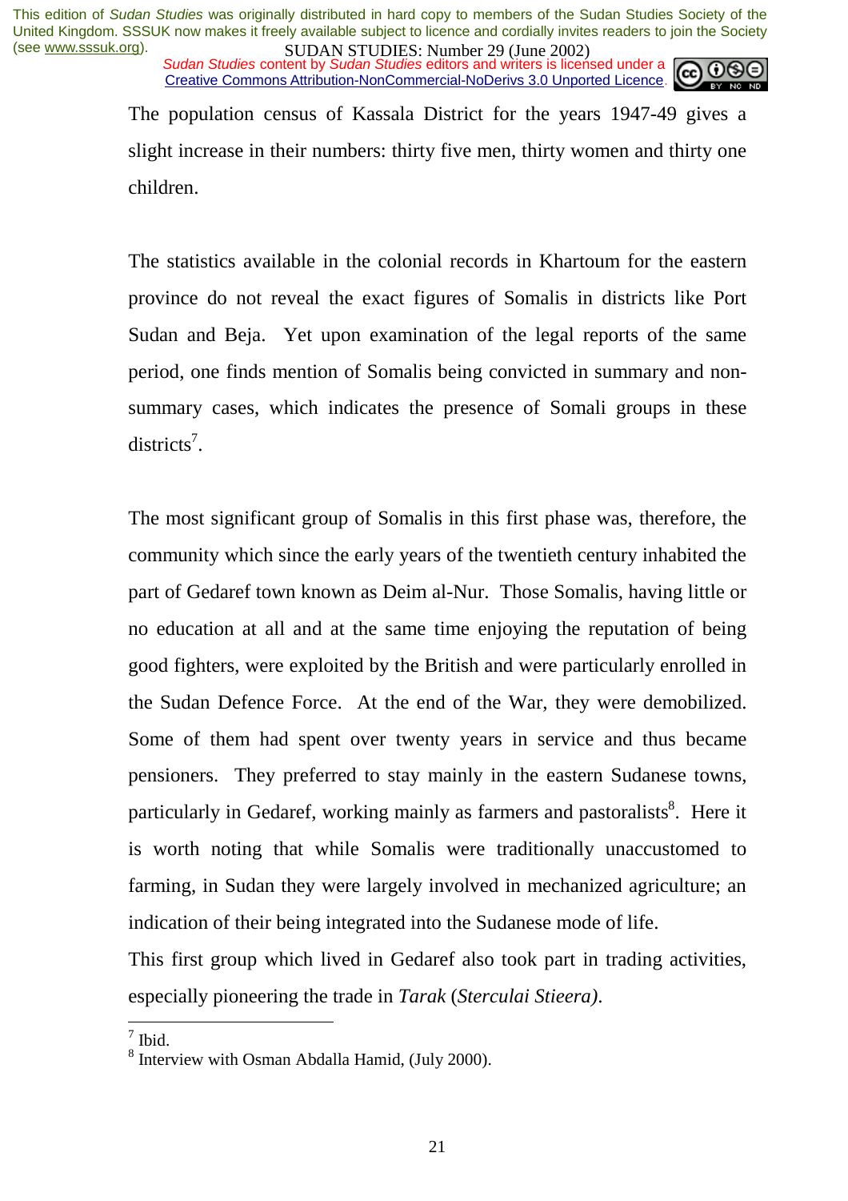The population census of Kassala District for the years 1947-49 gives a slight increase in their numbers: thirty five men, thirty women and thirty one children.

The statistics available in the colonial records in Khartoum for the eastern province do not reveal the exact figures of Somalis in districts like Port Sudan and Beja. Yet upon examination of the legal reports of the same period, one finds mention of Somalis being convicted in summary and non-summary cases, which indicates the presence of Somali groups in these districts[7].

The most significant group of Somalis in this first phase was, therefore, the community which since the early years of the twentieth century inhabited the part of Gedaref town known as Deim al-Nur. Those Somalis, having little or no education at all and at the same time enjoying the reputation of being good fighters, were exploited by the British and were particularly enrolled in the Sudan Defence Force. At the end of the War, they were demobilized. Some of them had spent over twenty years in service and thus became pensioners. They preferred to stay mainly in the eastern Sudanese towns, particularly in Gedaref, working mainly as farmers and pastoralists[8]. Here it is worth noting that while Somalis were traditionally unaccustomed to farming, in Sudan they were largely involved in mechanized agriculture; an indication of their being integrated into the Sudanese mode of life.
This first group which lived in Gedaref also took part in trading activities, especially pioneering the trade in *Tarak* (*Sterculai Stieera)*.

---

[7] Ibid.
[8] Interview with Osman Abdalla Hamid, (July 2000).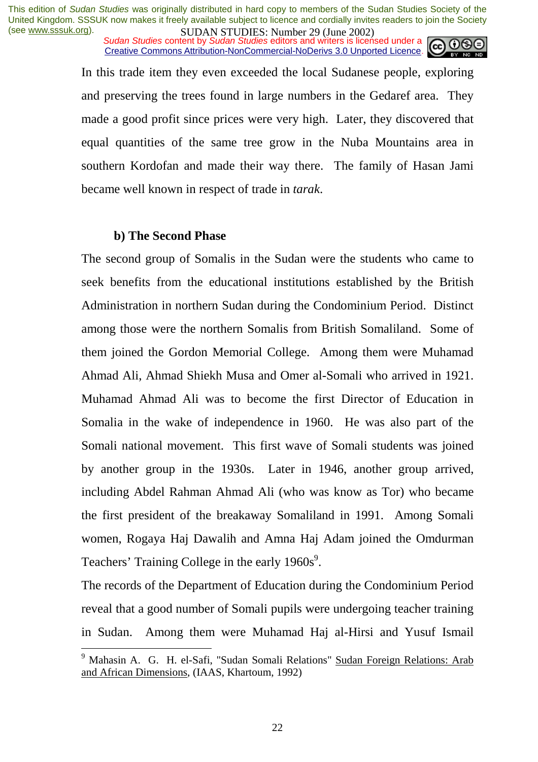In this trade item they even exceeded the local Sudanese people, exploring and preserving the trees found in large numbers in the Gedaref area. They made a good profit since prices were very high. Later, they discovered that equal quantities of the same tree grow in the Nuba Mountains area in southern Kordofan and made their way there. The family of Hasan Jami became well known in respect of trade in *tarak*.

**b) The Second Phase**

The second group of Somalis in the Sudan were the students who came to seek benefits from the educational institutions established by the British Administration in northern Sudan during the Condominium Period. Distinct among those were the northern Somalis from British Somaliland. Some of them joined the Gordon Memorial College. Among them were Muhamad Ahmad Ali, Ahmad Shiekh Musa and Omer al-Somali who arrived in 1921. Muhamad Ahmad Ali was to become the first Director of Education in Somalia in the wake of independence in 1960. He was also part of the Somali national movement. This first wave of Somali students was joined by another group in the 1930s. Later in 1946, another group arrived, including Abdel Rahman Ahmad Ali (who was know as Tor) who became the first president of the breakaway Somaliland in 1991. Among Somali women, Rogaya Haj Dawalih and Amna Haj Adam joined the Omdurman Teachers' Training College in the early 1960s[9].

The records of the Department of Education during the Condominium Period reveal that a good number of Somali pupils were undergoing teacher training in Sudan. Among them were Muhamad Haj al-Hirsi and Yusuf Ismail

[9] Mahasin A. G. H. el-Safi, "Sudan Somali Relations" Sudan Foreign Relations: Arab and African Dimensions, (IAAS, Khartoum, 1992)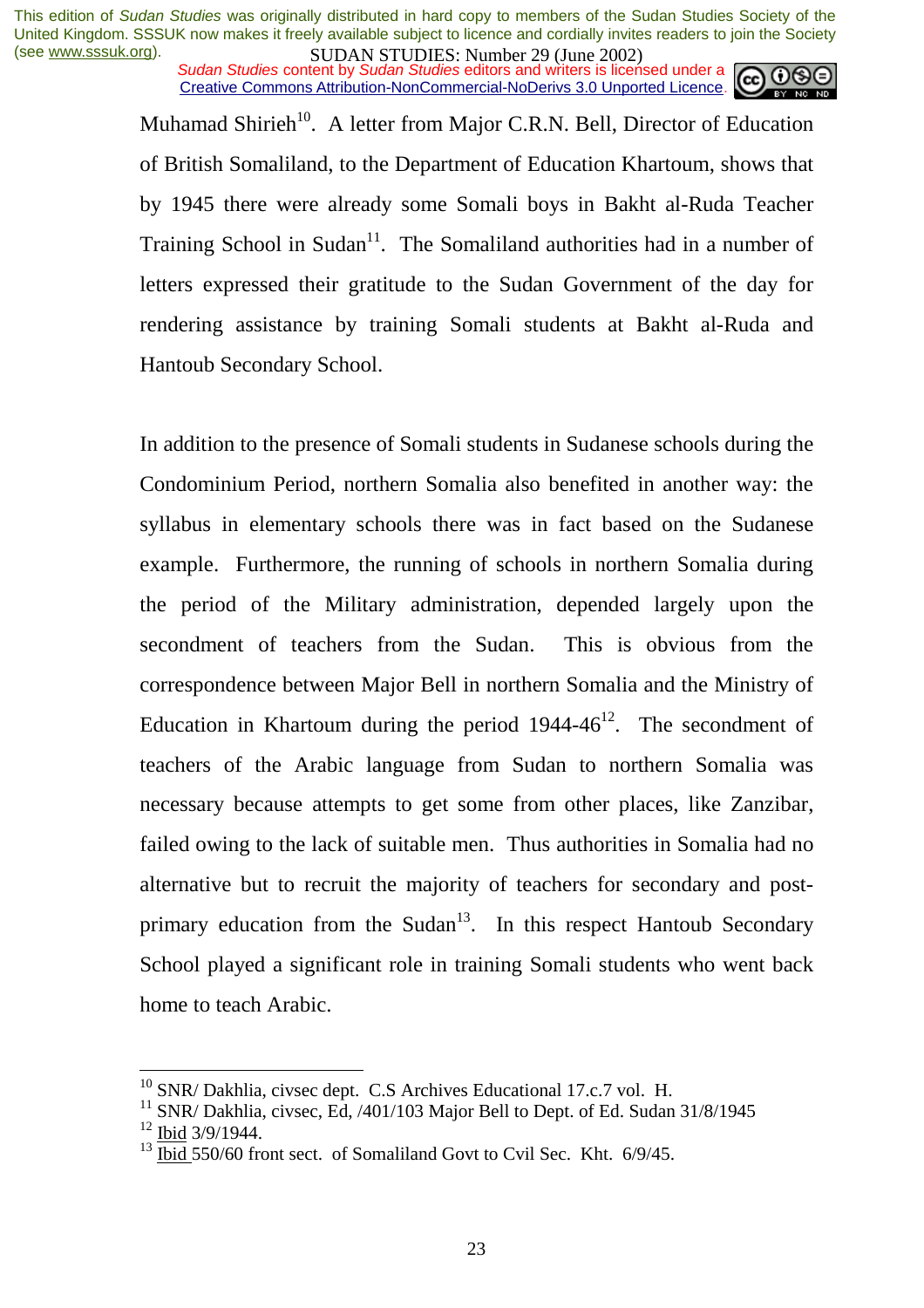Muhamad Shirieh[10]. A letter from Major C.R.N. Bell, Director of Education of British Somaliland, to the Department of Education Khartoum, shows that by 1945 there were already some Somali boys in Bakht al-Ruda Teacher Training School in Sudan[11]. The Somaliland authorities had in a number of letters expressed their gratitude to the Sudan Government of the day for rendering assistance by training Somali students at Bakht al-Ruda and Hantoub Secondary School.

In addition to the presence of Somali students in Sudanese schools during the Condominium Period, northern Somalia also benefited in another way: the syllabus in elementary schools there was in fact based on the Sudanese example. Furthermore, the running of schools in northern Somalia during the period of the Military administration, depended largely upon the secondment of teachers from the Sudan. This is obvious from the correspondence between Major Bell in northern Somalia and the Ministry of Education in Khartoum during the period 1944-46[12]. The secondment of teachers of the Arabic language from Sudan to northern Somalia was necessary because attempts to get some from other places, like Zanzibar, failed owing to the lack of suitable men. Thus authorities in Somalia had no alternative but to recruit the majority of teachers for secondary and post-primary education from the Sudan[13]. In this respect Hantoub Secondary School played a significant role in training Somali students who went back home to teach Arabic.

---

[10] SNR/ Dakhlia, civsec dept. C.S Archives Educational 17.c.7 vol. H.

[11] SNR/ Dakhlia, civsec, Ed, /401/103 Major Bell to Dept. of Ed. Sudan 31/8/1945

[12] Ibid 3/9/1944.

[13] Ibid 550/60 front sect. of Somaliland Govt to Cvil Sec. Kht. 6/9/45.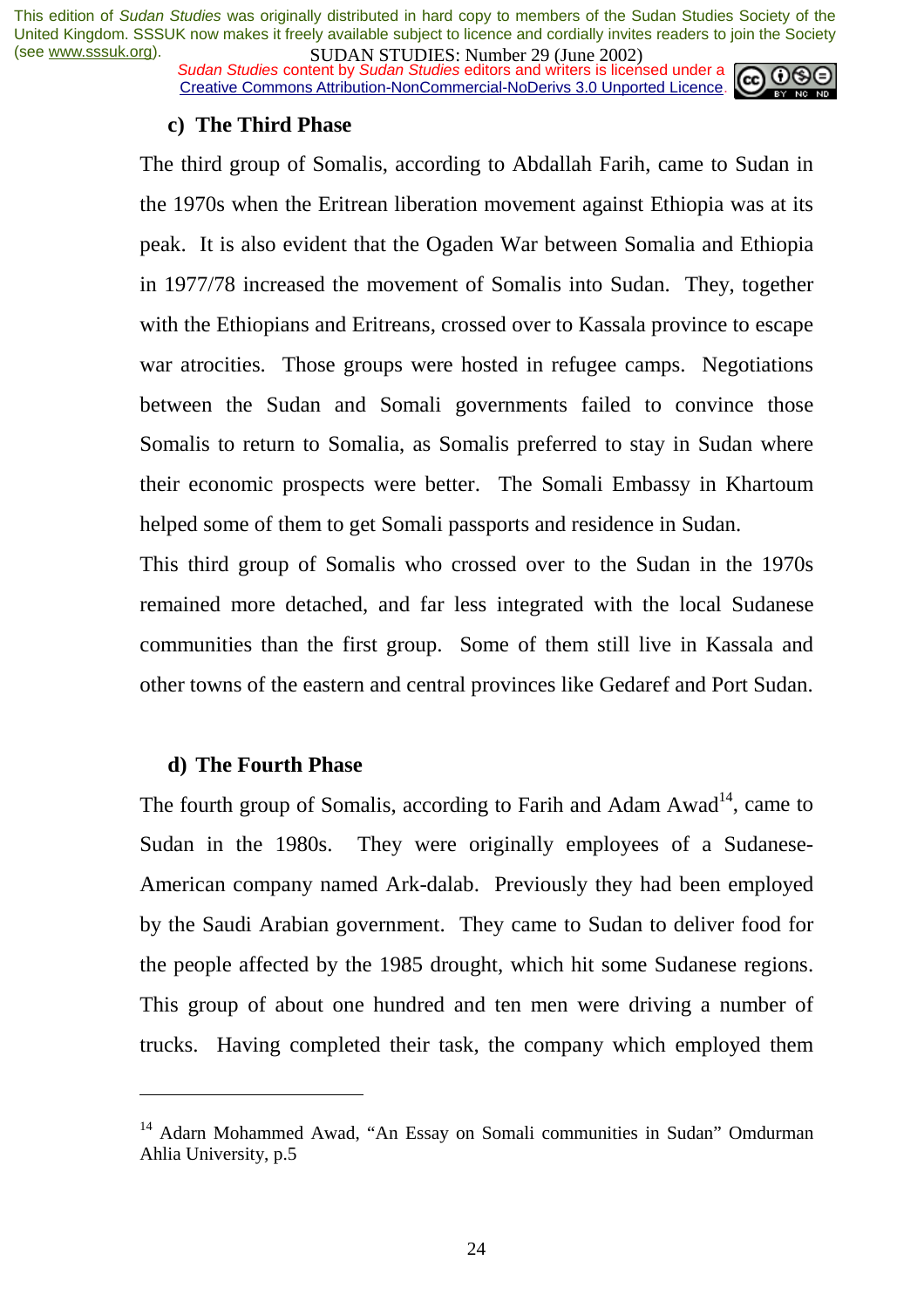### c) The Third Phase

The third group of Somalis, according to Abdallah Farih, came to Sudan in the 1970s when the Eritrean liberation movement against Ethiopia was at its peak. It is also evident that the Ogaden War between Somalia and Ethiopia in 1977/78 increased the movement of Somalis into Sudan. They, together with the Ethiopians and Eritreans, crossed over to Kassala province to escape war atrocities. Those groups were hosted in refugee camps. Negotiations between the Sudan and Somali governments failed to convince those Somalis to return to Somalia, as Somalis preferred to stay in Sudan where their economic prospects were better. The Somali Embassy in Khartoum helped some of them to get Somali passports and residence in Sudan.

This third group of Somalis who crossed over to the Sudan in the 1970s remained more detached, and far less integrated with the local Sudanese communities than the first group. Some of them still live in Kassala and other towns of the eastern and central provinces like Gedaref and Port Sudan.

### d) The Fourth Phase

The fourth group of Somalis, according to Farih and Adam Awad[14], came to Sudan in the 1980s. They were originally employees of a Sudanese-American company named Ark-dalab. Previously they had been employed by the Saudi Arabian government. They came to Sudan to deliver food for the people affected by the 1985 drought, which hit some Sudanese regions. This group of about one hundred and ten men were driving a number of trucks. Having completed their task, the company which employed them

---

[14] Adarn Mohammed Awad, "An Essay on Somali communities in Sudan" Omdurman Ahlia University, p.5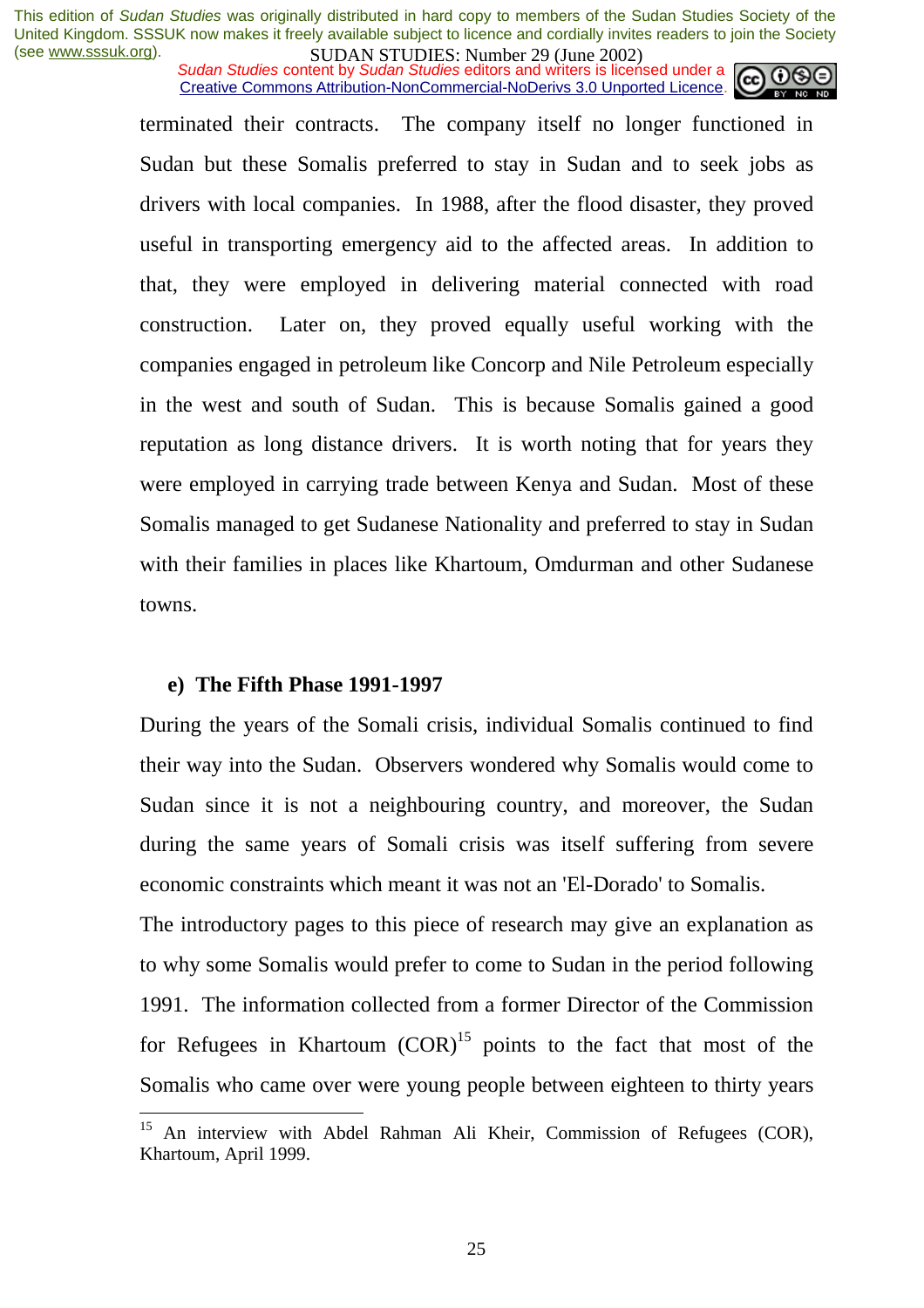terminated their contracts. The company itself no longer functioned in Sudan but these Somalis preferred to stay in Sudan and to seek jobs as drivers with local companies. In 1988, after the flood disaster, they proved useful in transporting emergency aid to the affected areas. In addition to that, they were employed in delivering material connected with road construction. Later on, they proved equally useful working with the companies engaged in petroleum like Concorp and Nile Petroleum especially in the west and south of Sudan. This is because Somalis gained a good reputation as long distance drivers. It is worth noting that for years they were employed in carrying trade between Kenya and Sudan. Most of these Somalis managed to get Sudanese Nationality and preferred to stay in Sudan with their families in places like Khartoum, Omdurman and other Sudanese towns.

**e) The Fifth Phase 1991-1997**

During the years of the Somali crisis, individual Somalis continued to find their way into the Sudan. Observers wondered why Somalis would come to Sudan since it is not a neighbouring country, and moreover, the Sudan during the same years of Somali crisis was itself suffering from severe economic constraints which meant it was not an 'El-Dorado' to Somalis.

The introductory pages to this piece of research may give an explanation as to why some Somalis would prefer to come to Sudan in the period following 1991. The information collected from a former Director of the Commission for Refugees in Khartoum (COR)[15] points to the fact that most of the Somalis who came over were young people between eighteen to thirty years

---

[15] An interview with Abdel Rahman Ali Kheir, Commission of Refugees (COR), Khartoum, April 1999.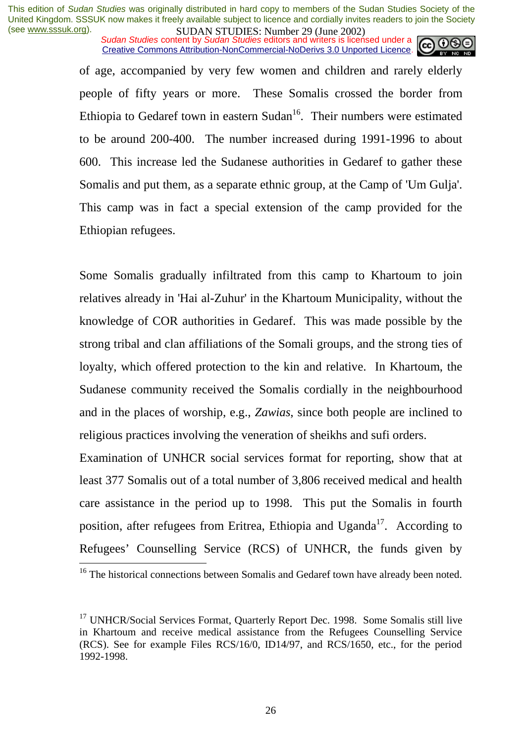of age, accompanied by very few women and children and rarely elderly people of fifty years or more. These Somalis crossed the border from Ethiopia to Gedaref town in eastern Sudan[16]. Their numbers were estimated to be around 200-400. The number increased during 1991-1996 to about 600. This increase led the Sudanese authorities in Gedaref to gather these Somalis and put them, as a separate ethnic group, at the Camp of 'Um Gulja'. This camp was in fact a special extension of the camp provided for the Ethiopian refugees.

Some Somalis gradually infiltrated from this camp to Khartoum to join relatives already in 'Hai al-Zuhur' in the Khartoum Municipality, without the knowledge of COR authorities in Gedaref. This was made possible by the strong tribal and clan affiliations of the Somali groups, and the strong ties of loyalty, which offered protection to the kin and relative. In Khartoum, the Sudanese community received the Somalis cordially in the neighbourhood and in the places of worship, e.g., *Zawias*, since both people are inclined to religious practices involving the veneration of sheikhs and sufi orders.

Examination of UNHCR social services format for reporting, show that at least 377 Somalis out of a total number of 3,806 received medical and health care assistance in the period up to 1998. This put the Somalis in fourth position, after refugees from Eritrea, Ethiopia and Uganda[17]. According to Refugees' Counselling Service (RCS) of UNHCR, the funds given by

---

[16] The historical connections between Somalis and Gedaref town have already been noted.

[17] UNHCR/Social Services Format, Quarterly Report Dec. 1998. Some Somalis still live in Khartoum and receive medical assistance from the Refugees Counselling Service (RCS). See for example Files RCS/16/0, ID14/97, and RCS/1650, etc., for the period 1992-1998.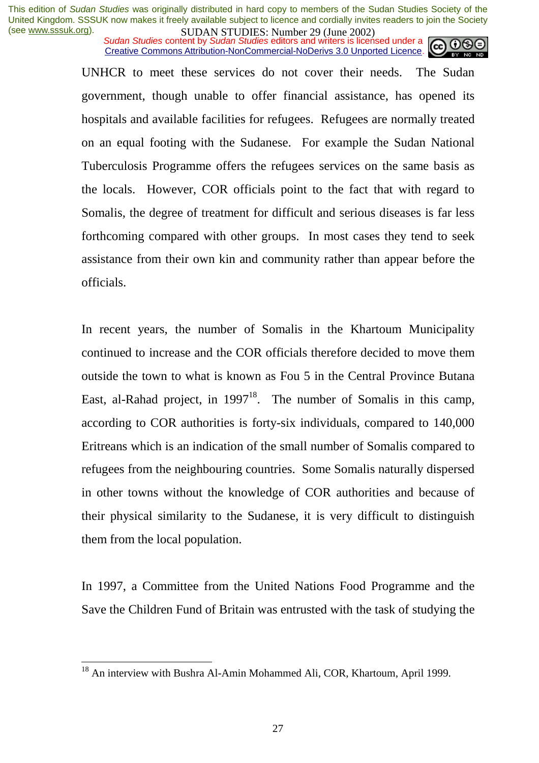UNHCR to meet these services do not cover their needs. The Sudan government, though unable to offer financial assistance, has opened its hospitals and available facilities for refugees. Refugees are normally treated on an equal footing with the Sudanese. For example the Sudan National Tuberculosis Programme offers the refugees services on the same basis as the locals. However, COR officials point to the fact that with regard to Somalis, the degree of treatment for difficult and serious diseases is far less forthcoming compared with other groups. In most cases they tend to seek assistance from their own kin and community rather than appear before the officials.

In recent years, the number of Somalis in the Khartoum Municipality continued to increase and the COR officials therefore decided to move them outside the town to what is known as Fou 5 in the Central Province Butana East, al-Rahad project, in 1997[18]. The number of Somalis in this camp, according to COR authorities is forty-six individuals, compared to 140,000 Eritreans which is an indication of the small number of Somalis compared to refugees from the neighbouring countries. Some Somalis naturally dispersed in other towns without the knowledge of COR authorities and because of their physical similarity to the Sudanese, it is very difficult to distinguish them from the local population.

In 1997, a Committee from the United Nations Food Programme and the Save the Children Fund of Britain was entrusted with the task of studying the

---

[18] An interview with Bushra Al-Amin Mohammed Ali, COR, Khartoum, April 1999.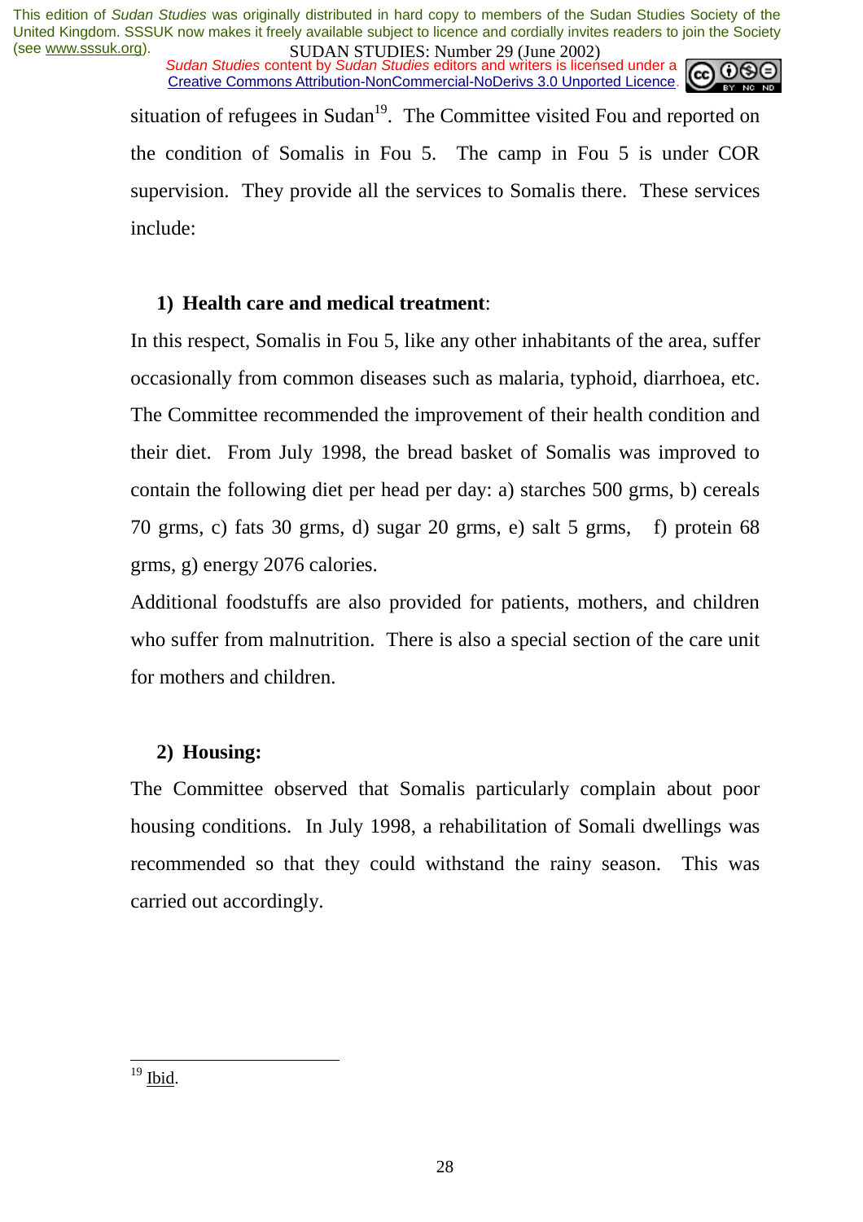situation of refugees in Sudan[19]. The Committee visited Fou and reported on the condition of Somalis in Fou 5. The camp in Fou 5 is under COR supervision. They provide all the services to Somalis there. These services include:

1) **Health care and medical treatment**:

In this respect, Somalis in Fou 5, like any other inhabitants of the area, suffer occasionally from common diseases such as malaria, typhoid, diarrhoea, etc. The Committee recommended the improvement of their health condition and their diet. From July 1998, the bread basket of Somalis was improved to contain the following diet per head per day: a) starches 500 grms, b) cereals 70 grms, c) fats 30 grms, d) sugar 20 grms, e) salt 5 grms, f) protein 68 grms, g) energy 2076 calories.

Additional foodstuffs are also provided for patients, mothers, and children who suffer from malnutrition. There is also a special section of the care unit for mothers and children.

2) **Housing:**

The Committee observed that Somalis particularly complain about poor housing conditions. In July 1998, a rehabilitation of Somali dwellings was recommended so that they could withstand the rainy season. This was carried out accordingly.

---

[19] Ibid.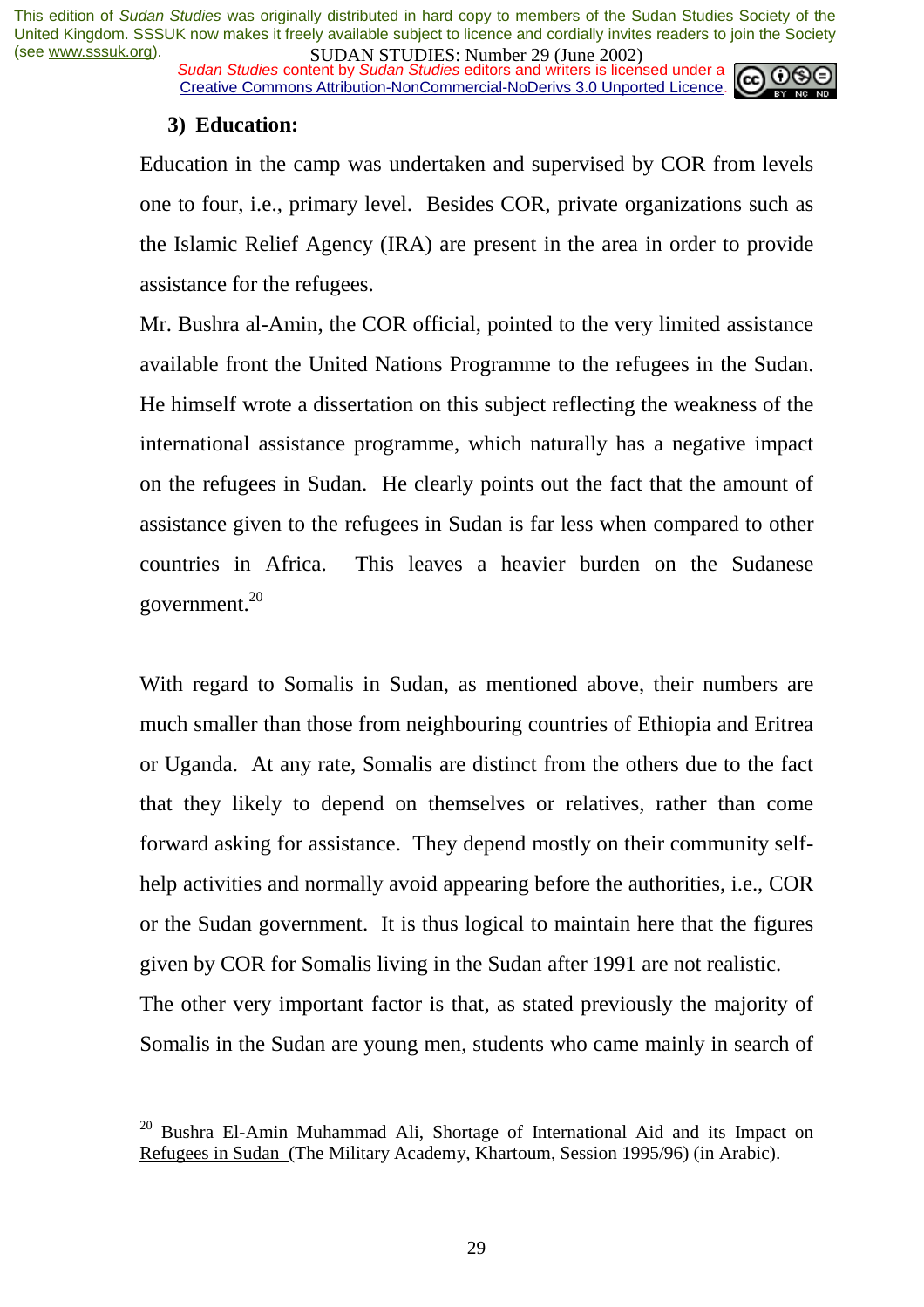### 3) Education:

Education in the camp was undertaken and supervised by COR from levels one to four, i.e., primary level. Besides COR, private organizations such as the Islamic Relief Agency (IRA) are present in the area in order to provide assistance for the refugees.

Mr. Bushra al-Amin, the COR official, pointed to the very limited assistance available front the United Nations Programme to the refugees in the Sudan. He himself wrote a dissertation on this subject reflecting the weakness of the international assistance programme, which naturally has a negative impact on the refugees in Sudan. He clearly points out the fact that the amount of assistance given to the refugees in Sudan is far less when compared to other countries in Africa. This leaves a heavier burden on the Sudanese government.[20]

With regard to Somalis in Sudan, as mentioned above, their numbers are much smaller than those from neighbouring countries of Ethiopia and Eritrea or Uganda. At any rate, Somalis are distinct from the others due to the fact that they likely to depend on themselves or relatives, rather than come forward asking for assistance. They depend mostly on their community self-help activities and normally avoid appearing before the authorities, i.e., COR or the Sudan government. It is thus logical to maintain here that the figures given by COR for Somalis living in the Sudan after 1991 are not realistic.

The other very important factor is that, as stated previously the majority of Somalis in the Sudan are young men, students who came mainly in search of

---

[20] Bushra El-Amin Muhammad Ali, Shortage of International Aid and its Impact on Refugees in Sudan (The Military Academy, Khartoum, Session 1995/96) (in Arabic).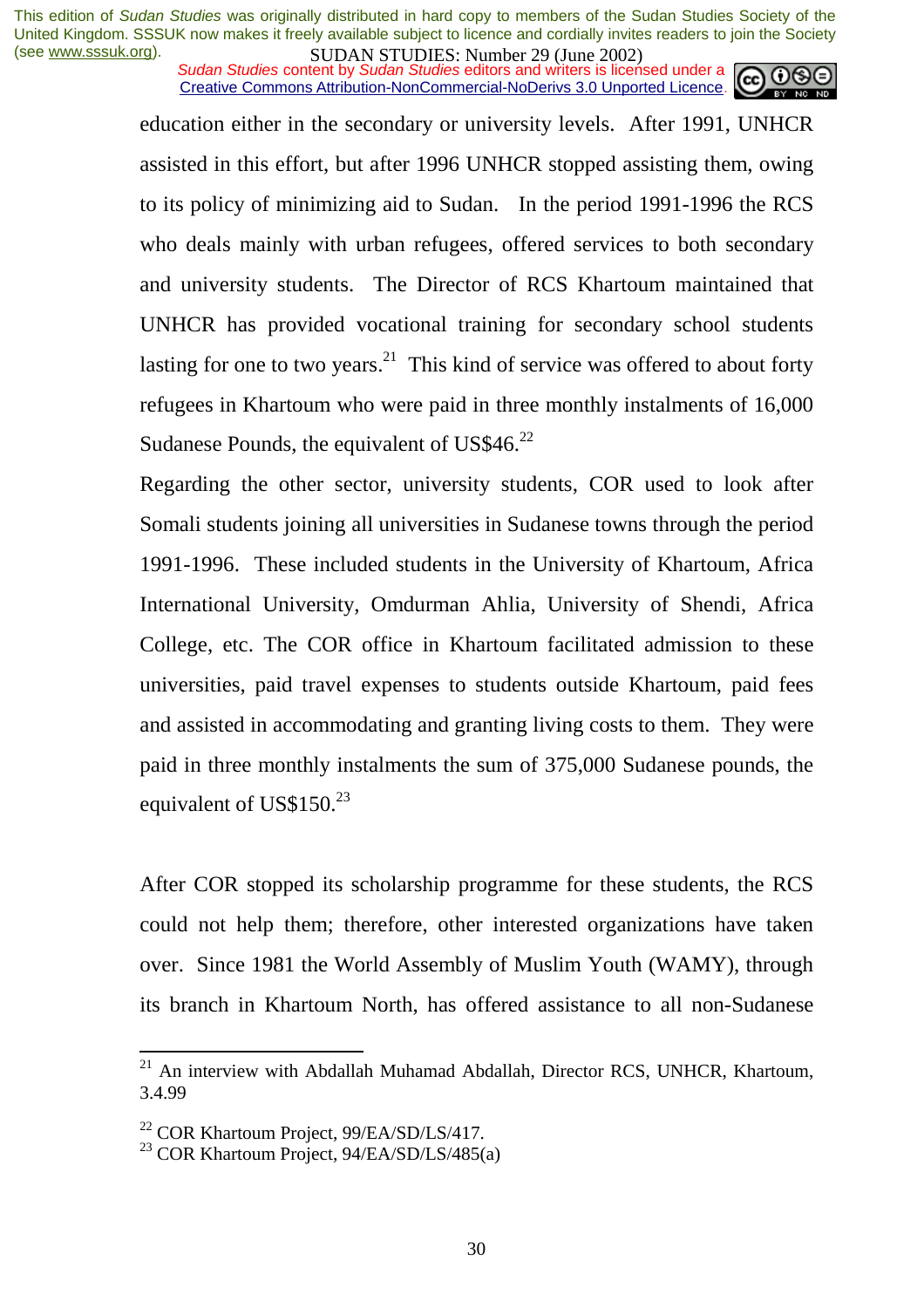education either in the secondary or university levels. After 1991, UNHCR assisted in this effort, but after 1996 UNHCR stopped assisting them, owing to its policy of minimizing aid to Sudan. In the period 1991-1996 the RCS who deals mainly with urban refugees, offered services to both secondary and university students. The Director of RCS Khartoum maintained that UNHCR has provided vocational training for secondary school students lasting for one to two years.[21] This kind of service was offered to about forty refugees in Khartoum who were paid in three monthly instalments of 16,000 Sudanese Pounds, the equivalent of US$46.[22]

Regarding the other sector, university students, COR used to look after Somali students joining all universities in Sudanese towns through the period 1991-1996. These included students in the University of Khartoum, Africa International University, Omdurman Ahlia, University of Shendi, Africa College, etc. The COR office in Khartoum facilitated admission to these universities, paid travel expenses to students outside Khartoum, paid fees and assisted in accommodating and granting living costs to them. They were paid in three monthly instalments the sum of 375,000 Sudanese pounds, the equivalent of US$150.[23]

After COR stopped its scholarship programme for these students, the RCS could not help them; therefore, other interested organizations have taken over. Since 1981 the World Assembly of Muslim Youth (WAMY), through its branch in Khartoum North, has offered assistance to all non-Sudanese

---

[21] An interview with Abdallah Muhamad Abdallah, Director RCS, UNHCR, Khartoum, 3.4.99

[22] COR Khartoum Project, 99/EA/SD/LS/417.

[23] COR Khartoum Project, 94/EA/SD/LS/485(a)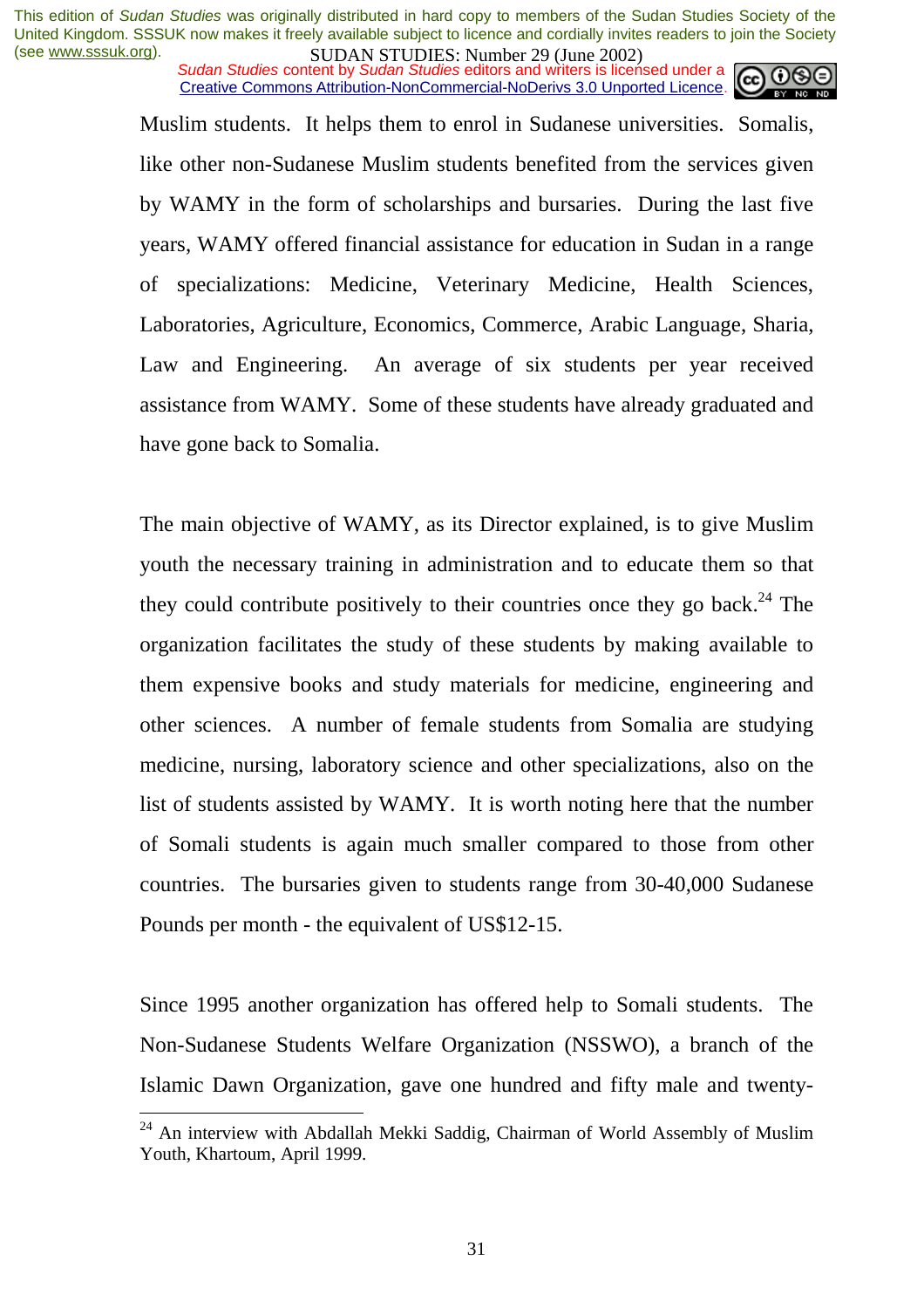Muslim students. It helps them to enrol in Sudanese universities. Somalis, like other non-Sudanese Muslim students benefited from the services given by WAMY in the form of scholarships and bursaries. During the last five years, WAMY offered financial assistance for education in Sudan in a range of specializations: Medicine, Veterinary Medicine, Health Sciences, Laboratories, Agriculture, Economics, Commerce, Arabic Language, Sharia, Law and Engineering. An average of six students per year received assistance from WAMY. Some of these students have already graduated and have gone back to Somalia.

The main objective of WAMY, as its Director explained, is to give Muslim youth the necessary training in administration and to educate them so that they could contribute positively to their countries once they go back.[24] The organization facilitates the study of these students by making available to them expensive books and study materials for medicine, engineering and other sciences. A number of female students from Somalia are studying medicine, nursing, laboratory science and other specializations, also on the list of students assisted by WAMY. It is worth noting here that the number of Somali students is again much smaller compared to those from other countries. The bursaries given to students range from 30-40,000 Sudanese Pounds per month - the equivalent of US$12-15.

Since 1995 another organization has offered help to Somali students. The Non-Sudanese Students Welfare Organization (NSSWO), a branch of the Islamic Dawn Organization, gave one hundred and fifty male and twenty-

[24] An interview with Abdallah Mekki Saddig, Chairman of World Assembly of Muslim Youth, Khartoum, April 1999.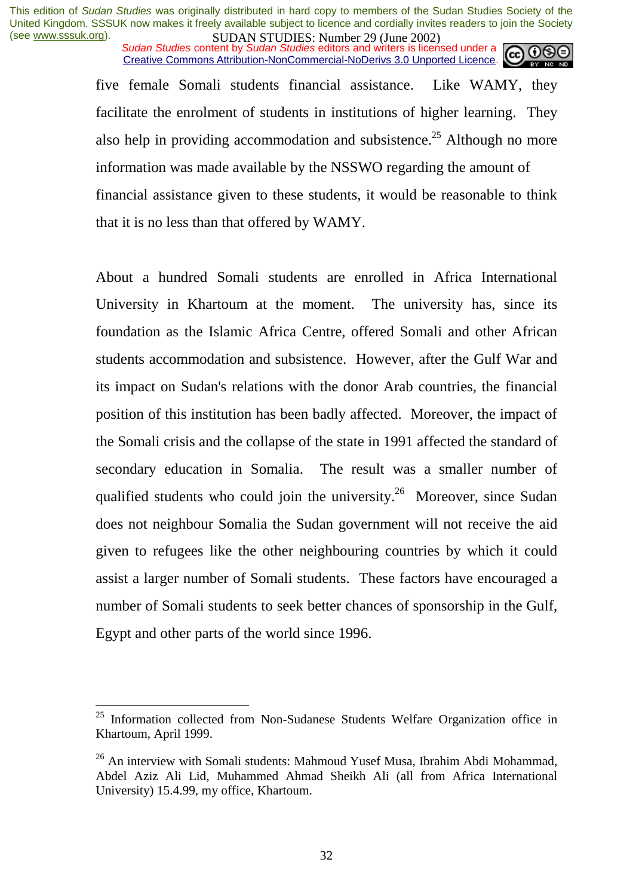five female Somali students financial assistance. Like WAMY, they facilitate the enrolment of students in institutions of higher learning. They also help in providing accommodation and subsistence.[25] Although no more information was made available by the NSSWO regarding the amount of financial assistance given to these students, it would be reasonable to think that it is no less than that offered by WAMY.

About a hundred Somali students are enrolled in Africa International University in Khartoum at the moment. The university has, since its foundation as the Islamic Africa Centre, offered Somali and other African students accommodation and subsistence. However, after the Gulf War and its impact on Sudan's relations with the donor Arab countries, the financial position of this institution has been badly affected. Moreover, the impact of the Somali crisis and the collapse of the state in 1991 affected the standard of secondary education in Somalia. The result was a smaller number of qualified students who could join the university.[26] Moreover, since Sudan does not neighbour Somalia the Sudan government will not receive the aid given to refugees like the other neighbouring countries by which it could assist a larger number of Somali students. These factors have encouraged a number of Somali students to seek better chances of sponsorship in the Gulf, Egypt and other parts of the world since 1996.

---

[25] Information collected from Non-Sudanese Students Welfare Organization office in Khartoum, April 1999.

[26] An interview with Somali students: Mahmoud Yusef Musa, Ibrahim Abdi Mohammad, Abdel Aziz Ali Lid, Muhammed Ahmad Sheikh Ali (all from Africa International University) 15.4.99, my office, Khartoum.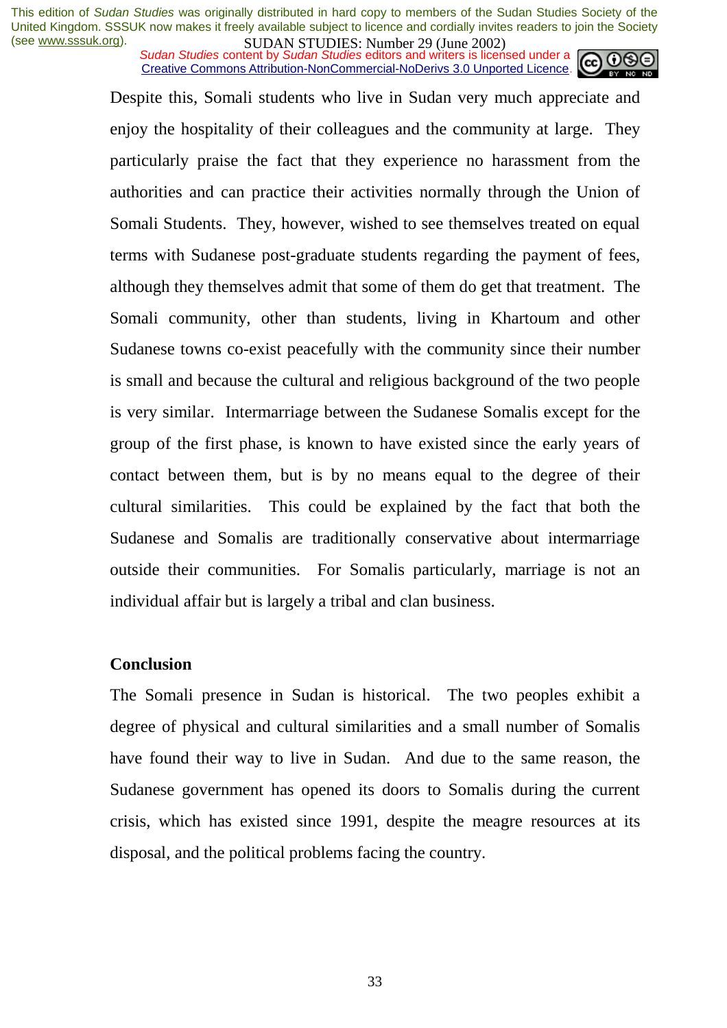Despite this, Somali students who live in Sudan very much appreciate and enjoy the hospitality of their colleagues and the community at large. They particularly praise the fact that they experience no harassment from the authorities and can practice their activities normally through the Union of Somali Students. They, however, wished to see themselves treated on equal terms with Sudanese post-graduate students regarding the payment of fees, although they themselves admit that some of them do get that treatment. The Somali community, other than students, living in Khartoum and other Sudanese towns co-exist peacefully with the community since their number is small and because the cultural and religious background of the two people is very similar. Intermarriage between the Sudanese Somalis except for the group of the first phase, is known to have existed since the early years of contact between them, but is by no means equal to the degree of their cultural similarities. This could be explained by the fact that both the Sudanese and Somalis are traditionally conservative about intermarriage outside their communities. For Somalis particularly, marriage is not an individual affair but is largely a tribal and clan business.

## Conclusion

The Somali presence in Sudan is historical. The two peoples exhibit a degree of physical and cultural similarities and a small number of Somalis have found their way to live in Sudan. And due to the same reason, the Sudanese government has opened its doors to Somalis during the current crisis, which has existed since 1991, despite the meagre resources at its disposal, and the political problems facing the country.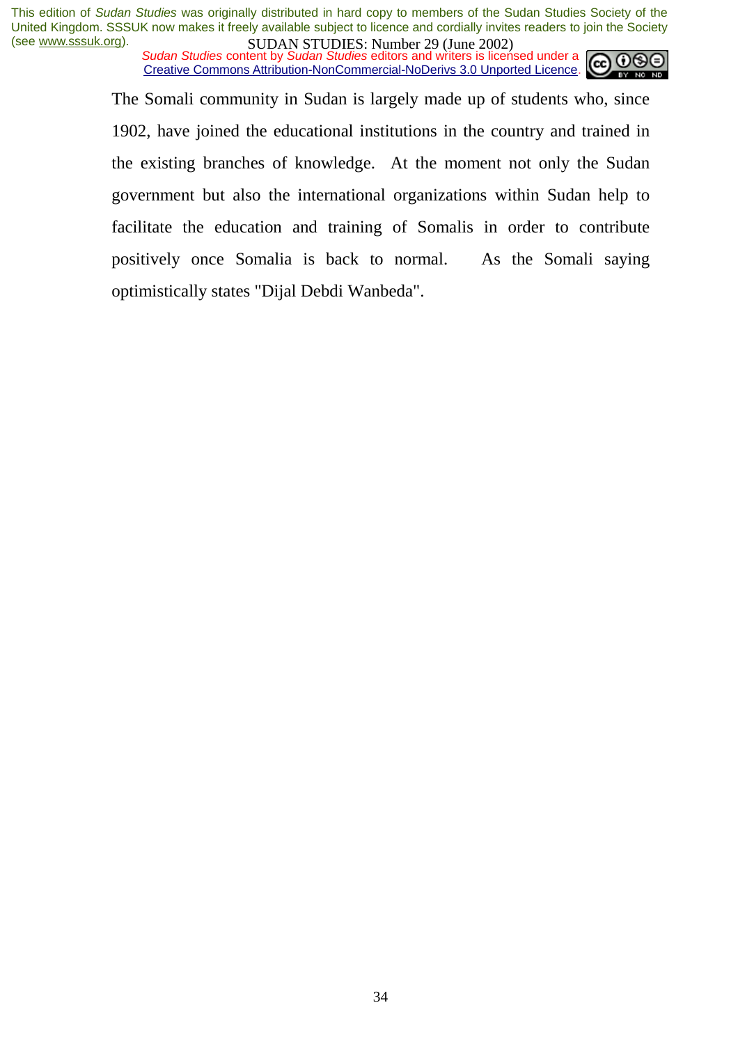The Somali community in Sudan is largely made up of students who, since 1902, have joined the educational institutions in the country and trained in the existing branches of knowledge. At the moment not only the Sudan government but also the international organizations within Sudan help to facilitate the education and training of Somalis in order to contribute positively once Somalia is back to normal. As the Somali saying optimistically states "Dijal Debdi Wanbeda".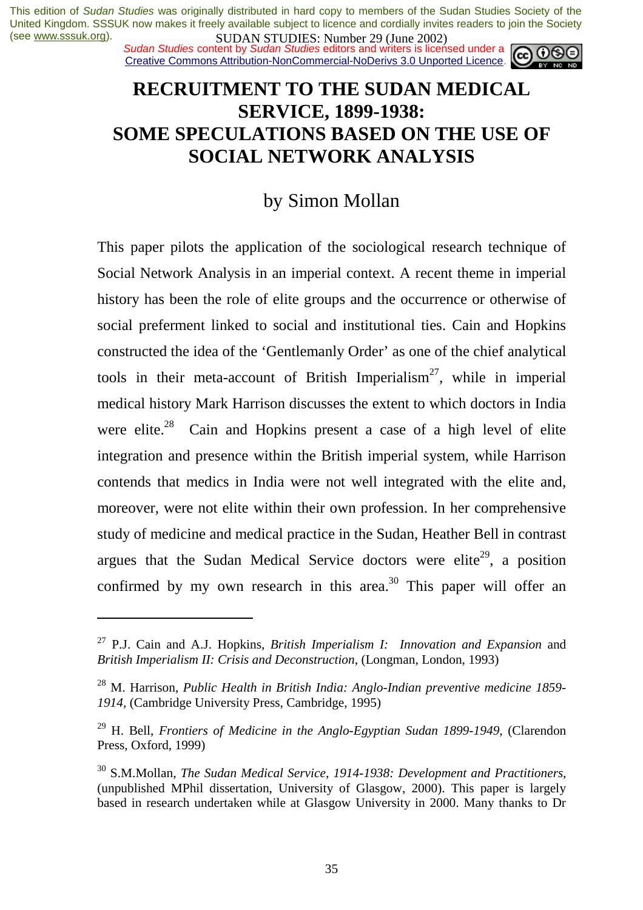# RECRUITMENT TO THE SUDAN MEDICAL SERVICE, 1899-1938: SOME SPECULATIONS BASED ON THE USE OF SOCIAL NETWORK ANALYSIS

by Simon Mollan

This paper pilots the application of the sociological research technique of Social Network Analysis in an imperial context. A recent theme in imperial history has been the role of elite groups and the occurrence or otherwise of social preferment linked to social and institutional ties. Cain and Hopkins constructed the idea of the 'Gentlemanly Order' as one of the chief analytical tools in their meta-account of British Imperialism[27], while in imperial medical history Mark Harrison discusses the extent to which doctors in India were elite.[28] Cain and Hopkins present a case of a high level of elite integration and presence within the British imperial system, while Harrison contends that medics in India were not well integrated with the elite and, moreover, were not elite within their own profession. In her comprehensive study of medicine and medical practice in the Sudan, Heather Bell in contrast argues that the Sudan Medical Service doctors were elite[29], a position confirmed by my own research in this area.[30] This paper will offer an

---

[27] P.J. Cain and A.J. Hopkins, *British Imperialism I: Innovation and Expansion* and *British Imperialism II: Crisis and Deconstruction*, (Longman, London, 1993)

[28] M. Harrison, *Public Health in British India: Anglo-Indian preventive medicine 1859-1914*, (Cambridge University Press, Cambridge, 1995)

[29] H. Bell, *Frontiers of Medicine in the Anglo-Egyptian Sudan 1899-1949*, (Clarendon Press, Oxford, 1999)

[30] S.M.Mollan, *The Sudan Medical Service, 1914-1938: Development and Practitioners*, (unpublished MPhil dissertation, University of Glasgow, 2000). This paper is largely based in research undertaken while at Glasgow University in 2000. Many thanks to Dr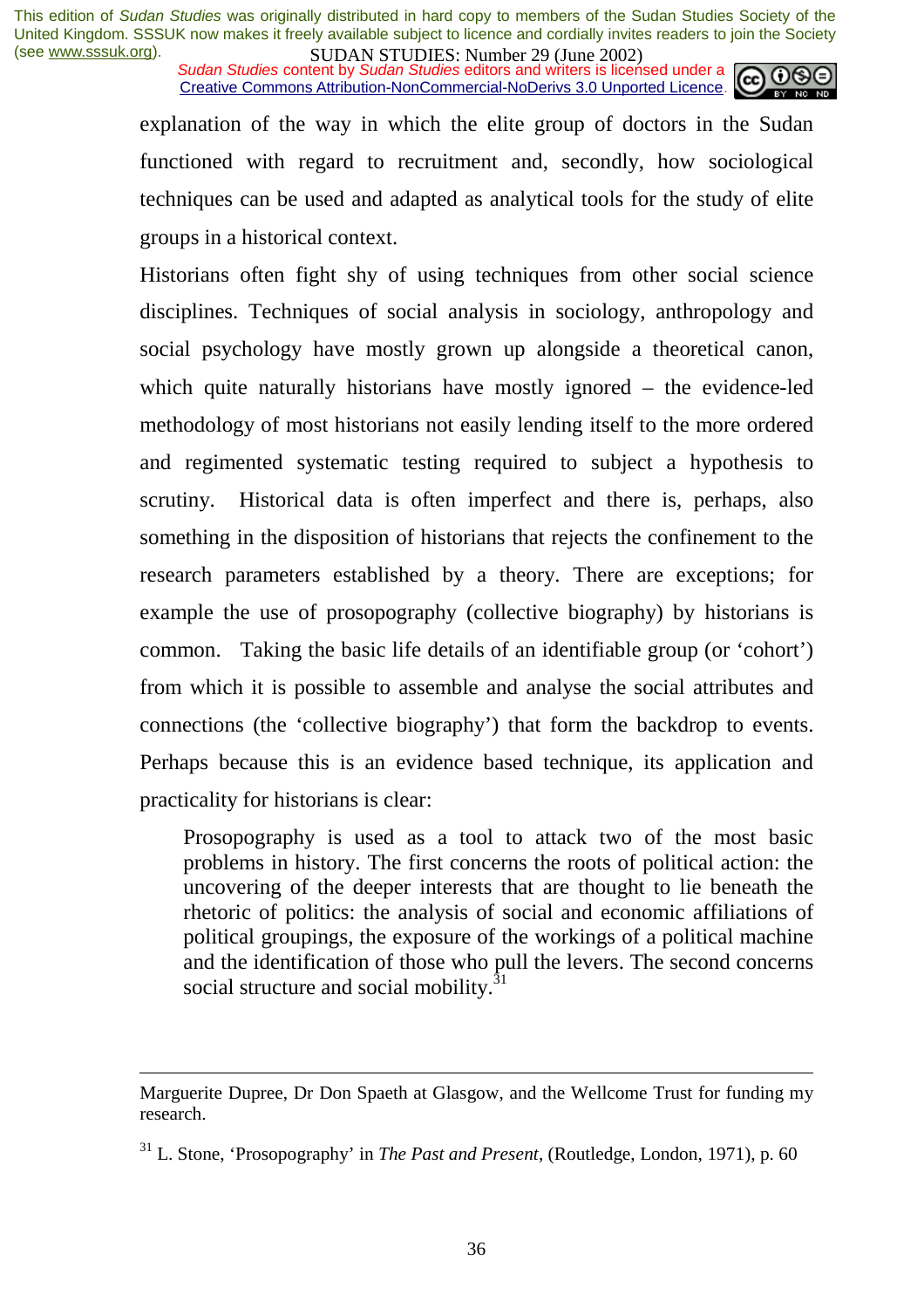explanation of the way in which the elite group of doctors in the Sudan functioned with regard to recruitment and, secondly, how sociological techniques can be used and adapted as analytical tools for the study of elite groups in a historical context.

Historians often fight shy of using techniques from other social science disciplines. Techniques of social analysis in sociology, anthropology and social psychology have mostly grown up alongside a theoretical canon, which quite naturally historians have mostly ignored – the evidence-led methodology of most historians not easily lending itself to the more ordered and regimented systematic testing required to subject a hypothesis to scrutiny. Historical data is often imperfect and there is, perhaps, also something in the disposition of historians that rejects the confinement to the research parameters established by a theory. There are exceptions; for example the use of prosopography (collective biography) by historians is common. Taking the basic life details of an identifiable group (or 'cohort') from which it is possible to assemble and analyse the social attributes and connections (the 'collective biography') that form the backdrop to events. Perhaps because this is an evidence based technique, its application and practicality for historians is clear:

> Prosopography is used as a tool to attack two of the most basic problems in history. The first concerns the roots of political action: the uncovering of the deeper interests that are thought to lie beneath the rhetoric of politics: the analysis of social and economic affiliations of political groupings, the exposure of the workings of a political machine and the identification of those who pull the levers. The second concerns social structure and social mobility.[31]

---

Marguerite Dupree, Dr Don Spaeth at Glasgow, and the Wellcome Trust for funding my research.

[31] L. Stone, 'Prosopography' in *The Past and Present*, (Routledge, London, 1971), p. 60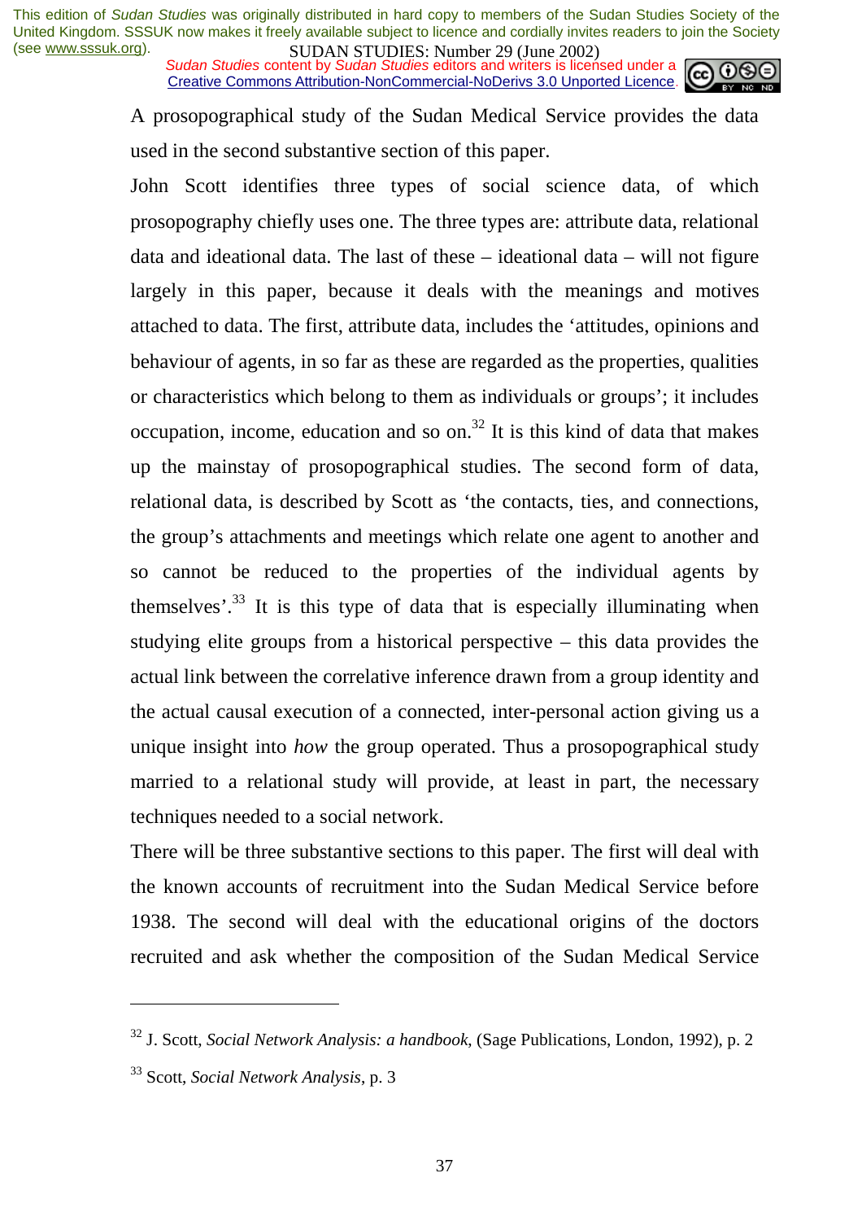A prosopographical study of the Sudan Medical Service provides the data used in the second substantive section of this paper.

John Scott identifies three types of social science data, of which prosopography chiefly uses one. The three types are: attribute data, relational data and ideational data. The last of these – ideational data – will not figure largely in this paper, because it deals with the meanings and motives attached to data. The first, attribute data, includes the 'attitudes, opinions and behaviour of agents, in so far as these are regarded as the properties, qualities or characteristics which belong to them as individuals or groups'; it includes occupation, income, education and so on.[32] It is this kind of data that makes up the mainstay of prosopographical studies. The second form of data, relational data, is described by Scott as 'the contacts, ties, and connections, the group's attachments and meetings which relate one agent to another and so cannot be reduced to the properties of the individual agents by themselves'.[33] It is this type of data that is especially illuminating when studying elite groups from a historical perspective – this data provides the actual link between the correlative inference drawn from a group identity and the actual causal execution of a connected, inter-personal action giving us a unique insight into *how* the group operated. Thus a prosopographical study married to a relational study will provide, at least in part, the necessary techniques needed to a social network.

There will be three substantive sections to this paper. The first will deal with the known accounts of recruitment into the Sudan Medical Service before 1938. The second will deal with the educational origins of the doctors recruited and ask whether the composition of the Sudan Medical Service

---

[32] J. Scott, *Social Network Analysis: a handbook*, (Sage Publications, London, 1992), p. 2

[33] Scott, *Social Network Analysis*, p. 3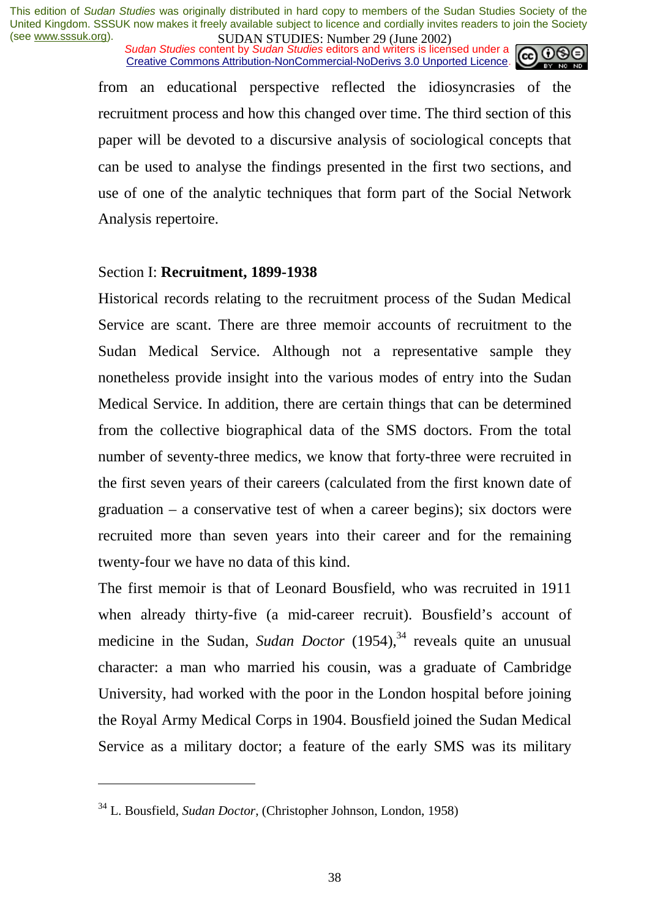from an educational perspective reflected the idiosyncrasies of the recruitment process and how this changed over time. The third section of this paper will be devoted to a discursive analysis of sociological concepts that can be used to analyse the findings presented in the first two sections, and use of one of the analytic techniques that form part of the Social Network Analysis repertoire.

## Section I: **Recruitment, 1899-1938**

Historical records relating to the recruitment process of the Sudan Medical Service are scant. There are three memoir accounts of recruitment to the Sudan Medical Service. Although not a representative sample they nonetheless provide insight into the various modes of entry into the Sudan Medical Service. In addition, there are certain things that can be determined from the collective biographical data of the SMS doctors. From the total number of seventy-three medics, we know that forty-three were recruited in the first seven years of their careers (calculated from the first known date of graduation – a conservative test of when a career begins); six doctors were recruited more than seven years into their career and for the remaining twenty-four we have no data of this kind.

The first memoir is that of Leonard Bousfield, who was recruited in 1911 when already thirty-five (a mid-career recruit). Bousfield's account of medicine in the Sudan, *Sudan Doctor* (1954),[34] reveals quite an unusual character: a man who married his cousin, was a graduate of Cambridge University, had worked with the poor in the London hospital before joining the Royal Army Medical Corps in 1904. Bousfield joined the Sudan Medical Service as a military doctor; a feature of the early SMS was its military

---

[34] L. Bousfield, *Sudan Doctor*, (Christopher Johnson, London, 1958)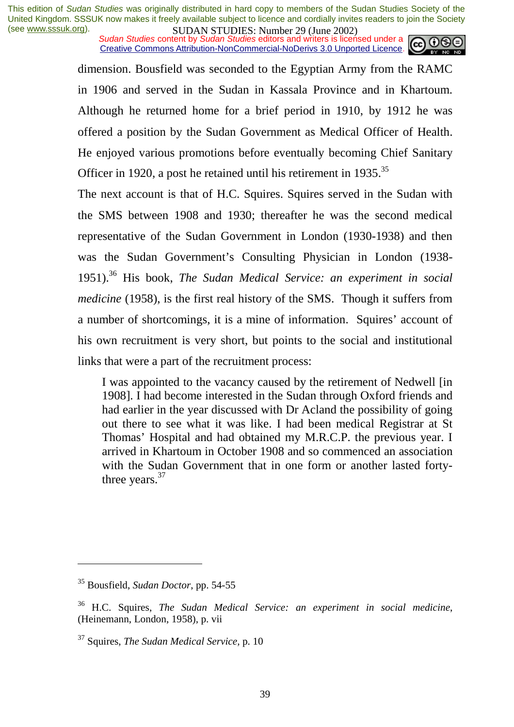dimension. Bousfield was seconded to the Egyptian Army from the RAMC in 1906 and served in the Sudan in Kassala Province and in Khartoum. Although he returned home for a brief period in 1910, by 1912 he was offered a position by the Sudan Government as Medical Officer of Health. He enjoyed various promotions before eventually becoming Chief Sanitary Officer in 1920, a post he retained until his retirement in 1935.[35]

The next account is that of H.C. Squires. Squires served in the Sudan with the SMS between 1908 and 1930; thereafter he was the second medical representative of the Sudan Government in London (1930-1938) and then was the Sudan Government's Consulting Physician in London (1938-1951).[36] His book, *The Sudan Medical Service: an experiment in social medicine* (1958), is the first real history of the SMS. Though it suffers from a number of shortcomings, it is a mine of information. Squires' account of his own recruitment is very short, but points to the social and institutional links that were a part of the recruitment process:

> I was appointed to the vacancy caused by the retirement of Nedwell [in 1908]. I had become interested in the Sudan through Oxford friends and had earlier in the year discussed with Dr Acland the possibility of going out there to see what it was like. I had been medical Registrar at St Thomas' Hospital and had obtained my M.R.C.P. the previous year. I arrived in Khartoum in October 1908 and so commenced an association with the Sudan Government that in one form or another lasted forty-three years.[37]

---

[35] Bousfield, *Sudan Doctor*, pp. 54-55

[36] H.C. Squires, *The Sudan Medical Service: an experiment in social medicine*, (Heinemann, London, 1958), p. vii

[37] Squires, *The Sudan Medical Service*, p. 10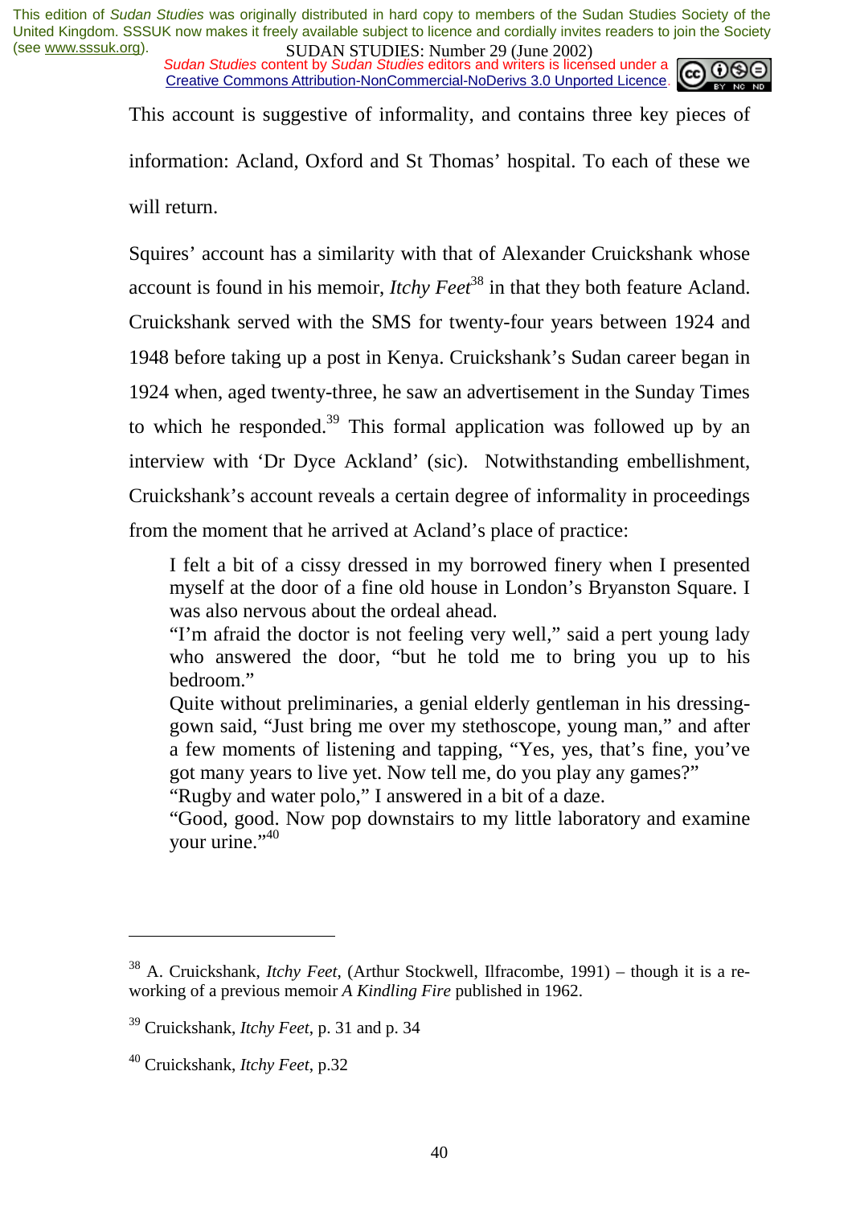This account is suggestive of informality, and contains three key pieces of information: Acland, Oxford and St Thomas' hospital. To each of these we will return.

Squires' account has a similarity with that of Alexander Cruickshank whose account is found in his memoir, *Itchy Feet*[38] in that they both feature Acland. Cruickshank served with the SMS for twenty-four years between 1924 and 1948 before taking up a post in Kenya. Cruickshank's Sudan career began in 1924 when, aged twenty-three, he saw an advertisement in the Sunday Times to which he responded.[39] This formal application was followed up by an interview with 'Dr Dyce Ackland' (sic). Notwithstanding embellishment, Cruickshank's account reveals a certain degree of informality in proceedings from the moment that he arrived at Acland's place of practice:

> I felt a bit of a cissy dressed in my borrowed finery when I presented myself at the door of a fine old house in London's Bryanston Square. I was also nervous about the ordeal ahead.
> "I'm afraid the doctor is not feeling very well," said a pert young lady who answered the door, "but he told me to bring you up to his bedroom."
> Quite without preliminaries, a genial elderly gentleman in his dressing-gown said, "Just bring me over my stethoscope, young man," and after a few moments of listening and tapping, "Yes, yes, that's fine, you've got many years to live yet. Now tell me, do you play any games?"
> "Rugby and water polo," I answered in a bit of a daze.
> "Good, good. Now pop downstairs to my little laboratory and examine your urine."[40]

---

[38] A. Cruickshank, *Itchy Feet*, (Arthur Stockwell, Ilfracombe, 1991) – though it is a re-working of a previous memoir *A Kindling Fire* published in 1962.

[39] Cruickshank, *Itchy Feet*, p. 31 and p. 34

[40] Cruickshank, *Itchy Feet*, p.32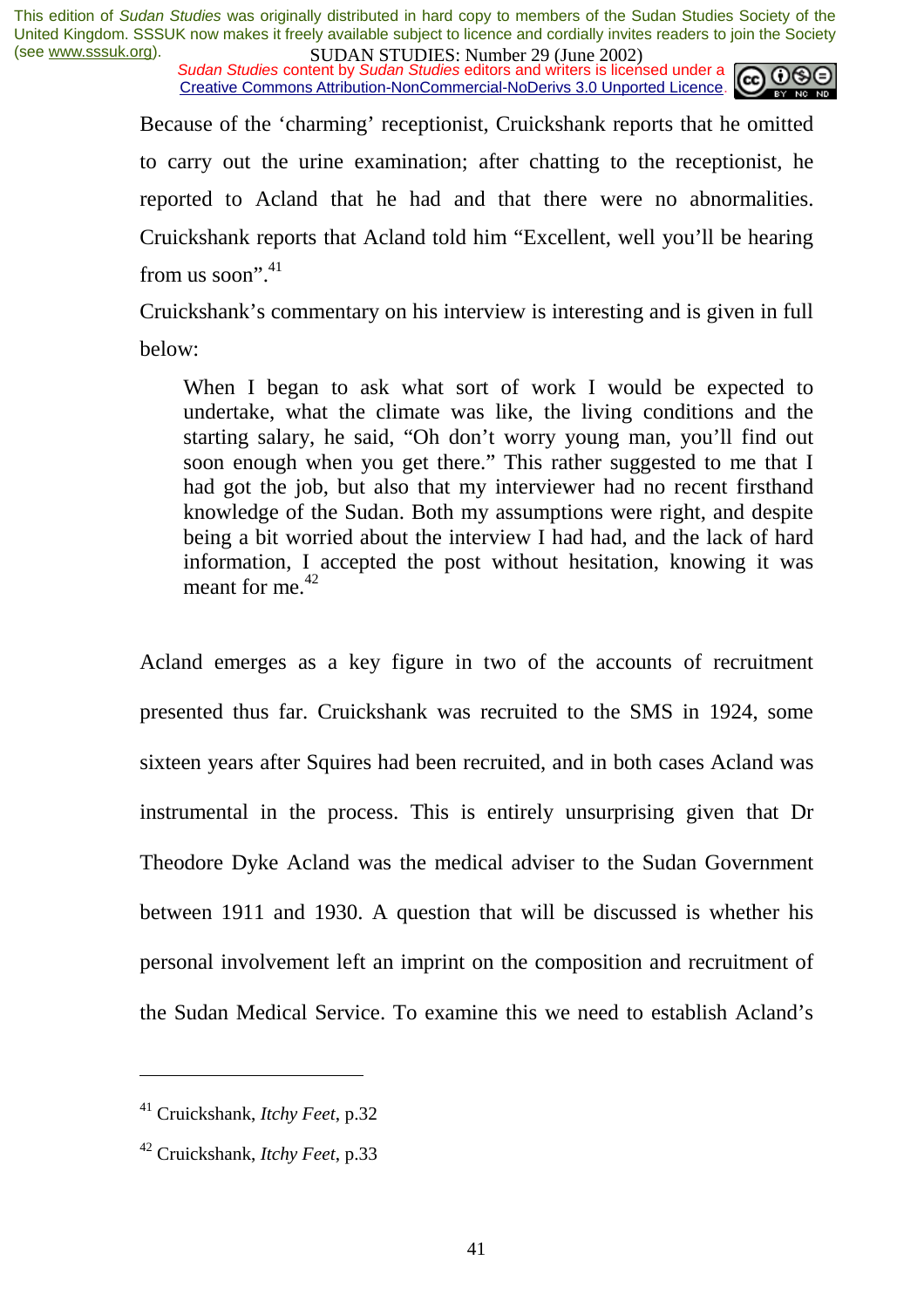Because of the 'charming' receptionist, Cruickshank reports that he omitted to carry out the urine examination; after chatting to the receptionist, he reported to Acland that he had and that there were no abnormalities. Cruickshank reports that Acland told him "Excellent, well you'll be hearing from us soon".[41]

Cruickshank's commentary on his interview is interesting and is given in full below:

> When I began to ask what sort of work I would be expected to undertake, what the climate was like, the living conditions and the starting salary, he said, "Oh don't worry young man, you'll find out soon enough when you get there." This rather suggested to me that I had got the job, but also that my interviewer had no recent firsthand knowledge of the Sudan. Both my assumptions were right, and despite being a bit worried about the interview I had had, and the lack of hard information, I accepted the post without hesitation, knowing it was meant for me.[42]

Acland emerges as a key figure in two of the accounts of recruitment presented thus far. Cruickshank was recruited to the SMS in 1924, some sixteen years after Squires had been recruited, and in both cases Acland was instrumental in the process. This is entirely unsurprising given that Dr Theodore Dyke Acland was the medical adviser to the Sudan Government between 1911 and 1930. A question that will be discussed is whether his personal involvement left an imprint on the composition and recruitment of the Sudan Medical Service. To examine this we need to establish Acland's

---

[41] Cruickshank, *Itchy Feet*, p.32

[42] Cruickshank, *Itchy Feet*, p.33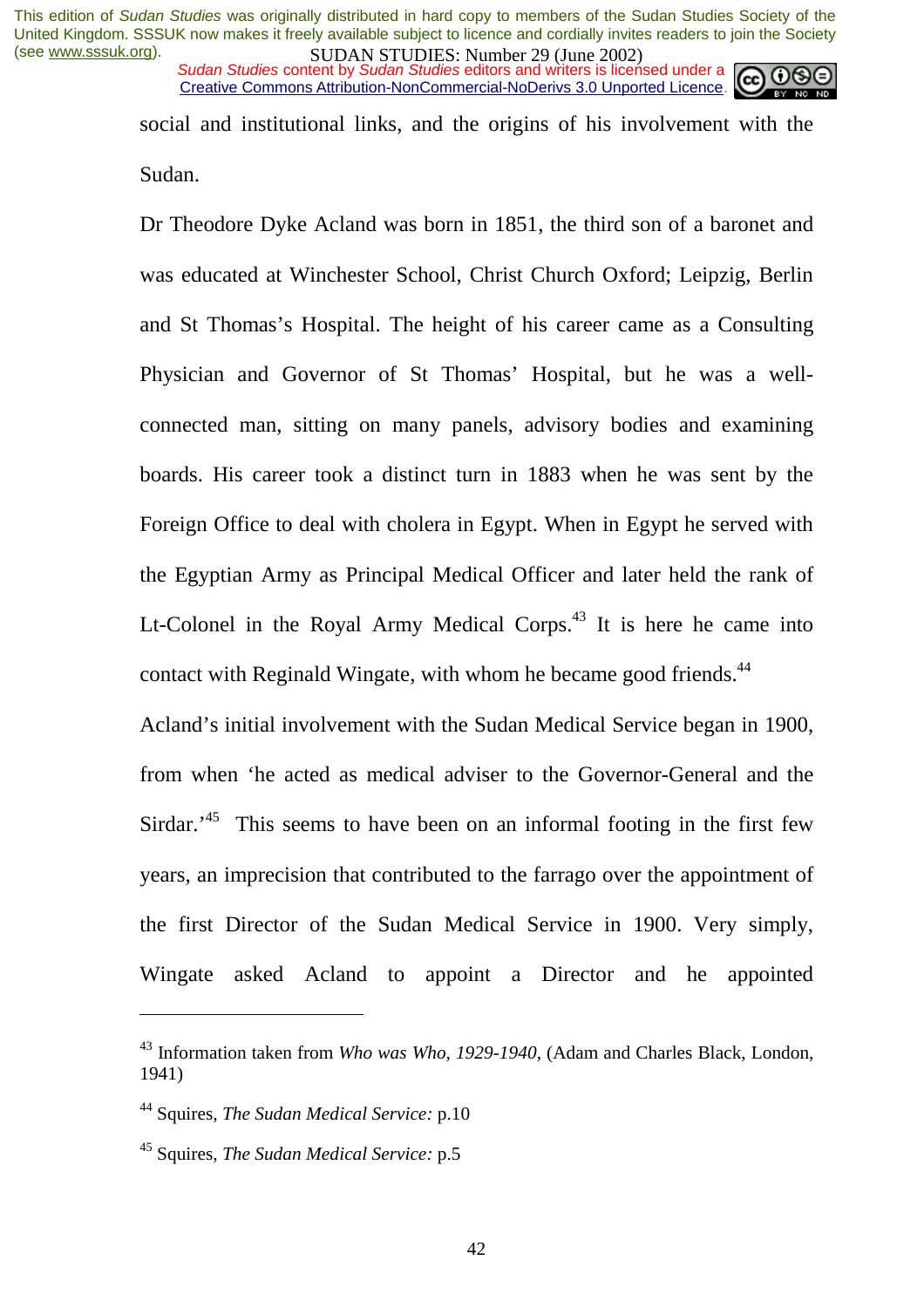social and institutional links, and the origins of his involvement with the Sudan.

Dr Theodore Dyke Acland was born in 1851, the third son of a baronet and was educated at Winchester School, Christ Church Oxford; Leipzig, Berlin and St Thomas's Hospital. The height of his career came as a Consulting Physician and Governor of St Thomas' Hospital, but he was a well-connected man, sitting on many panels, advisory bodies and examining boards. His career took a distinct turn in 1883 when he was sent by the Foreign Office to deal with cholera in Egypt. When in Egypt he served with the Egyptian Army as Principal Medical Officer and later held the rank of Lt-Colonel in the Royal Army Medical Corps.[43] It is here he came into contact with Reginald Wingate, with whom he became good friends.[44]

Acland's initial involvement with the Sudan Medical Service began in 1900, from when 'he acted as medical adviser to the Governor-General and the Sirdar.'[45] This seems to have been on an informal footing in the first few years, an imprecision that contributed to the farrago over the appointment of the first Director of the Sudan Medical Service in 1900. Very simply, Wingate asked Acland to appoint a Director and he appointed

---

[43] Information taken from *Who was Who, 1929-1940*, (Adam and Charles Black, London, 1941)

[44] Squires, *The Sudan Medical Service:* p.10

[45] Squires, *The Sudan Medical Service:* p.5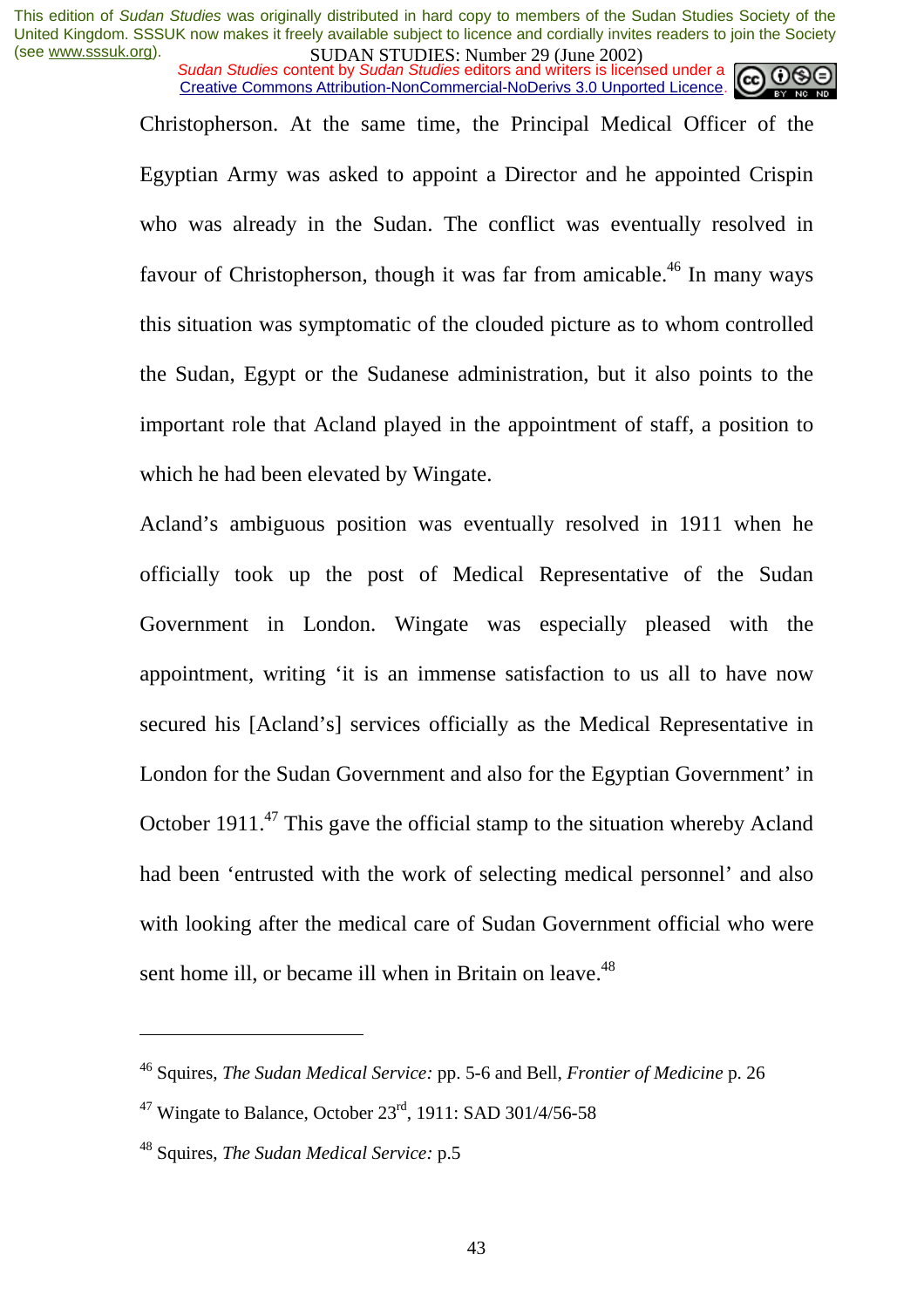Christopherson. At the same time, the Principal Medical Officer of the Egyptian Army was asked to appoint a Director and he appointed Crispin who was already in the Sudan. The conflict was eventually resolved in favour of Christopherson, though it was far from amicable.[46] In many ways this situation was symptomatic of the clouded picture as to whom controlled the Sudan, Egypt or the Sudanese administration, but it also points to the important role that Acland played in the appointment of staff, a position to which he had been elevated by Wingate.

Acland's ambiguous position was eventually resolved in 1911 when he officially took up the post of Medical Representative of the Sudan Government in London. Wingate was especially pleased with the appointment, writing 'it is an immense satisfaction to us all to have now secured his [Acland's] services officially as the Medical Representative in London for the Sudan Government and also for the Egyptian Government' in October 1911.[47] This gave the official stamp to the situation whereby Acland had been 'entrusted with the work of selecting medical personnel' and also with looking after the medical care of Sudan Government official who were sent home ill, or became ill when in Britain on leave.[48]

---

[46] Squires, *The Sudan Medical Service:* pp. 5-6 and Bell, *Frontier of Medicine* p. 26

[47] Wingate to Balance, October 23rd, 1911: SAD 301/4/56-58

[48] Squires, *The Sudan Medical Service:* p.5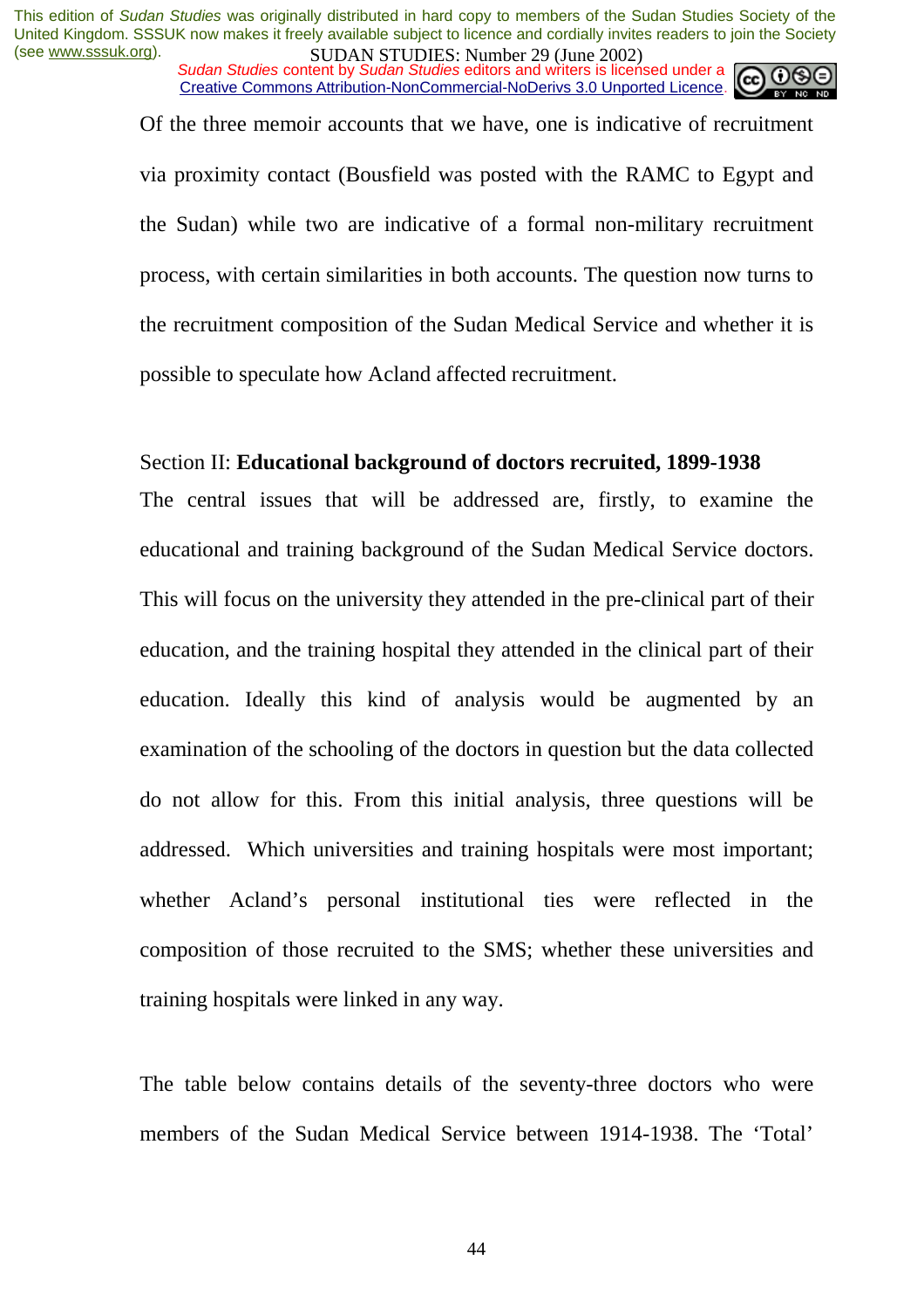Of the three memoir accounts that we have, one is indicative of recruitment via proximity contact (Bousfield was posted with the RAMC to Egypt and the Sudan) while two are indicative of a formal non-military recruitment process, with certain similarities in both accounts. The question now turns to the recruitment composition of the Sudan Medical Service and whether it is possible to speculate how Acland affected recruitment.

Section II: **Educational background of doctors recruited, 1899-1938**

The central issues that will be addressed are, firstly, to examine the educational and training background of the Sudan Medical Service doctors. This will focus on the university they attended in the pre-clinical part of their education, and the training hospital they attended in the clinical part of their education. Ideally this kind of analysis would be augmented by an examination of the schooling of the doctors in question but the data collected do not allow for this. From this initial analysis, three questions will be addressed. Which universities and training hospitals were most important; whether Acland's personal institutional ties were reflected in the composition of those recruited to the SMS; whether these universities and training hospitals were linked in any way.

The table below contains details of the seventy-three doctors who were members of the Sudan Medical Service between 1914-1938. The 'Total'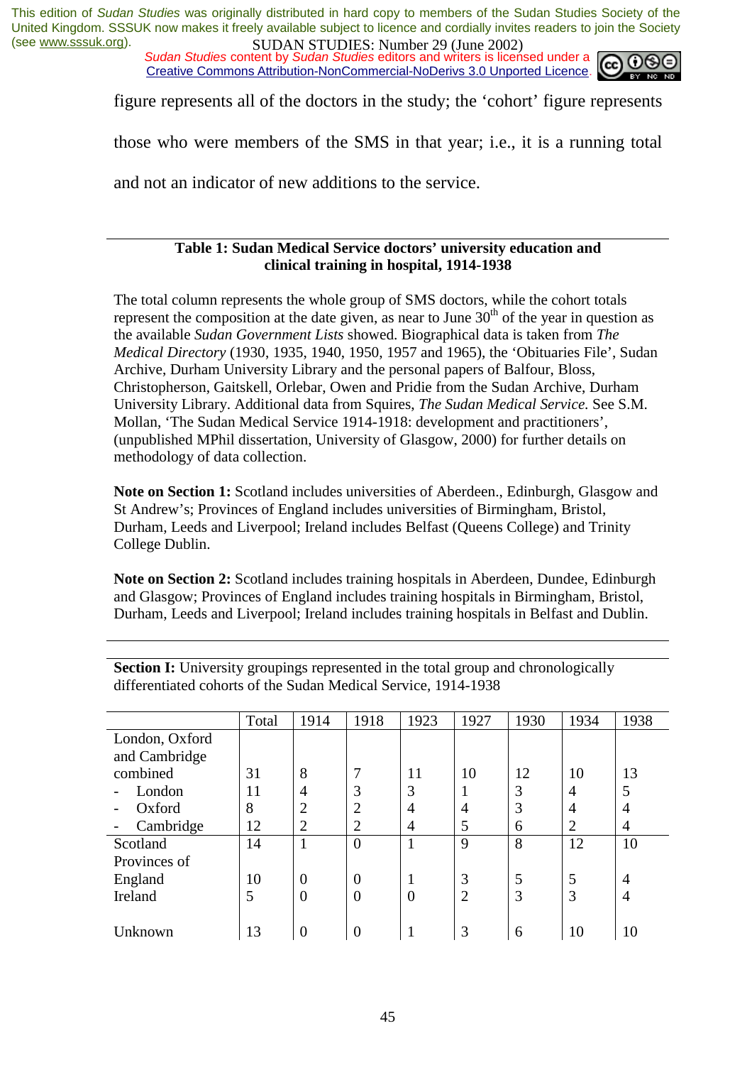figure represents all of the doctors in the study; the 'cohort' figure represents those who were members of the SMS in that year; i.e., it is a running total and not an indicator of new additions to the service.

**Table 1: Sudan Medical Service doctors' university education and clinical training in hospital, 1914-1938**

The total column represents the whole group of SMS doctors, while the cohort totals represent the composition at the date given, as near to June 30th of the year in question as the available *Sudan Government Lists* showed. Biographical data is taken from *The Medical Directory* (1930, 1935, 1940, 1950, 1957 and 1965), the 'Obituaries File', Sudan Archive, Durham University Library and the personal papers of Balfour, Bloss, Christopherson, Gaitskell, Orlebar, Owen and Pridie from the Sudan Archive, Durham University Library. Additional data from Squires, *The Sudan Medical Service.* See S.M. Mollan, 'The Sudan Medical Service 1914-1918: development and practitioners', (unpublished MPhil dissertation, University of Glasgow, 2000) for further details on methodology of data collection.

**Note on Section 1:** Scotland includes universities of Aberdeen., Edinburgh, Glasgow and St Andrew's; Provinces of England includes universities of Birmingham, Bristol, Durham, Leeds and Liverpool; Ireland includes Belfast (Queens College) and Trinity College Dublin.

**Note on Section 2:** Scotland includes training hospitals in Aberdeen, Dundee, Edinburgh and Glasgow; Provinces of England includes training hospitals in Birmingham, Bristol, Durham, Leeds and Liverpool; Ireland includes training hospitals in Belfast and Dublin.

**Section I:** University groupings represented in the total group and chronologically differentiated cohorts of the Sudan Medical Service, 1914-1938

| | Total | 1914 | 1918 | 1923 | 1927 | 1930 | 1934 | 1938 |
|---|---|---|---|---|---|---|---|---|
| London, Oxford and Cambridge combined | 31 | 8 | 7 | 11 | 10 | 12 | 10 | 13 |
| - London | 11 | 4 | 3 | 3 | 1 | 3 | 4 | 5 |
| - Oxford | 8 | 2 | 2 | 4 | 4 | 3 | 4 | 4 |
| - Cambridge | 12 | 2 | 2 | 4 | 5 | 6 | 2 | 4 |
| Scotland | 14 | 1 | 0 | 1 | 9 | 8 | 12 | 10 |
| Provinces of England | 10 | 0 | 0 | 1 | 3 | 5 | 5 | 4 |
| Ireland | 5 | 0 | 0 | 0 | 2 | 3 | 3 | 4 |
| Unknown | 13 | 0 | 0 | 1 | 3 | 6 | 10 | 10 |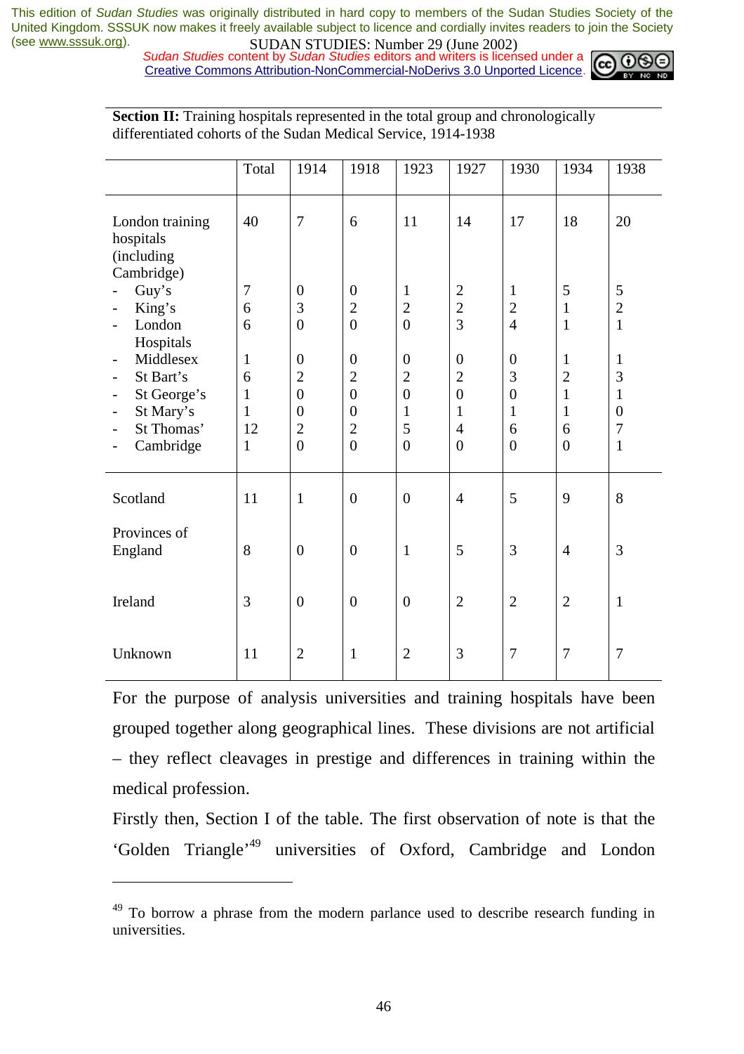This edition of *Sudan Studies* was originally distributed in hard copy to members of the Sudan Studies Society of the United Kingdom. SSSUK now makes it freely available subject to licence and cordially invites readers to join the Society (see www.sssuk.org).

*Sudan Studies* content by *Sudan Studies* editors and writers is licensed under a Creative Commons Attribution-NonCommercial-NoDerivs 3.0 Unported Licence.

**Section II:** Training hospitals represented in the total group and chronologically differentiated cohorts of the Sudan Medical Service, 1914-1938

| | Total | 1914 | 1918 | 1923 | 1927 | 1930 | 1934 | 1938 |
|---|---|---|---|---|---|---|---|---|
| London training hospitals (including Cambridge) | 40 | 7 | 6 | 11 | 14 | 17 | 18 | 20 |
| - Guy's | 7 | 0 | 0 | 1 | 2 | 1 | 5 | 5 |
| - King's | 6 | 3 | 2 | 2 | 2 | 2 | 1 | 2 |
| - London Hospitals | 6 | 0 | 0 | 0 | 3 | 4 | 1 | 1 |
| - Middlesex | 1 | 0 | 0 | 0 | 0 | 0 | 1 | 1 |
| - St Bart's | 6 | 2 | 2 | 2 | 2 | 3 | 2 | 3 |
| - St George's | 1 | 0 | 0 | 0 | 0 | 0 | 1 | 1 |
| - St Mary's | 1 | 0 | 0 | 1 | 1 | 1 | 1 | 0 |
| - St Thomas' | 12 | 2 | 2 | 5 | 4 | 6 | 6 | 7 |
| - Cambridge | 1 | 0 | 0 | 0 | 0 | 0 | 0 | 1 |
| Scotland | 11 | 1 | 0 | 0 | 4 | 5 | 9 | 8 |
| Provinces of England | 8 | 0 | 0 | 1 | 5 | 3 | 4 | 3 |
| Ireland | 3 | 0 | 0 | 0 | 2 | 2 | 2 | 1 |
| Unknown | 11 | 2 | 1 | 2 | 3 | 7 | 7 | 7 |

For the purpose of analysis universities and training hospitals have been grouped together along geographical lines. These divisions are not artificial – they reflect cleavages in prestige and differences in training within the medical profession.

Firstly then, Section I of the table. The first observation of note is that the 'Golden Triangle'[49] universities of Oxford, Cambridge and London

[49] To borrow a phrase from the modern parlance used to describe research funding in universities.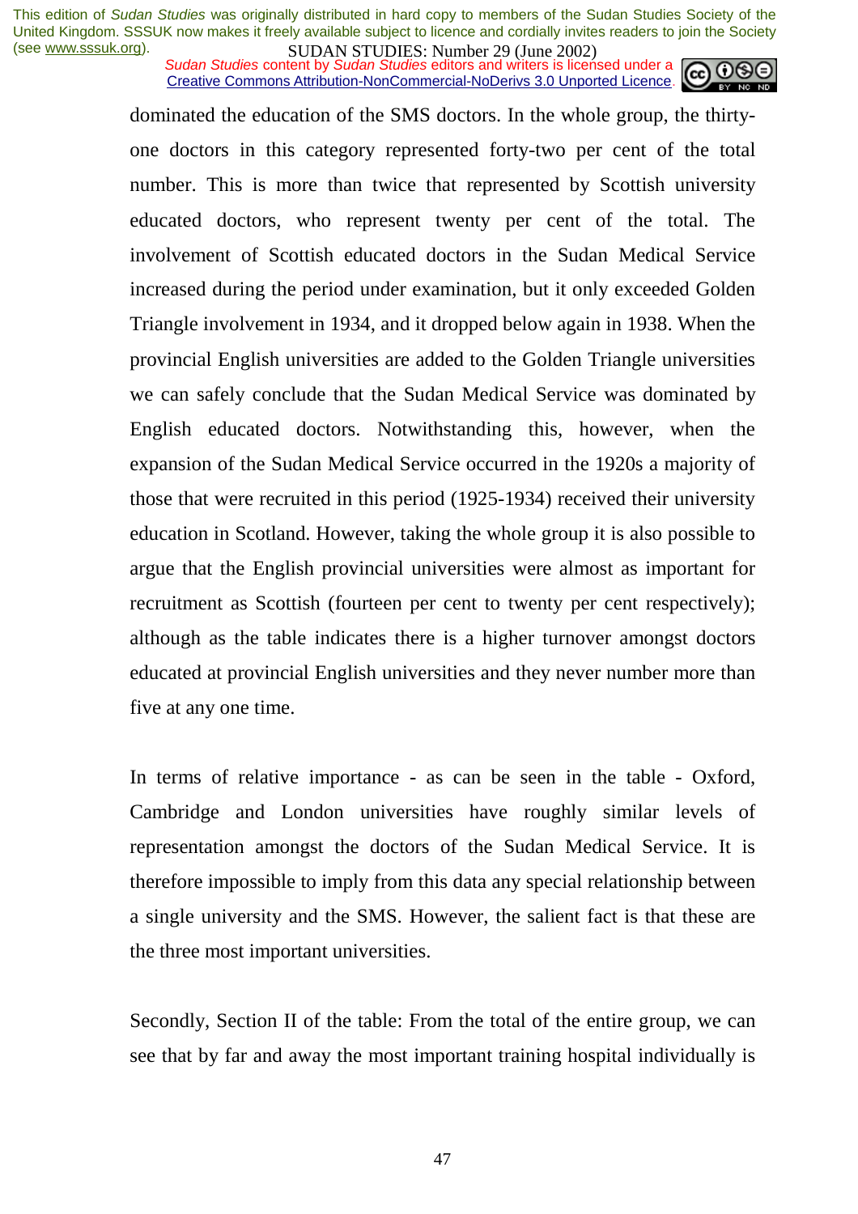dominated the education of the SMS doctors. In the whole group, the thirty-one doctors in this category represented forty-two per cent of the total number. This is more than twice that represented by Scottish university educated doctors, who represent twenty per cent of the total. The involvement of Scottish educated doctors in the Sudan Medical Service increased during the period under examination, but it only exceeded Golden Triangle involvement in 1934, and it dropped below again in 1938. When the provincial English universities are added to the Golden Triangle universities we can safely conclude that the Sudan Medical Service was dominated by English educated doctors. Notwithstanding this, however, when the expansion of the Sudan Medical Service occurred in the 1920s a majority of those that were recruited in this period (1925-1934) received their university education in Scotland. However, taking the whole group it is also possible to argue that the English provincial universities were almost as important for recruitment as Scottish (fourteen per cent to twenty per cent respectively); although as the table indicates there is a higher turnover amongst doctors educated at provincial English universities and they never number more than five at any one time.

In terms of relative importance - as can be seen in the table - Oxford, Cambridge and London universities have roughly similar levels of representation amongst the doctors of the Sudan Medical Service. It is therefore impossible to imply from this data any special relationship between a single university and the SMS. However, the salient fact is that these are the three most important universities.

Secondly, Section II of the table: From the total of the entire group, we can see that by far and away the most important training hospital individually is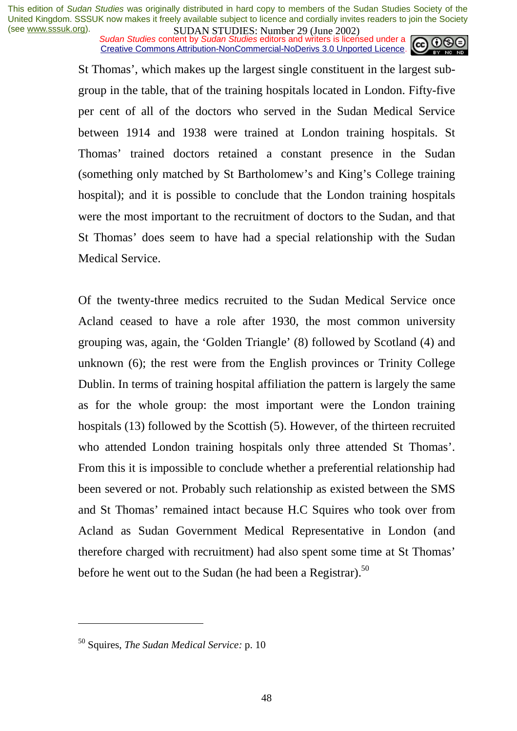St Thomas', which makes up the largest single constituent in the largest sub-group in the table, that of the training hospitals located in London. Fifty-five per cent of all of the doctors who served in the Sudan Medical Service between 1914 and 1938 were trained at London training hospitals. St Thomas' trained doctors retained a constant presence in the Sudan (something only matched by St Bartholomew's and King's College training hospital); and it is possible to conclude that the London training hospitals were the most important to the recruitment of doctors to the Sudan, and that St Thomas' does seem to have had a special relationship with the Sudan Medical Service.

Of the twenty-three medics recruited to the Sudan Medical Service once Acland ceased to have a role after 1930, the most common university grouping was, again, the 'Golden Triangle' (8) followed by Scotland (4) and unknown (6); the rest were from the English provinces or Trinity College Dublin. In terms of training hospital affiliation the pattern is largely the same as for the whole group: the most important were the London training hospitals (13) followed by the Scottish (5). However, of the thirteen recruited who attended London training hospitals only three attended St Thomas'. From this it is impossible to conclude whether a preferential relationship had been severed or not. Probably such relationship as existed between the SMS and St Thomas' remained intact because H.C Squires who took over from Acland as Sudan Government Medical Representative in London (and therefore charged with recruitment) had also spent some time at St Thomas' before he went out to the Sudan (he had been a Registrar).[50]

---

[50] Squires, *The Sudan Medical Service:* p. 10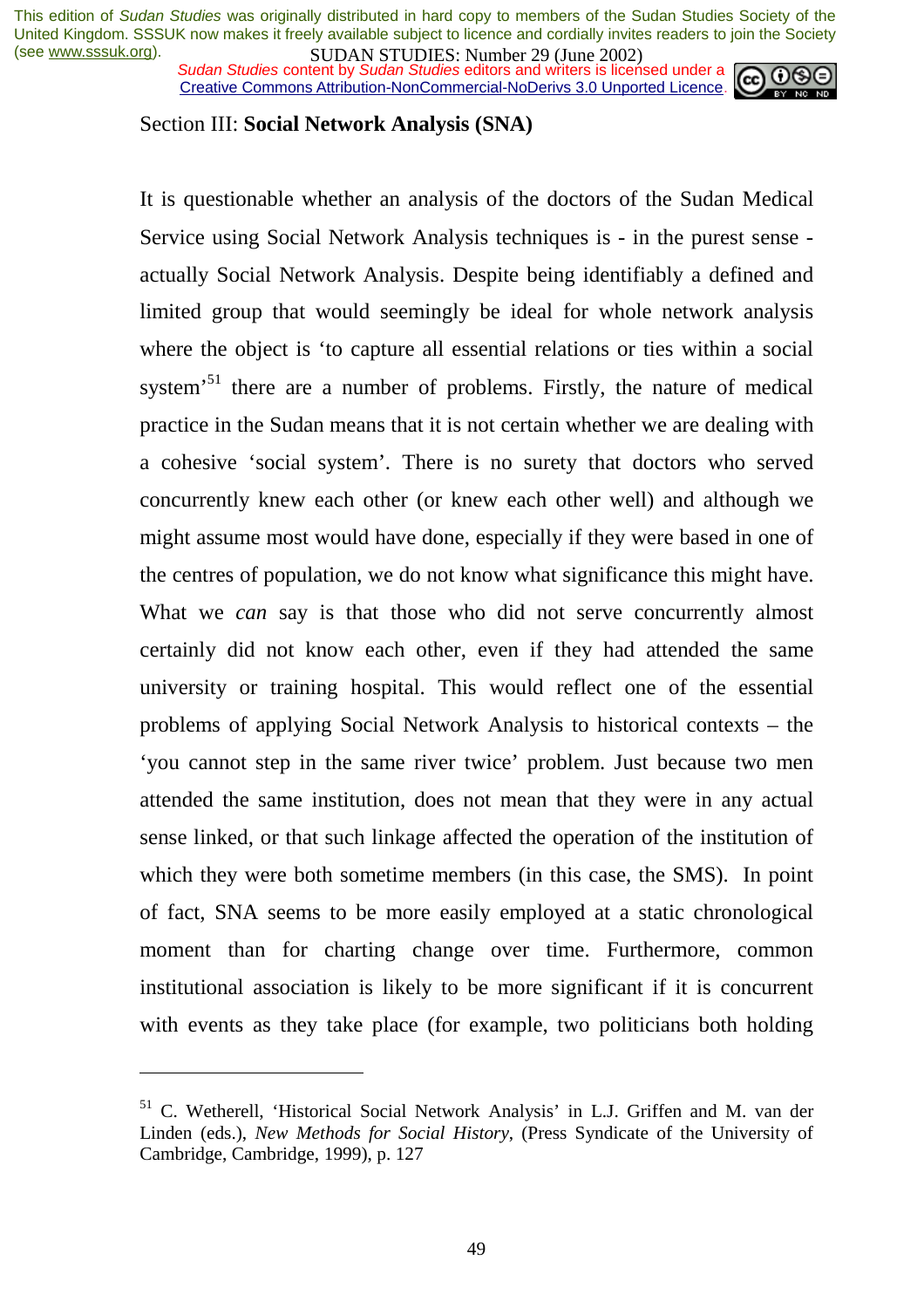Section III: **Social Network Analysis (SNA)**

It is questionable whether an analysis of the doctors of the Sudan Medical Service using Social Network Analysis techniques is - in the purest sense - actually Social Network Analysis. Despite being identifiably a defined and limited group that would seemingly be ideal for whole network analysis where the object is 'to capture all essential relations or ties within a social system'[51] there are a number of problems. Firstly, the nature of medical practice in the Sudan means that it is not certain whether we are dealing with a cohesive 'social system'. There is no surety that doctors who served concurrently knew each other (or knew each other well) and although we might assume most would have done, especially if they were based in one of the centres of population, we do not know what significance this might have. What we *can* say is that those who did not serve concurrently almost certainly did not know each other, even if they had attended the same university or training hospital. This would reflect one of the essential problems of applying Social Network Analysis to historical contexts – the 'you cannot step in the same river twice' problem. Just because two men attended the same institution, does not mean that they were in any actual sense linked, or that such linkage affected the operation of the institution of which they were both sometime members (in this case, the SMS). In point of fact, SNA seems to be more easily employed at a static chronological moment than for charting change over time. Furthermore, common institutional association is likely to be more significant if it is concurrent with events as they take place (for example, two politicians both holding

---

[51] C. Wetherell, 'Historical Social Network Analysis' in L.J. Griffen and M. van der Linden (eds.), *New Methods for Social History*, (Press Syndicate of the University of Cambridge, Cambridge, 1999), p. 127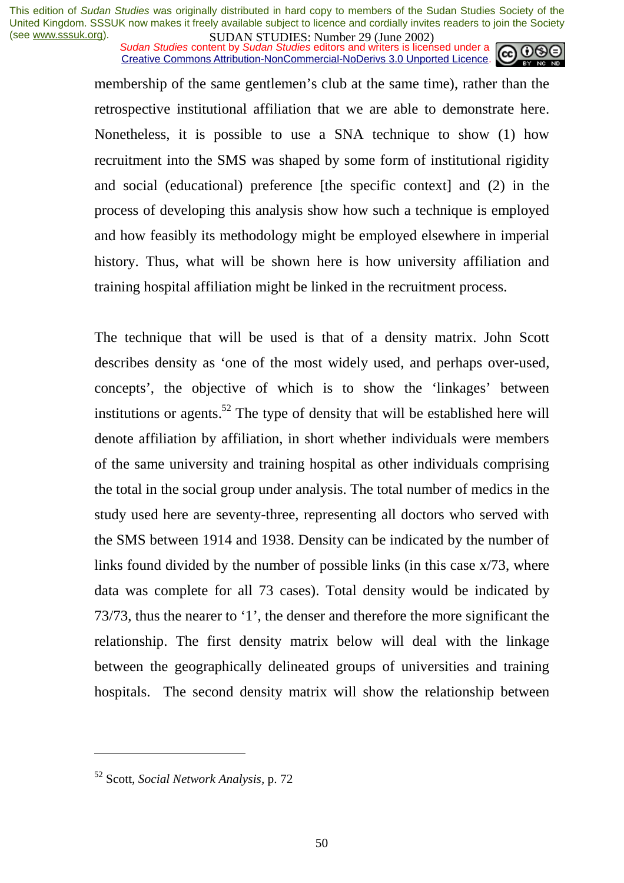membership of the same gentlemen's club at the same time), rather than the retrospective institutional affiliation that we are able to demonstrate here. Nonetheless, it is possible to use a SNA technique to show (1) how recruitment into the SMS was shaped by some form of institutional rigidity and social (educational) preference [the specific context] and (2) in the process of developing this analysis show how such a technique is employed and how feasibly its methodology might be employed elsewhere in imperial history. Thus, what will be shown here is how university affiliation and training hospital affiliation might be linked in the recruitment process.

The technique that will be used is that of a density matrix. John Scott describes density as 'one of the most widely used, and perhaps over-used, concepts', the objective of which is to show the 'linkages' between institutions or agents.[52] The type of density that will be established here will denote affiliation by affiliation, in short whether individuals were members of the same university and training hospital as other individuals comprising the total in the social group under analysis. The total number of medics in the study used here are seventy-three, representing all doctors who served with the SMS between 1914 and 1938. Density can be indicated by the number of links found divided by the number of possible links (in this case x/73, where data was complete for all 73 cases). Total density would be indicated by 73/73, thus the nearer to '1', the denser and therefore the more significant the relationship. The first density matrix below will deal with the linkage between the geographically delineated groups of universities and training hospitals. The second density matrix will show the relationship between

---

[52] Scott, *Social Network Analysis*, p. 72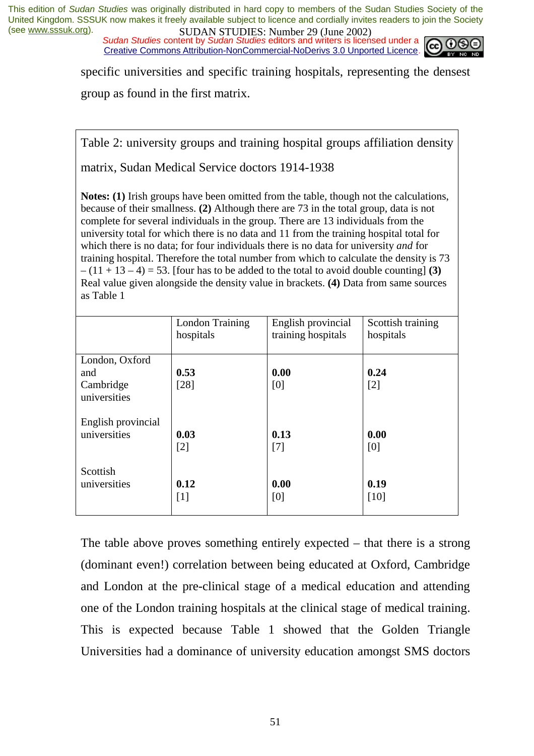specific universities and specific training hospitals, representing the densest group as found in the first matrix.

Table 2: university groups and training hospital groups affiliation density matrix, Sudan Medical Service doctors 1914-1938

**Notes: (1)** Irish groups have been omitted from the table, though not the calculations, because of their smallness. **(2)** Although there are 73 in the total group, data is not complete for several individuals in the group. There are 13 individuals from the university total for which there is no data and 11 from the training hospital total for which there is no data; for four individuals there is no data for university *and* for training hospital. Therefore the total number from which to calculate the density is 73 – (11 + 13 – 4) = 53. [four has to be added to the total to avoid double counting] **(3)** Real value given alongside the density value in brackets. **(4)** Data from same sources as Table 1

| | London Training hospitals | English provincial training hospitals | Scottish training hospitals |
|---|---|---|---|
| London, Oxford and Cambridge universities | **0.53** [28] | **0.00** [0] | **0.24** [2] |
| English provincial universities | **0.03** [2] | **0.13** [7] | **0.00** [0] |
| Scottish universities | **0.12** [1] | **0.00** [0] | **0.19** [10] |

The table above proves something entirely expected – that there is a strong (dominant even!) correlation between being educated at Oxford, Cambridge and London at the pre-clinical stage of a medical education and attending one of the London training hospitals at the clinical stage of medical training. This is expected because Table 1 showed that the Golden Triangle Universities had a dominance of university education amongst SMS doctors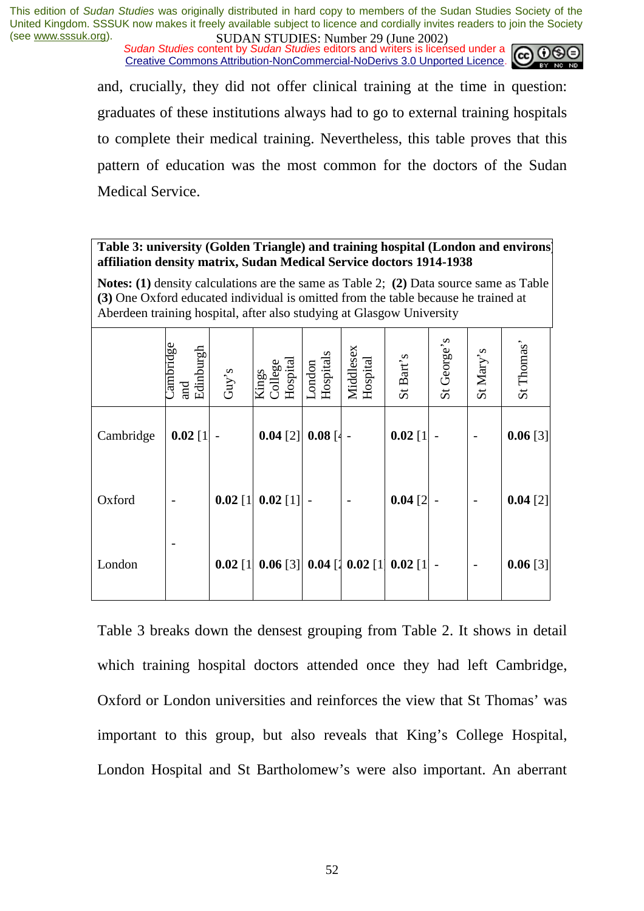and, crucially, they did not offer clinical training at the time in question: graduates of these institutions always had to go to external training hospitals to complete their medical training. Nevertheless, this table proves that this pattern of education was the most common for the doctors of the Sudan Medical Service.

**Table 3: university (Golden Triangle) and training hospital (London and environs) affiliation density matrix, Sudan Medical Service doctors 1914-1938**

**Notes: (1)** density calculations are the same as Table 2; **(2)** Data source same as Table **(3)** One Oxford educated individual is omitted from the table because he trained at Aberdeen training hospital, after also studying at Glasgow University

| | Cambridge and Edinburgh | Guy's | Kings College Hospital | London Hospitals | Middlesex Hospital | St Bart's | St George's | St Mary's | St Thomas' |
|---|---|---|---|---|---|---|---|---|---|
| Cambridge | **0.02** [1 | - | **0.04** [2] | **0.08** [4 | - | **0.02** [1 | - | - | **0.06** [3] |
| Oxford | - | **0.02** [1 | **0.02** [1] | - | - | **0.04** [2 | - | - | **0.04** [2] |
| London | - | **0.02** [1 | **0.06** [3] | **0.04** [2 | **0.02** [1 | **0.02** [1 | - | - | **0.06** [3] |

Table 3 breaks down the densest grouping from Table 2. It shows in detail which training hospital doctors attended once they had left Cambridge, Oxford or London universities and reinforces the view that St Thomas' was important to this group, but also reveals that King's College Hospital, London Hospital and St Bartholomew's were also important. An aberrant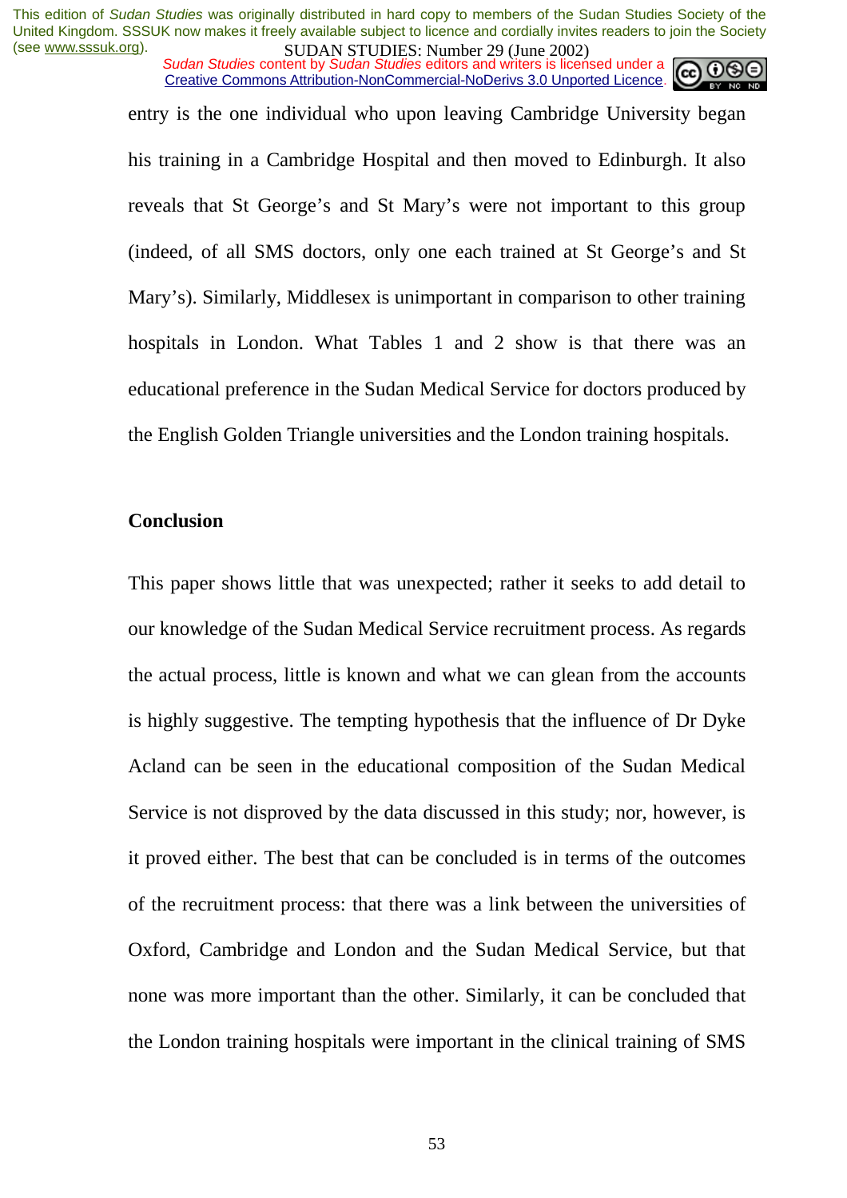entry is the one individual who upon leaving Cambridge University began his training in a Cambridge Hospital and then moved to Edinburgh. It also reveals that St George's and St Mary's were not important to this group (indeed, of all SMS doctors, only one each trained at St George's and St Mary's). Similarly, Middlesex is unimportant in comparison to other training hospitals in London. What Tables 1 and 2 show is that there was an educational preference in the Sudan Medical Service for doctors produced by the English Golden Triangle universities and the London training hospitals.

**Conclusion**

This paper shows little that was unexpected; rather it seeks to add detail to our knowledge of the Sudan Medical Service recruitment process. As regards the actual process, little is known and what we can glean from the accounts is highly suggestive. The tempting hypothesis that the influence of Dr Dyke Acland can be seen in the educational composition of the Sudan Medical Service is not disproved by the data discussed in this study; nor, however, is it proved either. The best that can be concluded is in terms of the outcomes of the recruitment process: that there was a link between the universities of Oxford, Cambridge and London and the Sudan Medical Service, but that none was more important than the other. Similarly, it can be concluded that the London training hospitals were important in the clinical training of SMS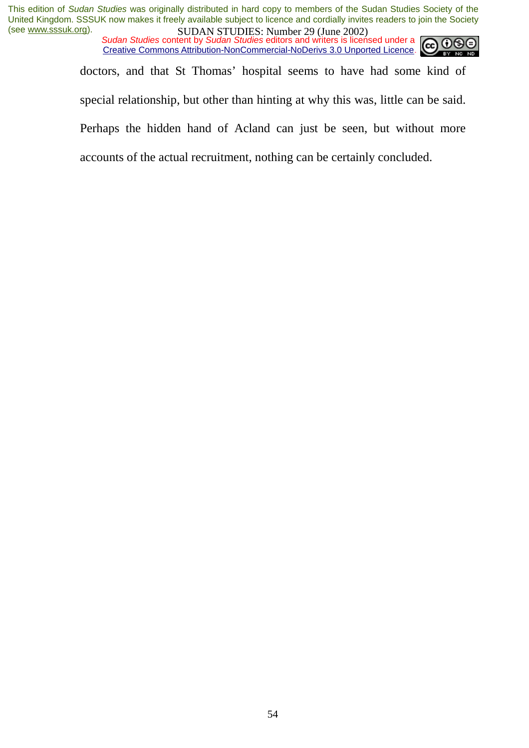doctors, and that St Thomas' hospital seems to have had some kind of special relationship, but other than hinting at why this was, little can be said. Perhaps the hidden hand of Acland can just be seen, but without more accounts of the actual recruitment, nothing can be certainly concluded.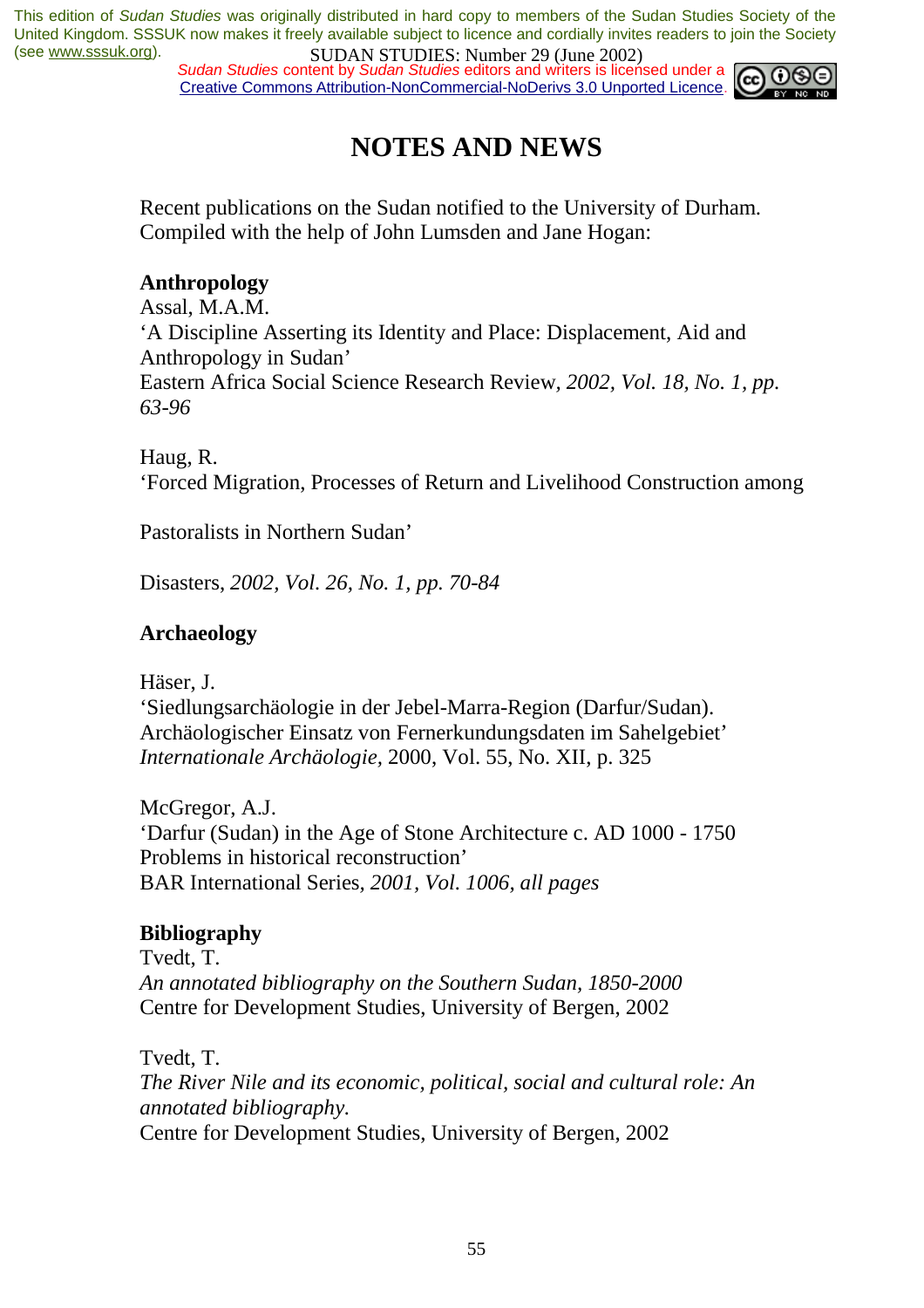# NOTES AND NEWS

Recent publications on the Sudan notified to the University of Durham. Compiled with the help of John Lumsden and Jane Hogan:

**Anthropology**

Assal, M.A.M.
'A Discipline Asserting its Identity and Place: Displacement, Aid and Anthropology in Sudan'
Eastern Africa Social Science Research Review, *2002, Vol. 18, No. 1, pp. 63-96*

Haug, R.
'Forced Migration, Processes of Return and Livelihood Construction among Pastoralists in Northern Sudan'
Disasters, *2002, Vol. 26, No. 1, pp. 70-84*

**Archaeology**

Häser, J.
'Siedlungsarchäologie in der Jebel-Marra-Region (Darfur/Sudan). Archäologischer Einsatz von Fernerkundungsdaten im Sahelgebiet'
*Internationale Archäologie*, 2000, Vol. 55, No. XII, p. 325

McGregor, A.J.
'Darfur (Sudan) in the Age of Stone Architecture c. AD 1000 - 1750 Problems in historical reconstruction'
BAR International Series, *2001, Vol. 1006, all pages*

**Bibliography**

Tvedt, T.
*An annotated bibliography on the Southern Sudan, 1850-2000*
Centre for Development Studies, University of Bergen, 2002

Tvedt, T.
*The River Nile and its economic, political, social and cultural role: An annotated bibliography.*
Centre for Development Studies, University of Bergen, 2002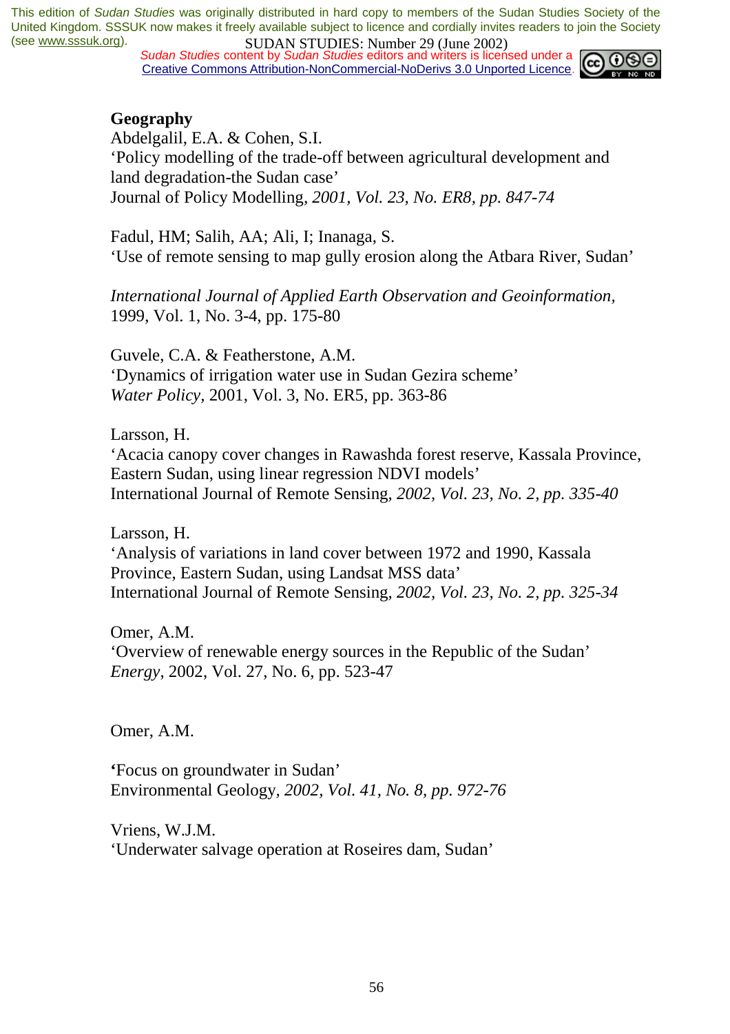**Geography**

Abdelgalil, E.A. & Cohen, S.I.
'Policy modelling of the trade-off between agricultural development and land degradation-the Sudan case'
Journal of Policy Modelling*, 2001, Vol. 23, No. ER8, pp. 847-74*

Fadul, HM; Salih, AA; Ali, I; Inanaga, S.
'Use of remote sensing to map gully erosion along the Atbara River, Sudan'

*International Journal of Applied Earth Observation and Geoinformation,* 1999, Vol. 1, No. 3-4, pp. 175-80

Guvele, C.A. & Featherstone, A.M.
'Dynamics of irrigation water use in Sudan Gezira scheme'
*Water Policy,* 2001, Vol. 3, No. ER5, pp. 363-86

Larsson, H.
'Acacia canopy cover changes in Rawashda forest reserve, Kassala Province, Eastern Sudan, using linear regression NDVI models'
International Journal of Remote Sensing*, 2002, Vol. 23, No. 2, pp. 335-40*

Larsson, H.
'Analysis of variations in land cover between 1972 and 1990, Kassala Province, Eastern Sudan, using Landsat MSS data'
International Journal of Remote Sensing*, 2002, Vol. 23, No. 2, pp. 325-34*

Omer, A.M.
'Overview of renewable energy sources in the Republic of the Sudan'
*Energy*, 2002, Vol. 27, No. 6, pp. 523-47

Omer, A.M.

**'**Focus on groundwater in Sudan'
Environmental Geology*, 2002, Vol. 41, No. 8, pp. 972-76*

Vriens, W.J.M.
'Underwater salvage operation at Roseires dam, Sudan'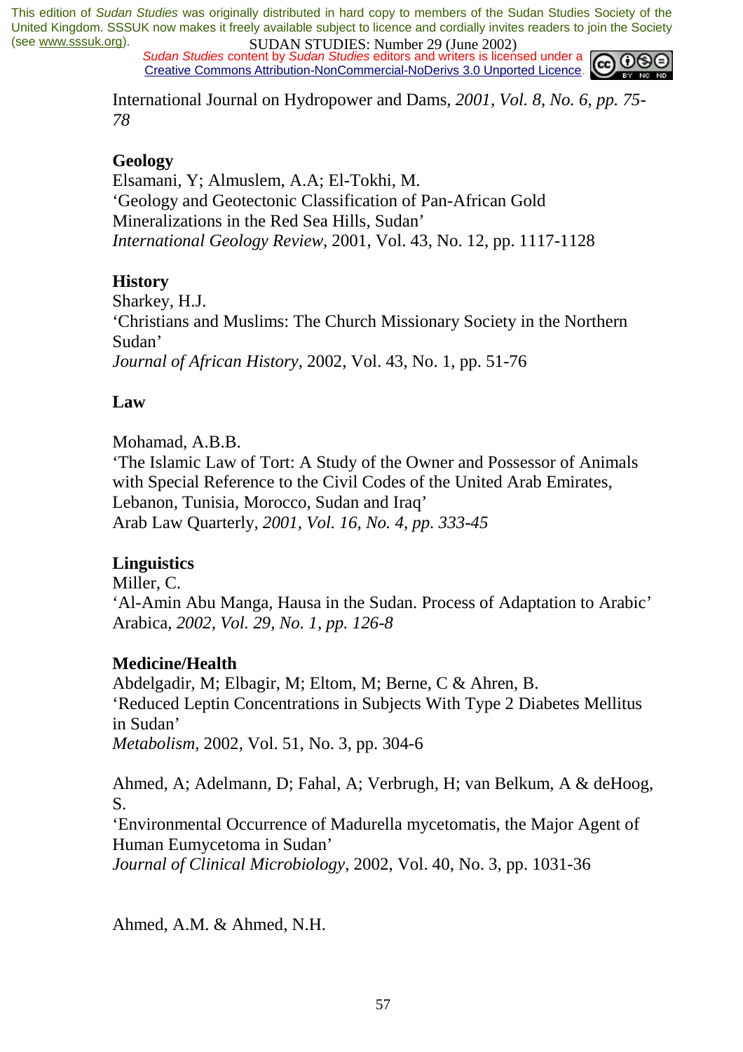International Journal on Hydropower and Dams, *2001, Vol. 8, No. 6, pp. 75-78*

**Geology**

Elsamani, Y; Almuslem, A.A; El-Tokhi, M.
'Geology and Geotectonic Classification of Pan-African Gold Mineralizations in the Red Sea Hills, Sudan'
*International Geology Review*, 2001, Vol. 43, No. 12, pp. 1117-1128

**History**

Sharkey, H.J.
'Christians and Muslims: The Church Missionary Society in the Northern Sudan'
*Journal of African History*, 2002, Vol. 43, No. 1, pp. 51-76

**Law**

Mohamad, A.B.B.
'The Islamic Law of Tort: A Study of the Owner and Possessor of Animals with Special Reference to the Civil Codes of the United Arab Emirates, Lebanon, Tunisia, Morocco, Sudan and Iraq'
Arab Law Quarterly, *2001, Vol. 16, No. 4, pp. 333-45*

**Linguistics**

Miller, C.
'Al-Amin Abu Manga, Hausa in the Sudan. Process of Adaptation to Arabic'
Arabica, *2002, Vol. 29, No. 1, pp. 126-8*

**Medicine/Health**

Abdelgadir, M; Elbagir, M; Eltom, M; Berne, C & Ahren, B.
'Reduced Leptin Concentrations in Subjects With Type 2 Diabetes Mellitus in Sudan'
*Metabolism*, 2002, Vol. 51, No. 3, pp. 304-6

Ahmed, A; Adelmann, D; Fahal, A; Verbrugh, H; van Belkum, A & deHoog, S.
'Environmental Occurrence of Madurella mycetomatis, the Major Agent of Human Eumycetoma in Sudan'
*Journal of Clinical Microbiology*, 2002, Vol. 40, No. 3, pp. 1031-36

Ahmed, A.M. & Ahmed, N.H.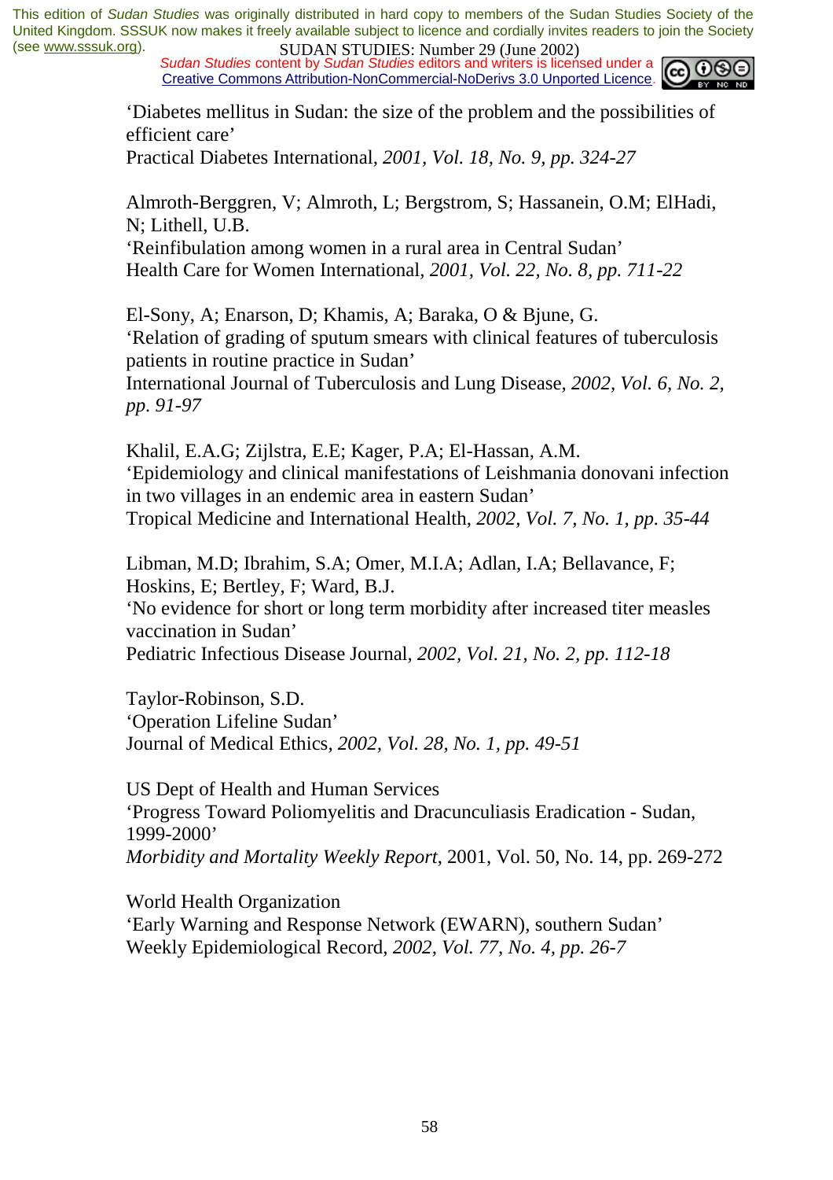'Diabetes mellitus in Sudan: the size of the problem and the possibilities of efficient care'
Practical Diabetes International, *2001, Vol. 18, No. 9, pp. 324-27*

Almroth-Berggren, V; Almroth, L; Bergstrom, S; Hassanein, O.M; ElHadi, N; Lithell, U.B.
'Reinfibulation among women in a rural area in Central Sudan'
Health Care for Women International, *2001, Vol. 22, No. 8, pp. 711-22*

El-Sony, A; Enarson, D; Khamis, A; Baraka, O & Bjune, G.
'Relation of grading of sputum smears with clinical features of tuberculosis patients in routine practice in Sudan'
International Journal of Tuberculosis and Lung Disease, *2002, Vol. 6, No. 2, pp. 91-97*

Khalil, E.A.G; Zijlstra, E.E; Kager, P.A; El-Hassan, A.M.
'Epidemiology and clinical manifestations of Leishmania donovani infection in two villages in an endemic area in eastern Sudan'
Tropical Medicine and International Health, *2002, Vol. 7, No. 1, pp. 35-44*

Libman, M.D; Ibrahim, S.A; Omer, M.I.A; Adlan, I.A; Bellavance, F; Hoskins, E; Bertley, F; Ward, B.J.
'No evidence for short or long term morbidity after increased titer measles vaccination in Sudan'
Pediatric Infectious Disease Journal, *2002, Vol. 21, No. 2, pp. 112-18*

Taylor-Robinson, S.D.
'Operation Lifeline Sudan'
Journal of Medical Ethics, *2002, Vol. 28, No. 1, pp. 49-51*

US Dept of Health and Human Services
'Progress Toward Poliomyelitis and Dracunculiasis Eradication - Sudan, 1999-2000'
*Morbidity and Mortality Weekly Report*, 2001, Vol. 50, No. 14, pp. 269-272

World Health Organization
'Early Warning and Response Network (EWARN), southern Sudan'
Weekly Epidemiological Record, *2002, Vol. 77, No. 4, pp. 26-7*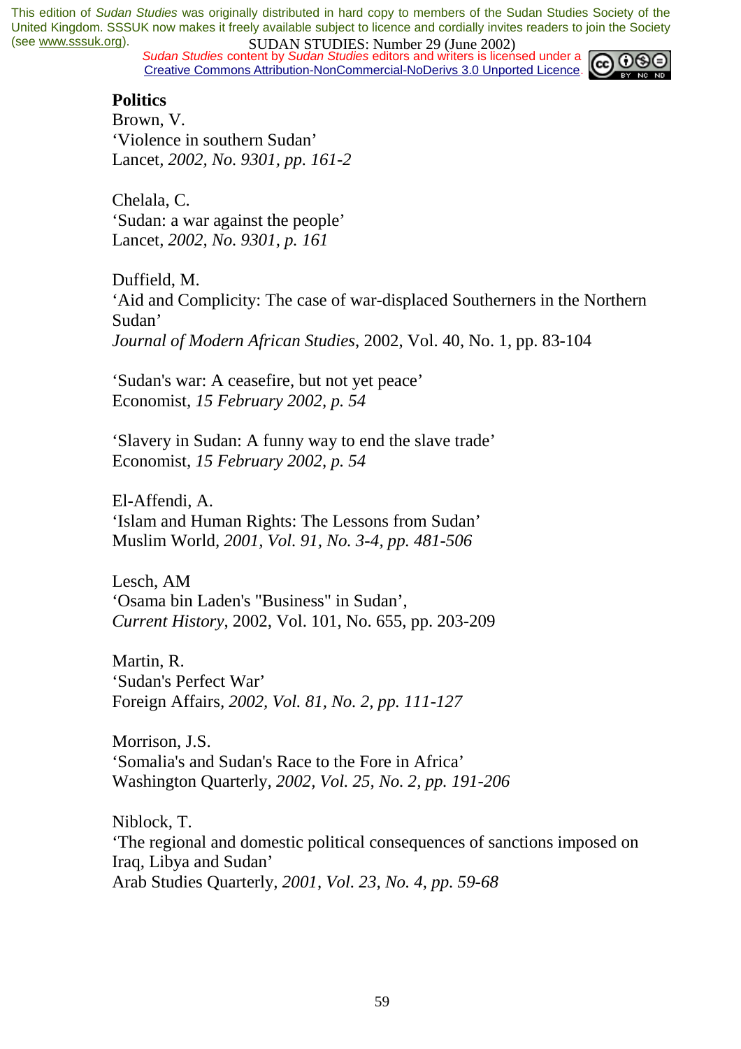**Politics**

Brown, V.
'Violence in southern Sudan'
Lancet*, 2002, No. 9301, pp. 161-2*

Chelala, C.
'Sudan: a war against the people'
Lancet*, 2002, No. 9301, p. 161*

Duffield, M.
'Aid and Complicity: The case of war-displaced Southerners in the Northern Sudan'
*Journal of Modern African Studies*, 2002, Vol. 40, No. 1, pp. 83-104

'Sudan's war: A ceasefire, but not yet peace'
Economist*, 15 February 2002, p. 54*

'Slavery in Sudan: A funny way to end the slave trade'
Economist*, 15 February 2002, p. 54*

El-Affendi, A.
'Islam and Human Rights: The Lessons from Sudan'
Muslim World*, 2001, Vol. 91, No. 3-4, pp. 481-506*

Lesch, AM
'Osama bin Laden's "Business" in Sudan',
*Current History*, 2002, Vol. 101, No. 655, pp. 203-209

Martin, R.
'Sudan's Perfect War'
Foreign Affairs*, 2002, Vol. 81, No. 2, pp. 111-127*

Morrison, J.S.
'Somalia's and Sudan's Race to the Fore in Africa'
Washington Quarterly*, 2002, Vol. 25, No. 2, pp. 191-206*

Niblock, T.
'The regional and domestic political consequences of sanctions imposed on Iraq, Libya and Sudan'
Arab Studies Quarterly*, 2001, Vol. 23, No. 4, pp. 59-68*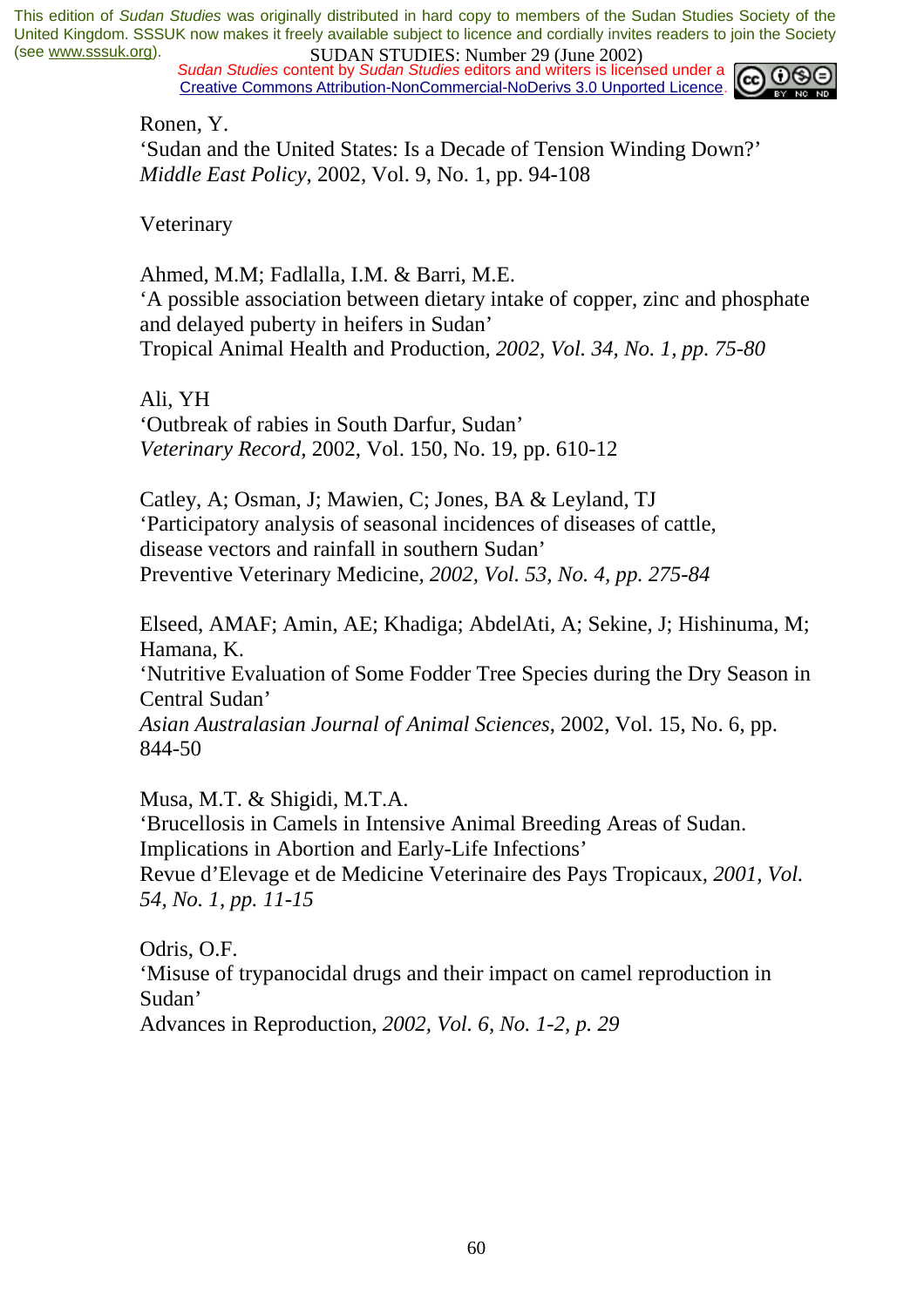Ronen, Y.
'Sudan and the United States: Is a Decade of Tension Winding Down?'
*Middle East Policy*, 2002, Vol. 9, No. 1, pp. 94-108

Veterinary

Ahmed, M.M; Fadlalla, I.M. & Barri, M.E.
'A possible association between dietary intake of copper, zinc and phosphate and delayed puberty in heifers in Sudan'
Tropical Animal Health and Production, *2002, Vol. 34, No. 1, pp. 75-80*

Ali, YH
'Outbreak of rabies in South Darfur, Sudan'
*Veterinary Record*, 2002, Vol. 150, No. 19, pp. 610-12

Catley, A; Osman, J; Mawien, C; Jones, BA & Leyland, TJ
'Participatory analysis of seasonal incidences of diseases of cattle, disease vectors and rainfall in southern Sudan'
Preventive Veterinary Medicine, *2002, Vol. 53, No. 4, pp. 275-84*

Elseed, AMAF; Amin, AE; Khadiga; AbdelAti, A; Sekine, J; Hishinuma, M; Hamana, K.
'Nutritive Evaluation of Some Fodder Tree Species during the Dry Season in Central Sudan'
*Asian Australasian Journal of Animal Sciences*, 2002, Vol. 15, No. 6, pp. 844-50

Musa, M.T. & Shigidi, M.T.A.
'Brucellosis in Camels in Intensive Animal Breeding Areas of Sudan. Implications in Abortion and Early-Life Infections'
Revue d'Elevage et de Medicine Veterinaire des Pays Tropicaux, *2001, Vol. 54, No. 1, pp. 11-15*

Odris, O.F.
'Misuse of trypanocidal drugs and their impact on camel reproduction in Sudan'
Advances in Reproduction, *2002, Vol. 6, No. 1-2, p. 29*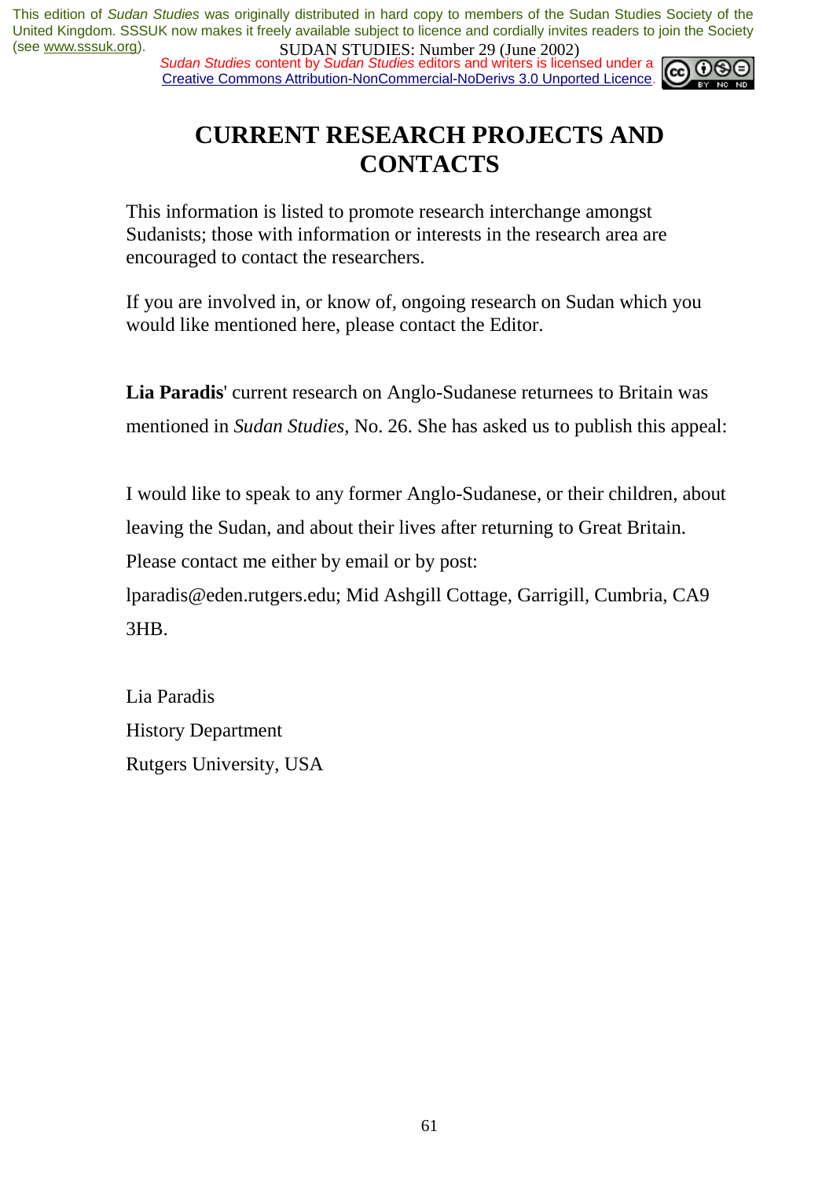# CURRENT RESEARCH PROJECTS AND CONTACTS

This information is listed to promote research interchange amongst Sudanists; those with information or interests in the research area are encouraged to contact the researchers.

If you are involved in, or know of, ongoing research on Sudan which you would like mentioned here, please contact the Editor.

**Lia Paradis**' current research on Anglo-Sudanese returnees to Britain was mentioned in *Sudan Studies*, No. 26. She has asked us to publish this appeal:

I would like to speak to any former Anglo-Sudanese, or their children, about leaving the Sudan, and about their lives after returning to Great Britain. Please contact me either by email or by post:
lparadis@eden.rutgers.edu; Mid Ashgill Cottage, Garrigill, Cumbria, CA9 3HB.

Lia Paradis
History Department
Rutgers University, USA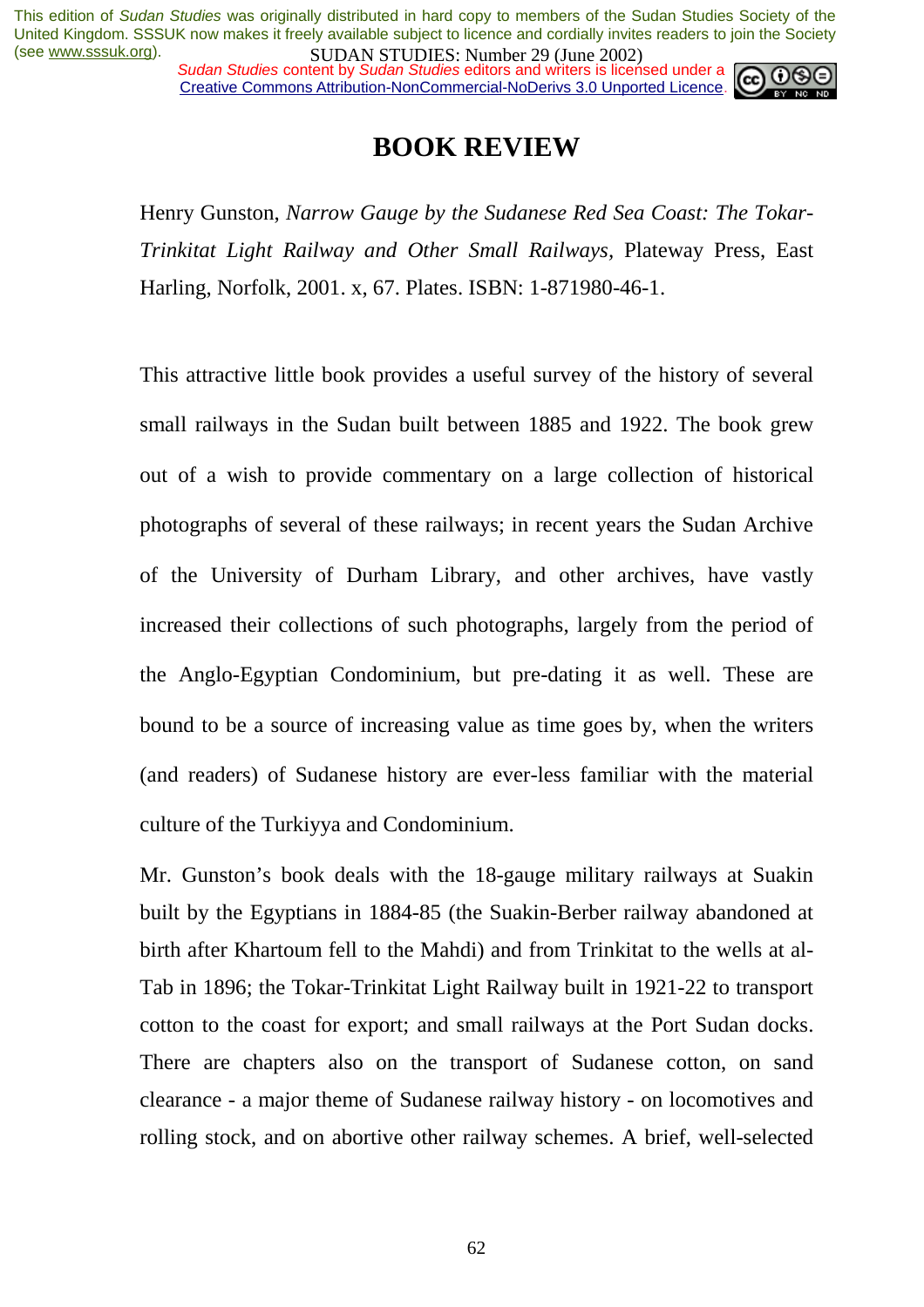# BOOK REVIEW

Henry Gunston, *Narrow Gauge by the Sudanese Red Sea Coast: The Tokar-Trinkitat Light Railway and Other Small Railways*, Plateway Press, East Harling, Norfolk, 2001. x, 67. Plates. ISBN: 1-871980-46-1.

This attractive little book provides a useful survey of the history of several small railways in the Sudan built between 1885 and 1922. The book grew out of a wish to provide commentary on a large collection of historical photographs of several of these railways; in recent years the Sudan Archive of the University of Durham Library, and other archives, have vastly increased their collections of such photographs, largely from the period of the Anglo-Egyptian Condominium, but pre-dating it as well. These are bound to be a source of increasing value as time goes by, when the writers (and readers) of Sudanese history are ever-less familiar with the material culture of the Turkiyya and Condominium.

Mr. Gunston's book deals with the 18-gauge military railways at Suakin built by the Egyptians in 1884-85 (the Suakin-Berber railway abandoned at birth after Khartoum fell to the Mahdi) and from Trinkitat to the wells at al-Tab in 1896; the Tokar-Trinkitat Light Railway built in 1921-22 to transport cotton to the coast for export; and small railways at the Port Sudan docks. There are chapters also on the transport of Sudanese cotton, on sand clearance - a major theme of Sudanese railway history - on locomotives and rolling stock, and on abortive other railway schemes. A brief, well-selected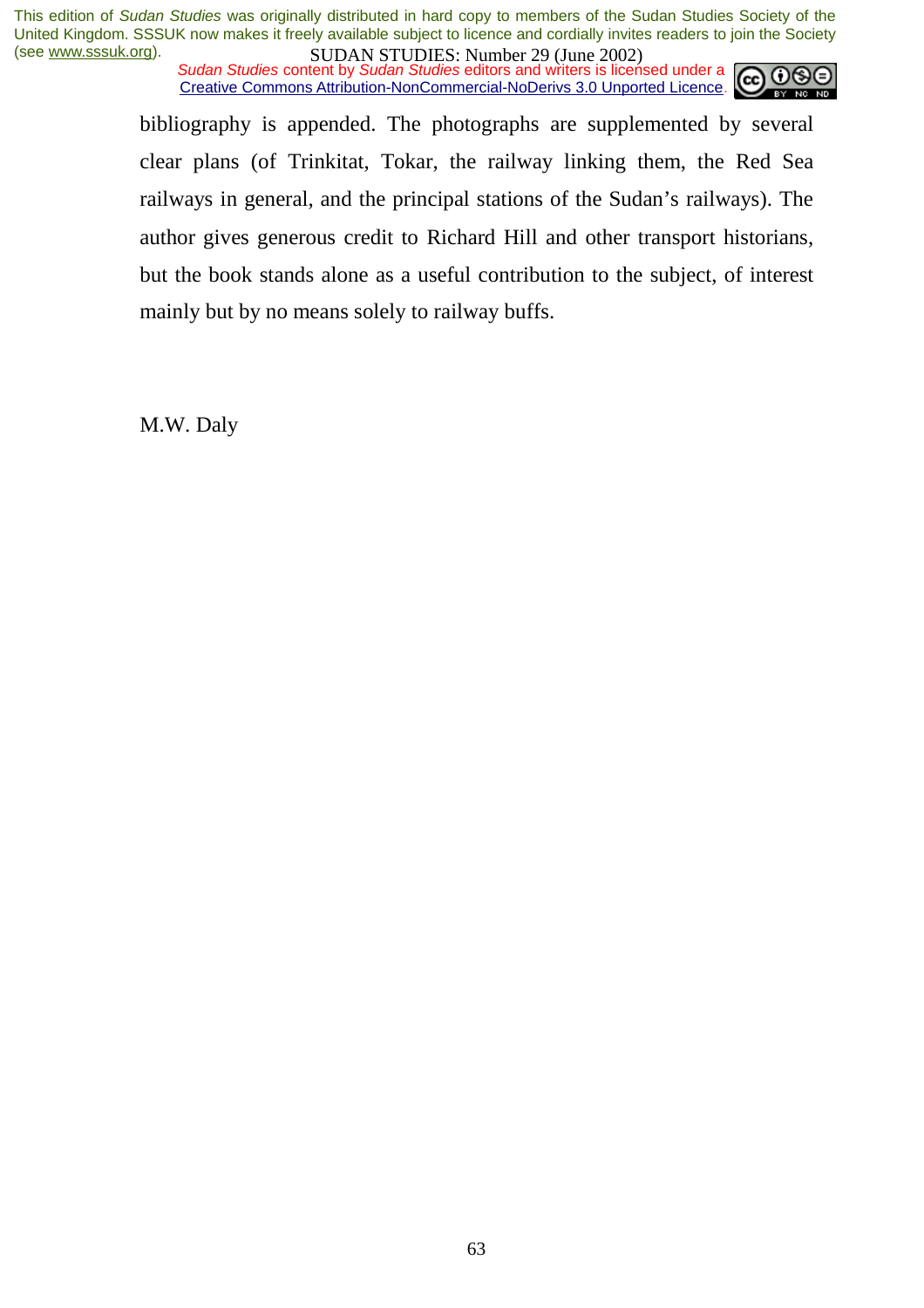bibliography is appended. The photographs are supplemented by several clear plans (of Trinkitat, Tokar, the railway linking them, the Red Sea railways in general, and the principal stations of the Sudan's railways). The author gives generous credit to Richard Hill and other transport historians, but the book stands alone as a useful contribution to the subject, of interest mainly but by no means solely to railway buffs.

M.W. Daly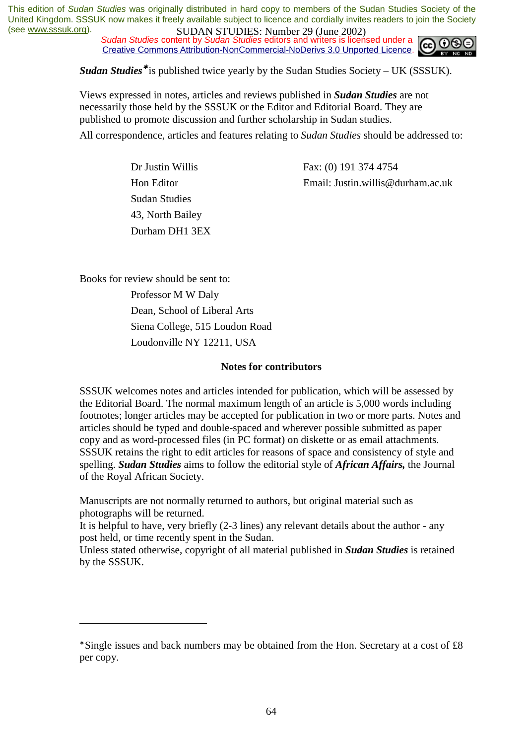*Sudan Studies*[*] is published twice yearly by the Sudan Studies Society – UK (SSSUK).

Views expressed in notes, articles and reviews published in ***Sudan Studies*** are not necessarily those held by the SSSUK or the Editor and Editorial Board. They are published to promote discussion and further scholarship in Sudan studies.

All correspondence, articles and features relating to *Sudan Studies* should be addressed to:

Dr Justin Willis
Hon Editor
Sudan Studies
43, North Bailey
Durham DH1 3EX

Fax: (0) 191 374 4754
Email: Justin.willis@durham.ac.uk

Books for review should be sent to:

Professor M W Daly
Dean, School of Liberal Arts
Siena College, 515 Loudon Road
Loudonville NY 12211, USA

**Notes for contributors**

SSSUK welcomes notes and articles intended for publication, which will be assessed by the Editorial Board. The normal maximum length of an article is 5,000 words including footnotes; longer articles may be accepted for publication in two or more parts. Notes and articles should be typed and double-spaced and wherever possible submitted as paper copy and as word-processed files (in PC format) on diskette or as email attachments. SSSUK retains the right to edit articles for reasons of space and consistency of style and spelling. ***Sudan Studies*** aims to follow the editorial style of ***African Affairs,*** the Journal of the Royal African Society.

Manuscripts are not normally returned to authors, but original material such as photographs will be returned.

It is helpful to have, very briefly (2-3 lines) any relevant details about the author - any post held, or time recently spent in the Sudan.

Unless stated otherwise, copyright of all material published in ***Sudan Studies*** is retained by the SSSUK.

---

[*] Single issues and back numbers may be obtained from the Hon. Secretary at a cost of £8 per copy.